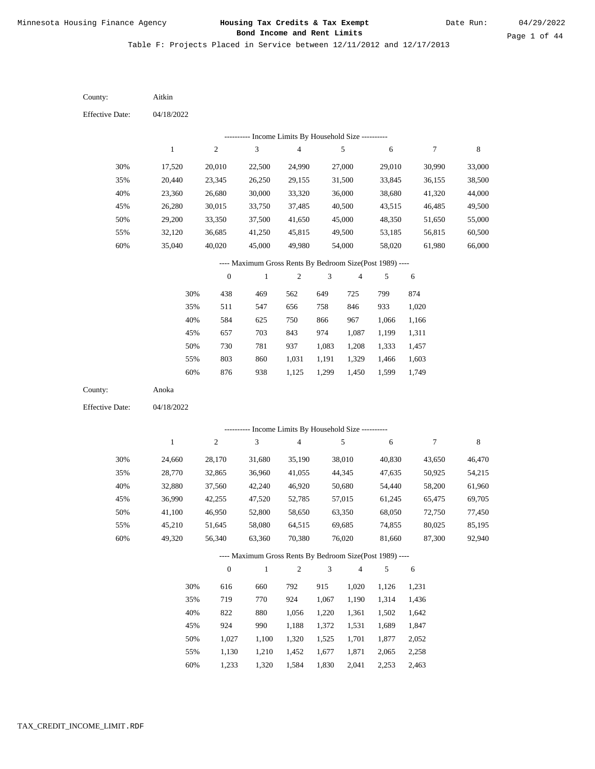Minnesota Housing Finance Agency

# Housing Tax Credits & Tax Exempt Bond Income and Rent Limits

Date Run: 04/29/2022

Table F: Projects Placed in Service between 12/11/2012 and 12/17/2013

County: Aitkin

Effective Date: 04/18/2022

---------- Income Limits By Household Size ----------

| | 1 | 2 | 3 | 4 | 5 | 6 | 7 | 8 |
|---|---|---|---|---|---|---|---|---|
| 30% | 17,520 | 20,010 | 22,500 | 24,990 | 27,000 | 29,010 | 30,990 | 33,000 |
| 35% | 20,440 | 23,345 | 26,250 | 29,155 | 31,500 | 33,845 | 36,155 | 38,500 |
| 40% | 23,360 | 26,680 | 30,000 | 33,320 | 36,000 | 38,680 | 41,320 | 44,000 |
| 45% | 26,280 | 30,015 | 33,750 | 37,485 | 40,500 | 43,515 | 46,485 | 49,500 |
| 50% | 29,200 | 33,350 | 37,500 | 41,650 | 45,000 | 48,350 | 51,650 | 55,000 |
| 55% | 32,120 | 36,685 | 41,250 | 45,815 | 49,500 | 53,185 | 56,815 | 60,500 |
| 60% | 35,040 | 40,020 | 45,000 | 49,980 | 54,000 | 58,020 | 61,980 | 66,000 |

---- Maximum Gross Rents By Bedroom Size(Post 1989) ----

| | 0 | 1 | 2 | 3 | 4 | 5 | 6 |
|---|---|---|---|---|---|---|---|
| 30% | 438 | 469 | 562 | 649 | 725 | 799 | 874 |
| 35% | 511 | 547 | 656 | 758 | 846 | 933 | 1,020 |
| 40% | 584 | 625 | 750 | 866 | 967 | 1,066 | 1,166 |
| 45% | 657 | 703 | 843 | 974 | 1,087 | 1,199 | 1,311 |
| 50% | 730 | 781 | 937 | 1,083 | 1,208 | 1,333 | 1,457 |
| 55% | 803 | 860 | 1,031 | 1,191 | 1,329 | 1,466 | 1,603 |
| 60% | 876 | 938 | 1,125 | 1,299 | 1,450 | 1,599 | 1,749 |

County: Anoka

Effective Date: 04/18/2022

---------- Income Limits By Household Size ----------

| | 1 | 2 | 3 | 4 | 5 | 6 | 7 | 8 |
|---|---|---|---|---|---|---|---|---|
| 30% | 24,660 | 28,170 | 31,680 | 35,190 | 38,010 | 40,830 | 43,650 | 46,470 |
| 35% | 28,770 | 32,865 | 36,960 | 41,055 | 44,345 | 47,635 | 50,925 | 54,215 |
| 40% | 32,880 | 37,560 | 42,240 | 46,920 | 50,680 | 54,440 | 58,200 | 61,960 |
| 45% | 36,990 | 42,255 | 47,520 | 52,785 | 57,015 | 61,245 | 65,475 | 69,705 |
| 50% | 41,100 | 46,950 | 52,800 | 58,650 | 63,350 | 68,050 | 72,750 | 77,450 |
| 55% | 45,210 | 51,645 | 58,080 | 64,515 | 69,685 | 74,855 | 80,025 | 85,195 |
| 60% | 49,320 | 56,340 | 63,360 | 70,380 | 76,020 | 81,660 | 87,300 | 92,940 |

---- Maximum Gross Rents By Bedroom Size(Post 1989) ----

| | 0 | 1 | 2 | 3 | 4 | 5 | 6 |
|---|---|---|---|---|---|---|---|
| 30% | 616 | 660 | 792 | 915 | 1,020 | 1,126 | 1,231 |
| 35% | 719 | 770 | 924 | 1,067 | 1,190 | 1,314 | 1,436 |
| 40% | 822 | 880 | 1,056 | 1,220 | 1,361 | 1,502 | 1,642 |
| 45% | 924 | 990 | 1,188 | 1,372 | 1,531 | 1,689 | 1,847 |
| 50% | 1,027 | 1,100 | 1,320 | 1,525 | 1,701 | 1,877 | 2,052 |
| 55% | 1,130 | 1,210 | 1,452 | 1,677 | 1,871 | 2,065 | 2,258 |
| 60% | 1,233 | 1,320 | 1,584 | 1,830 | 2,041 | 2,253 | 2,463 |

TAX_CREDIT_INCOME_LIMIT.RDF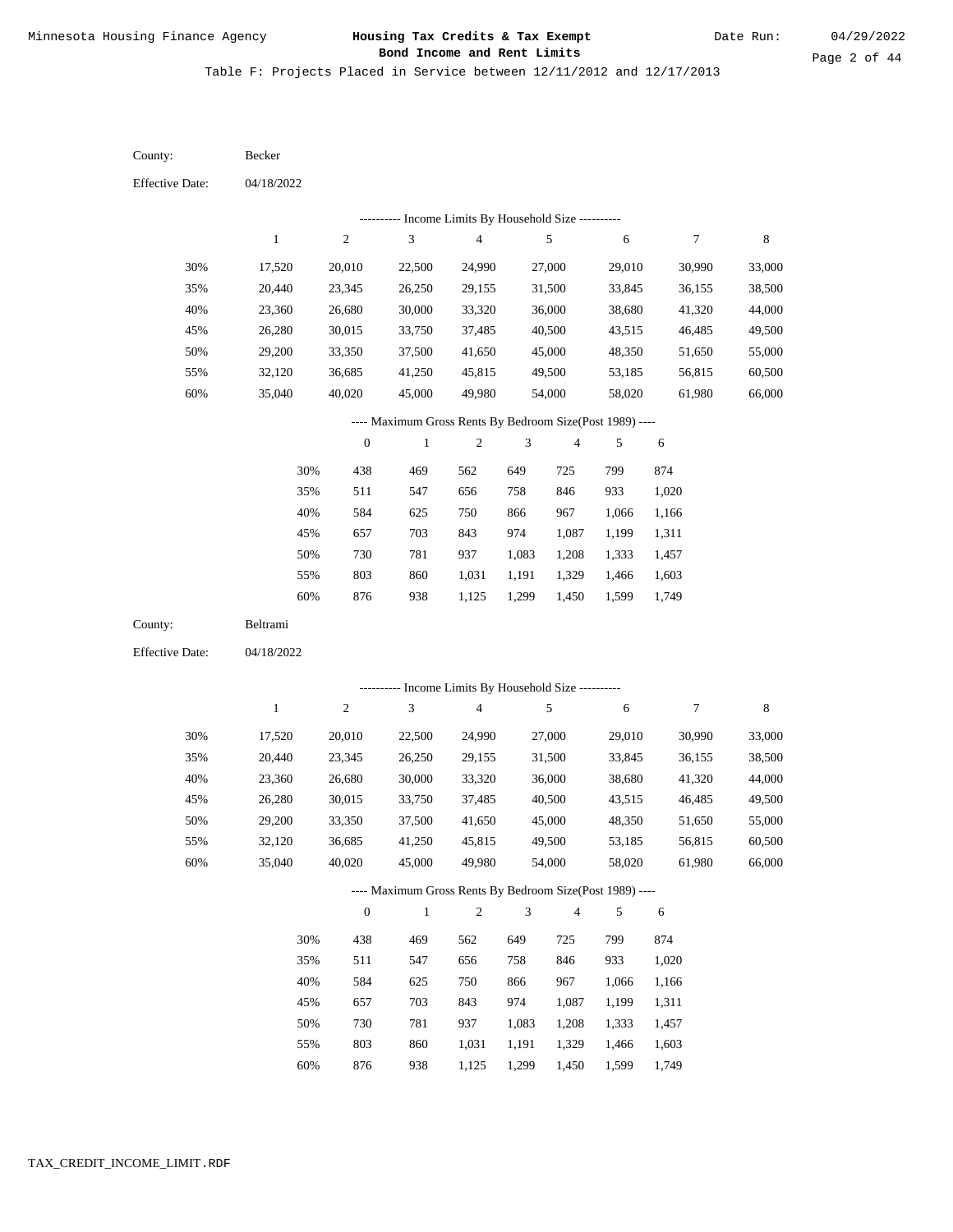County: Becker

Effective Date: 04/18/2022

---------- Income Limits By Household Size ----------

| | 1 | 2 | 3 | 4 | 5 | 6 | 7 | 8 |
|---|---|---|---|---|---|---|---|---|
| 30% | 17,520 | 20,010 | 22,500 | 24,990 | 27,000 | 29,010 | 30,990 | 33,000 |
| 35% | 20,440 | 23,345 | 26,250 | 29,155 | 31,500 | 33,845 | 36,155 | 38,500 |
| 40% | 23,360 | 26,680 | 30,000 | 33,320 | 36,000 | 38,680 | 41,320 | 44,000 |
| 45% | 26,280 | 30,015 | 33,750 | 37,485 | 40,500 | 43,515 | 46,485 | 49,500 |
| 50% | 29,200 | 33,350 | 37,500 | 41,650 | 45,000 | 48,350 | 51,650 | 55,000 |
| 55% | 32,120 | 36,685 | 41,250 | 45,815 | 49,500 | 53,185 | 56,815 | 60,500 |
| 60% | 35,040 | 40,020 | 45,000 | 49,980 | 54,000 | 58,020 | 61,980 | 66,000 |

---- Maximum Gross Rents By Bedroom Size(Post 1989) ----

| | 0 | 1 | 2 | 3 | 4 | 5 | 6 |
|---|---|---|---|---|---|---|---|
| 30% | 438 | 469 | 562 | 649 | 725 | 799 | 874 |
| 35% | 511 | 547 | 656 | 758 | 846 | 933 | 1,020 |
| 40% | 584 | 625 | 750 | 866 | 967 | 1,066 | 1,166 |
| 45% | 657 | 703 | 843 | 974 | 1,087 | 1,199 | 1,311 |
| 50% | 730 | 781 | 937 | 1,083 | 1,208 | 1,333 | 1,457 |
| 55% | 803 | 860 | 1,031 | 1,191 | 1,329 | 1,466 | 1,603 |
| 60% | 876 | 938 | 1,125 | 1,299 | 1,450 | 1,599 | 1,749 |

County: Beltrami

Effective Date: 04/18/2022

---------- Income Limits By Household Size ----------

| | 1 | 2 | 3 | 4 | 5 | 6 | 7 | 8 |
|---|---|---|---|---|---|---|---|---|
| 30% | 17,520 | 20,010 | 22,500 | 24,990 | 27,000 | 29,010 | 30,990 | 33,000 |
| 35% | 20,440 | 23,345 | 26,250 | 29,155 | 31,500 | 33,845 | 36,155 | 38,500 |
| 40% | 23,360 | 26,680 | 30,000 | 33,320 | 36,000 | 38,680 | 41,320 | 44,000 |
| 45% | 26,280 | 30,015 | 33,750 | 37,485 | 40,500 | 43,515 | 46,485 | 49,500 |
| 50% | 29,200 | 33,350 | 37,500 | 41,650 | 45,000 | 48,350 | 51,650 | 55,000 |
| 55% | 32,120 | 36,685 | 41,250 | 45,815 | 49,500 | 53,185 | 56,815 | 60,500 |
| 60% | 35,040 | 40,020 | 45,000 | 49,980 | 54,000 | 58,020 | 61,980 | 66,000 |

---- Maximum Gross Rents By Bedroom Size(Post 1989) ----

| | 0 | 1 | 2 | 3 | 4 | 5 | 6 |
|---|---|---|---|---|---|---|---|
| 30% | 438 | 469 | 562 | 649 | 725 | 799 | 874 |
| 35% | 511 | 547 | 656 | 758 | 846 | 933 | 1,020 |
| 40% | 584 | 625 | 750 | 866 | 967 | 1,066 | 1,166 |
| 45% | 657 | 703 | 843 | 974 | 1,087 | 1,199 | 1,311 |
| 50% | 730 | 781 | 937 | 1,083 | 1,208 | 1,333 | 1,457 |
| 55% | 803 | 860 | 1,031 | 1,191 | 1,329 | 1,466 | 1,603 |
| 60% | 876 | 938 | 1,125 | 1,299 | 1,450 | 1,599 | 1,749 |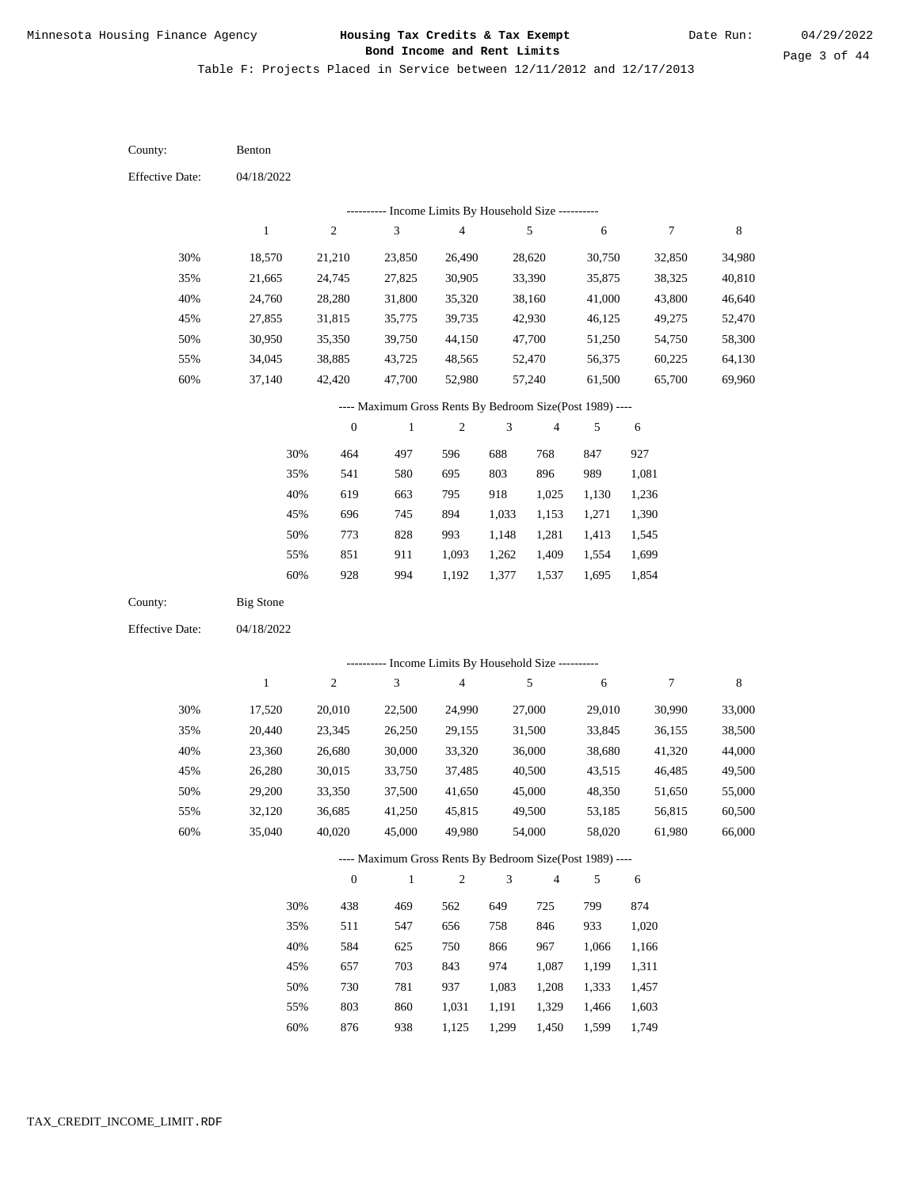Table F: Projects Placed in Service between 12/11/2012 and 12/17/2013

County: Benton

Effective Date: 04/18/2022

---------- Income Limits By Household Size ----------

| | 1 | 2 | 3 | 4 | 5 | 6 | 7 | 8 |
|---|---|---|---|---|---|---|---|---|
| 30% | 18,570 | 21,210 | 23,850 | 26,490 | 28,620 | 30,750 | 32,850 | 34,980 |
| 35% | 21,665 | 24,745 | 27,825 | 30,905 | 33,390 | 35,875 | 38,325 | 40,810 |
| 40% | 24,760 | 28,280 | 31,800 | 35,320 | 38,160 | 41,000 | 43,800 | 46,640 |
| 45% | 27,855 | 31,815 | 35,775 | 39,735 | 42,930 | 46,125 | 49,275 | 52,470 |
| 50% | 30,950 | 35,350 | 39,750 | 44,150 | 47,700 | 51,250 | 54,750 | 58,300 |
| 55% | 34,045 | 38,885 | 43,725 | 48,565 | 52,470 | 56,375 | 60,225 | 64,130 |
| 60% | 37,140 | 42,420 | 47,700 | 52,980 | 57,240 | 61,500 | 65,700 | 69,960 |

---- Maximum Gross Rents By Bedroom Size(Post 1989) ----

| | 0 | 1 | 2 | 3 | 4 | 5 | 6 |
|---|---|---|---|---|---|---|---|
| 30% | 464 | 497 | 596 | 688 | 768 | 847 | 927 |
| 35% | 541 | 580 | 695 | 803 | 896 | 989 | 1,081 |
| 40% | 619 | 663 | 795 | 918 | 1,025 | 1,130 | 1,236 |
| 45% | 696 | 745 | 894 | 1,033 | 1,153 | 1,271 | 1,390 |
| 50% | 773 | 828 | 993 | 1,148 | 1,281 | 1,413 | 1,545 |
| 55% | 851 | 911 | 1,093 | 1,262 | 1,409 | 1,554 | 1,699 |
| 60% | 928 | 994 | 1,192 | 1,377 | 1,537 | 1,695 | 1,854 |

County: Big Stone

Effective Date: 04/18/2022

---------- Income Limits By Household Size ----------

| | 1 | 2 | 3 | 4 | 5 | 6 | 7 | 8 |
|---|---|---|---|---|---|---|---|---|
| 30% | 17,520 | 20,010 | 22,500 | 24,990 | 27,000 | 29,010 | 30,990 | 33,000 |
| 35% | 20,440 | 23,345 | 26,250 | 29,155 | 31,500 | 33,845 | 36,155 | 38,500 |
| 40% | 23,360 | 26,680 | 30,000 | 33,320 | 36,000 | 38,680 | 41,320 | 44,000 |
| 45% | 26,280 | 30,015 | 33,750 | 37,485 | 40,500 | 43,515 | 46,485 | 49,500 |
| 50% | 29,200 | 33,350 | 37,500 | 41,650 | 45,000 | 48,350 | 51,650 | 55,000 |
| 55% | 32,120 | 36,685 | 41,250 | 45,815 | 49,500 | 53,185 | 56,815 | 60,500 |
| 60% | 35,040 | 40,020 | 45,000 | 49,980 | 54,000 | 58,020 | 61,980 | 66,000 |

---- Maximum Gross Rents By Bedroom Size(Post 1989) ----

| | 0 | 1 | 2 | 3 | 4 | 5 | 6 |
|---|---|---|---|---|---|---|---|
| 30% | 438 | 469 | 562 | 649 | 725 | 799 | 874 |
| 35% | 511 | 547 | 656 | 758 | 846 | 933 | 1,020 |
| 40% | 584 | 625 | 750 | 866 | 967 | 1,066 | 1,166 |
| 45% | 657 | 703 | 843 | 974 | 1,087 | 1,199 | 1,311 |
| 50% | 730 | 781 | 937 | 1,083 | 1,208 | 1,333 | 1,457 |
| 55% | 803 | 860 | 1,031 | 1,191 | 1,329 | 1,466 | 1,603 |
| 60% | 876 | 938 | 1,125 | 1,299 | 1,450 | 1,599 | 1,749 |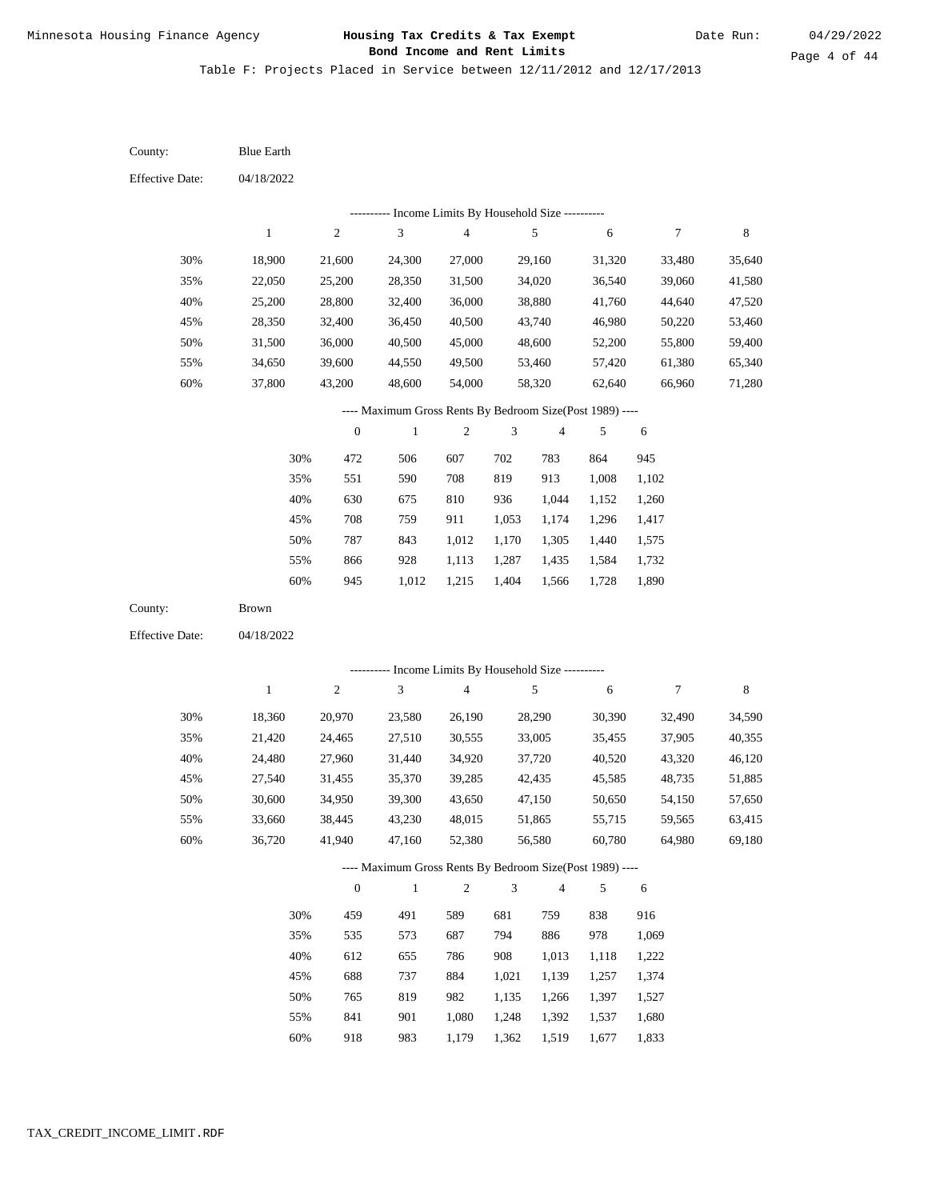Table F: Projects Placed in Service between 12/11/2012 and 12/17/2013

County: Blue Earth

Effective Date: 04/18/2022

---------- Income Limits By Household Size ----------

| | 1 | 2 | 3 | 4 | 5 | 6 | 7 | 8 |
|---|---|---|---|---|---|---|---|---|
| 30% | 18,900 | 21,600 | 24,300 | 27,000 | 29,160 | 31,320 | 33,480 | 35,640 |
| 35% | 22,050 | 25,200 | 28,350 | 31,500 | 34,020 | 36,540 | 39,060 | 41,580 |
| 40% | 25,200 | 28,800 | 32,400 | 36,000 | 38,880 | 41,760 | 44,640 | 47,520 |
| 45% | 28,350 | 32,400 | 36,450 | 40,500 | 43,740 | 46,980 | 50,220 | 53,460 |
| 50% | 31,500 | 36,000 | 40,500 | 45,000 | 48,600 | 52,200 | 55,800 | 59,400 |
| 55% | 34,650 | 39,600 | 44,550 | 49,500 | 53,460 | 57,420 | 61,380 | 65,340 |
| 60% | 37,800 | 43,200 | 48,600 | 54,000 | 58,320 | 62,640 | 66,960 | 71,280 |

---- Maximum Gross Rents By Bedroom Size(Post 1989) ----

| | 0 | 1 | 2 | 3 | 4 | 5 | 6 |
|---|---|---|---|---|---|---|---|
| 30% | 472 | 506 | 607 | 702 | 783 | 864 | 945 |
| 35% | 551 | 590 | 708 | 819 | 913 | 1,008 | 1,102 |
| 40% | 630 | 675 | 810 | 936 | 1,044 | 1,152 | 1,260 |
| 45% | 708 | 759 | 911 | 1,053 | 1,174 | 1,296 | 1,417 |
| 50% | 787 | 843 | 1,012 | 1,170 | 1,305 | 1,440 | 1,575 |
| 55% | 866 | 928 | 1,113 | 1,287 | 1,435 | 1,584 | 1,732 |
| 60% | 945 | 1,012 | 1,215 | 1,404 | 1,566 | 1,728 | 1,890 |

County: Brown

Effective Date: 04/18/2022

---------- Income Limits By Household Size ----------

| | 1 | 2 | 3 | 4 | 5 | 6 | 7 | 8 |
|---|---|---|---|---|---|---|---|---|
| 30% | 18,360 | 20,970 | 23,580 | 26,190 | 28,290 | 30,390 | 32,490 | 34,590 |
| 35% | 21,420 | 24,465 | 27,510 | 30,555 | 33,005 | 35,455 | 37,905 | 40,355 |
| 40% | 24,480 | 27,960 | 31,440 | 34,920 | 37,720 | 40,520 | 43,320 | 46,120 |
| 45% | 27,540 | 31,455 | 35,370 | 39,285 | 42,435 | 45,585 | 48,735 | 51,885 |
| 50% | 30,600 | 34,950 | 39,300 | 43,650 | 47,150 | 50,650 | 54,150 | 57,650 |
| 55% | 33,660 | 38,445 | 43,230 | 48,015 | 51,865 | 55,715 | 59,565 | 63,415 |
| 60% | 36,720 | 41,940 | 47,160 | 52,380 | 56,580 | 60,780 | 64,980 | 69,180 |

---- Maximum Gross Rents By Bedroom Size(Post 1989) ----

| | 0 | 1 | 2 | 3 | 4 | 5 | 6 |
|---|---|---|---|---|---|---|---|
| 30% | 459 | 491 | 589 | 681 | 759 | 838 | 916 |
| 35% | 535 | 573 | 687 | 794 | 886 | 978 | 1,069 |
| 40% | 612 | 655 | 786 | 908 | 1,013 | 1,118 | 1,222 |
| 45% | 688 | 737 | 884 | 1,021 | 1,139 | 1,257 | 1,374 |
| 50% | 765 | 819 | 982 | 1,135 | 1,266 | 1,397 | 1,527 |
| 55% | 841 | 901 | 1,080 | 1,248 | 1,392 | 1,537 | 1,680 |
| 60% | 918 | 983 | 1,179 | 1,362 | 1,519 | 1,677 | 1,833 |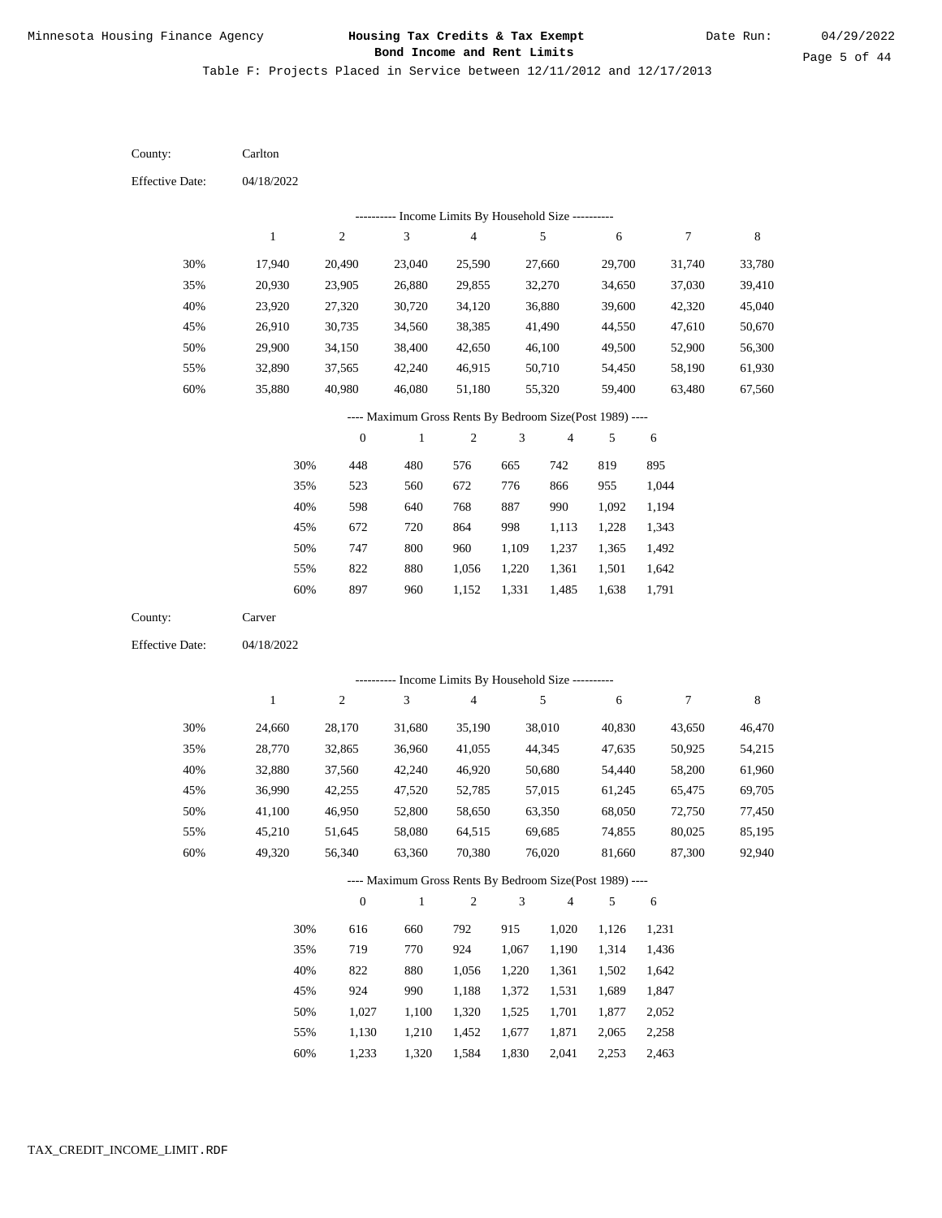# Minnesota Housing Finance Agency

**Housing Tax Credits & Tax Exempt Bond Income and Rent Limits**

Date Run: 04/29/2022

Table F: Projects Placed in Service between 12/11/2012 and 12/17/2013

County: Carlton

Effective Date: 04/18/2022

---------- Income Limits By Household Size ----------

| | 1 | 2 | 3 | 4 | 5 | 6 | 7 | 8 |
|---|---|---|---|---|---|---|---|---|
| 30% | 17,940 | 20,490 | 23,040 | 25,590 | 27,660 | 29,700 | 31,740 | 33,780 |
| 35% | 20,930 | 23,905 | 26,880 | 29,855 | 32,270 | 34,650 | 37,030 | 39,410 |
| 40% | 23,920 | 27,320 | 30,720 | 34,120 | 36,880 | 39,600 | 42,320 | 45,040 |
| 45% | 26,910 | 30,735 | 34,560 | 38,385 | 41,490 | 44,550 | 47,610 | 50,670 |
| 50% | 29,900 | 34,150 | 38,400 | 42,650 | 46,100 | 49,500 | 52,900 | 56,300 |
| 55% | 32,890 | 37,565 | 42,240 | 46,915 | 50,710 | 54,450 | 58,190 | 61,930 |
| 60% | 35,880 | 40,980 | 46,080 | 51,180 | 55,320 | 59,400 | 63,480 | 67,560 |

---- Maximum Gross Rents By Bedroom Size(Post 1989) ----

| | 0 | 1 | 2 | 3 | 4 | 5 | 6 |
|---|---|---|---|---|---|---|---|
| 30% | 448 | 480 | 576 | 665 | 742 | 819 | 895 |
| 35% | 523 | 560 | 672 | 776 | 866 | 955 | 1,044 |
| 40% | 598 | 640 | 768 | 887 | 990 | 1,092 | 1,194 |
| 45% | 672 | 720 | 864 | 998 | 1,113 | 1,228 | 1,343 |
| 50% | 747 | 800 | 960 | 1,109 | 1,237 | 1,365 | 1,492 |
| 55% | 822 | 880 | 1,056 | 1,220 | 1,361 | 1,501 | 1,642 |
| 60% | 897 | 960 | 1,152 | 1,331 | 1,485 | 1,638 | 1,791 |

County: Carver

Effective Date: 04/18/2022

---------- Income Limits By Household Size ----------

| | 1 | 2 | 3 | 4 | 5 | 6 | 7 | 8 |
|---|---|---|---|---|---|---|---|---|
| 30% | 24,660 | 28,170 | 31,680 | 35,190 | 38,010 | 40,830 | 43,650 | 46,470 |
| 35% | 28,770 | 32,865 | 36,960 | 41,055 | 44,345 | 47,635 | 50,925 | 54,215 |
| 40% | 32,880 | 37,560 | 42,240 | 46,920 | 50,680 | 54,440 | 58,200 | 61,960 |
| 45% | 36,990 | 42,255 | 47,520 | 52,785 | 57,015 | 61,245 | 65,475 | 69,705 |
| 50% | 41,100 | 46,950 | 52,800 | 58,650 | 63,350 | 68,050 | 72,750 | 77,450 |
| 55% | 45,210 | 51,645 | 58,080 | 64,515 | 69,685 | 74,855 | 80,025 | 85,195 |
| 60% | 49,320 | 56,340 | 63,360 | 70,380 | 76,020 | 81,660 | 87,300 | 92,940 |

---- Maximum Gross Rents By Bedroom Size(Post 1989) ----

| | 0 | 1 | 2 | 3 | 4 | 5 | 6 |
|---|---|---|---|---|---|---|---|
| 30% | 616 | 660 | 792 | 915 | 1,020 | 1,126 | 1,231 |
| 35% | 719 | 770 | 924 | 1,067 | 1,190 | 1,314 | 1,436 |
| 40% | 822 | 880 | 1,056 | 1,220 | 1,361 | 1,502 | 1,642 |
| 45% | 924 | 990 | 1,188 | 1,372 | 1,531 | 1,689 | 1,847 |
| 50% | 1,027 | 1,100 | 1,320 | 1,525 | 1,701 | 1,877 | 2,052 |
| 55% | 1,130 | 1,210 | 1,452 | 1,677 | 1,871 | 2,065 | 2,258 |
| 60% | 1,233 | 1,320 | 1,584 | 1,830 | 2,041 | 2,253 | 2,463 |

TAX_CREDIT_INCOME_LIMIT.RDF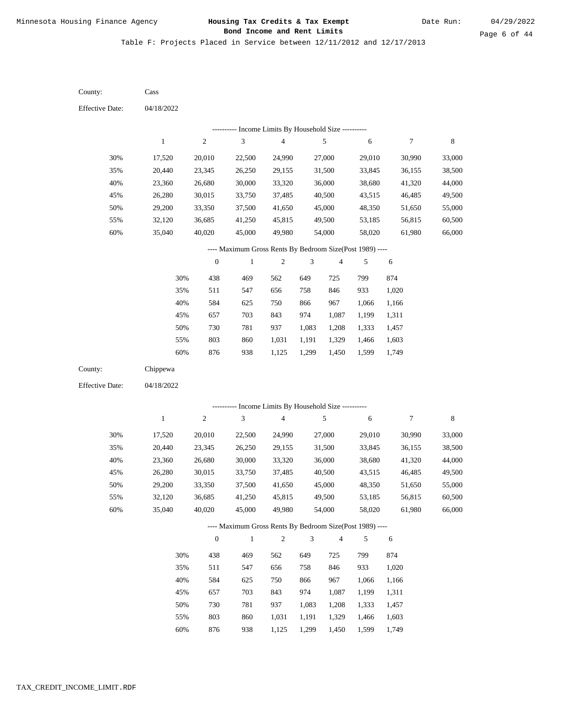Table F: Projects Placed in Service between 12/11/2012 and 12/17/2013

County: Cass

Effective Date: 04/18/2022

---------- Income Limits By Household Size ----------

| | 1 | 2 | 3 | 4 | 5 | 6 | 7 | 8 |
|---|---|---|---|---|---|---|---|---|
| 30% | 17,520 | 20,010 | 22,500 | 24,990 | 27,000 | 29,010 | 30,990 | 33,000 |
| 35% | 20,440 | 23,345 | 26,250 | 29,155 | 31,500 | 33,845 | 36,155 | 38,500 |
| 40% | 23,360 | 26,680 | 30,000 | 33,320 | 36,000 | 38,680 | 41,320 | 44,000 |
| 45% | 26,280 | 30,015 | 33,750 | 37,485 | 40,500 | 43,515 | 46,485 | 49,500 |
| 50% | 29,200 | 33,350 | 37,500 | 41,650 | 45,000 | 48,350 | 51,650 | 55,000 |
| 55% | 32,120 | 36,685 | 41,250 | 45,815 | 49,500 | 53,185 | 56,815 | 60,500 |
| 60% | 35,040 | 40,020 | 45,000 | 49,980 | 54,000 | 58,020 | 61,980 | 66,000 |

---- Maximum Gross Rents By Bedroom Size(Post 1989) ----

| | 0 | 1 | 2 | 3 | 4 | 5 | 6 |
|---|---|---|---|---|---|---|---|
| 30% | 438 | 469 | 562 | 649 | 725 | 799 | 874 |
| 35% | 511 | 547 | 656 | 758 | 846 | 933 | 1,020 |
| 40% | 584 | 625 | 750 | 866 | 967 | 1,066 | 1,166 |
| 45% | 657 | 703 | 843 | 974 | 1,087 | 1,199 | 1,311 |
| 50% | 730 | 781 | 937 | 1,083 | 1,208 | 1,333 | 1,457 |
| 55% | 803 | 860 | 1,031 | 1,191 | 1,329 | 1,466 | 1,603 |
| 60% | 876 | 938 | 1,125 | 1,299 | 1,450 | 1,599 | 1,749 |

County: Chippewa

Effective Date: 04/18/2022

---------- Income Limits By Household Size ----------

| | 1 | 2 | 3 | 4 | 5 | 6 | 7 | 8 |
|---|---|---|---|---|---|---|---|---|
| 30% | 17,520 | 20,010 | 22,500 | 24,990 | 27,000 | 29,010 | 30,990 | 33,000 |
| 35% | 20,440 | 23,345 | 26,250 | 29,155 | 31,500 | 33,845 | 36,155 | 38,500 |
| 40% | 23,360 | 26,680 | 30,000 | 33,320 | 36,000 | 38,680 | 41,320 | 44,000 |
| 45% | 26,280 | 30,015 | 33,750 | 37,485 | 40,500 | 43,515 | 46,485 | 49,500 |
| 50% | 29,200 | 33,350 | 37,500 | 41,650 | 45,000 | 48,350 | 51,650 | 55,000 |
| 55% | 32,120 | 36,685 | 41,250 | 45,815 | 49,500 | 53,185 | 56,815 | 60,500 |
| 60% | 35,040 | 40,020 | 45,000 | 49,980 | 54,000 | 58,020 | 61,980 | 66,000 |

---- Maximum Gross Rents By Bedroom Size(Post 1989) ----

| | 0 | 1 | 2 | 3 | 4 | 5 | 6 |
|---|---|---|---|---|---|---|---|
| 30% | 438 | 469 | 562 | 649 | 725 | 799 | 874 |
| 35% | 511 | 547 | 656 | 758 | 846 | 933 | 1,020 |
| 40% | 584 | 625 | 750 | 866 | 967 | 1,066 | 1,166 |
| 45% | 657 | 703 | 843 | 974 | 1,087 | 1,199 | 1,311 |
| 50% | 730 | 781 | 937 | 1,083 | 1,208 | 1,333 | 1,457 |
| 55% | 803 | 860 | 1,031 | 1,191 | 1,329 | 1,466 | 1,603 |
| 60% | 876 | 938 | 1,125 | 1,299 | 1,450 | 1,599 | 1,749 |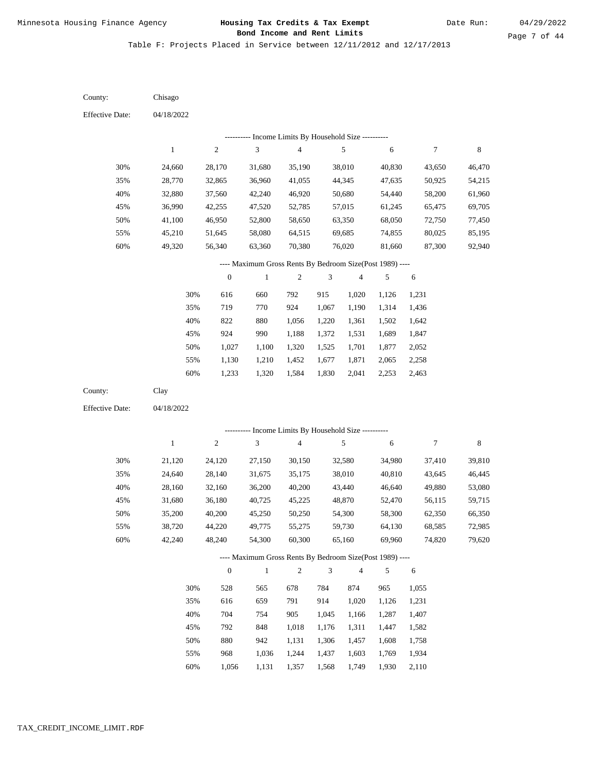Minnesota Housing Finance Agency

**Housing Tax Credits & Tax Exempt Bond Income and Rent Limits**

Date Run: 04/29/2022

Table F: Projects Placed in Service between 12/11/2012 and 12/17/2013

County: Chisago

Effective Date: 04/18/2022

---------- Income Limits By Household Size ----------

| | 1 | 2 | 3 | 4 | 5 | 6 | 7 | 8 |
|---|---|---|---|---|---|---|---|---|
| 30% | 24,660 | 28,170 | 31,680 | 35,190 | 38,010 | 40,830 | 43,650 | 46,470 |
| 35% | 28,770 | 32,865 | 36,960 | 41,055 | 44,345 | 47,635 | 50,925 | 54,215 |
| 40% | 32,880 | 37,560 | 42,240 | 46,920 | 50,680 | 54,440 | 58,200 | 61,960 |
| 45% | 36,990 | 42,255 | 47,520 | 52,785 | 57,015 | 61,245 | 65,475 | 69,705 |
| 50% | 41,100 | 46,950 | 52,800 | 58,650 | 63,350 | 68,050 | 72,750 | 77,450 |
| 55% | 45,210 | 51,645 | 58,080 | 64,515 | 69,685 | 74,855 | 80,025 | 85,195 |
| 60% | 49,320 | 56,340 | 63,360 | 70,380 | 76,020 | 81,660 | 87,300 | 92,940 |

---- Maximum Gross Rents By Bedroom Size(Post 1989) ----

| | 0 | 1 | 2 | 3 | 4 | 5 | 6 |
|---|---|---|---|---|---|---|---|
| 30% | 616 | 660 | 792 | 915 | 1,020 | 1,126 | 1,231 |
| 35% | 719 | 770 | 924 | 1,067 | 1,190 | 1,314 | 1,436 |
| 40% | 822 | 880 | 1,056 | 1,220 | 1,361 | 1,502 | 1,642 |
| 45% | 924 | 990 | 1,188 | 1,372 | 1,531 | 1,689 | 1,847 |
| 50% | 1,027 | 1,100 | 1,320 | 1,525 | 1,701 | 1,877 | 2,052 |
| 55% | 1,130 | 1,210 | 1,452 | 1,677 | 1,871 | 2,065 | 2,258 |
| 60% | 1,233 | 1,320 | 1,584 | 1,830 | 2,041 | 2,253 | 2,463 |

County: Clay

Effective Date: 04/18/2022

---------- Income Limits By Household Size ----------

| | 1 | 2 | 3 | 4 | 5 | 6 | 7 | 8 |
|---|---|---|---|---|---|---|---|---|
| 30% | 21,120 | 24,120 | 27,150 | 30,150 | 32,580 | 34,980 | 37,410 | 39,810 |
| 35% | 24,640 | 28,140 | 31,675 | 35,175 | 38,010 | 40,810 | 43,645 | 46,445 |
| 40% | 28,160 | 32,160 | 36,200 | 40,200 | 43,440 | 46,640 | 49,880 | 53,080 |
| 45% | 31,680 | 36,180 | 40,725 | 45,225 | 48,870 | 52,470 | 56,115 | 59,715 |
| 50% | 35,200 | 40,200 | 45,250 | 50,250 | 54,300 | 58,300 | 62,350 | 66,350 |
| 55% | 38,720 | 44,220 | 49,775 | 55,275 | 59,730 | 64,130 | 68,585 | 72,985 |
| 60% | 42,240 | 48,240 | 54,300 | 60,300 | 65,160 | 69,960 | 74,820 | 79,620 |

---- Maximum Gross Rents By Bedroom Size(Post 1989) ----

| | 0 | 1 | 2 | 3 | 4 | 5 | 6 |
|---|---|---|---|---|---|---|---|
| 30% | 528 | 565 | 678 | 784 | 874 | 965 | 1,055 |
| 35% | 616 | 659 | 791 | 914 | 1,020 | 1,126 | 1,231 |
| 40% | 704 | 754 | 905 | 1,045 | 1,166 | 1,287 | 1,407 |
| 45% | 792 | 848 | 1,018 | 1,176 | 1,311 | 1,447 | 1,582 |
| 50% | 880 | 942 | 1,131 | 1,306 | 1,457 | 1,608 | 1,758 |
| 55% | 968 | 1,036 | 1,244 | 1,437 | 1,603 | 1,769 | 1,934 |
| 60% | 1,056 | 1,131 | 1,357 | 1,568 | 1,749 | 1,930 | 2,110 |

TAX_CREDIT_INCOME_LIMIT.RDF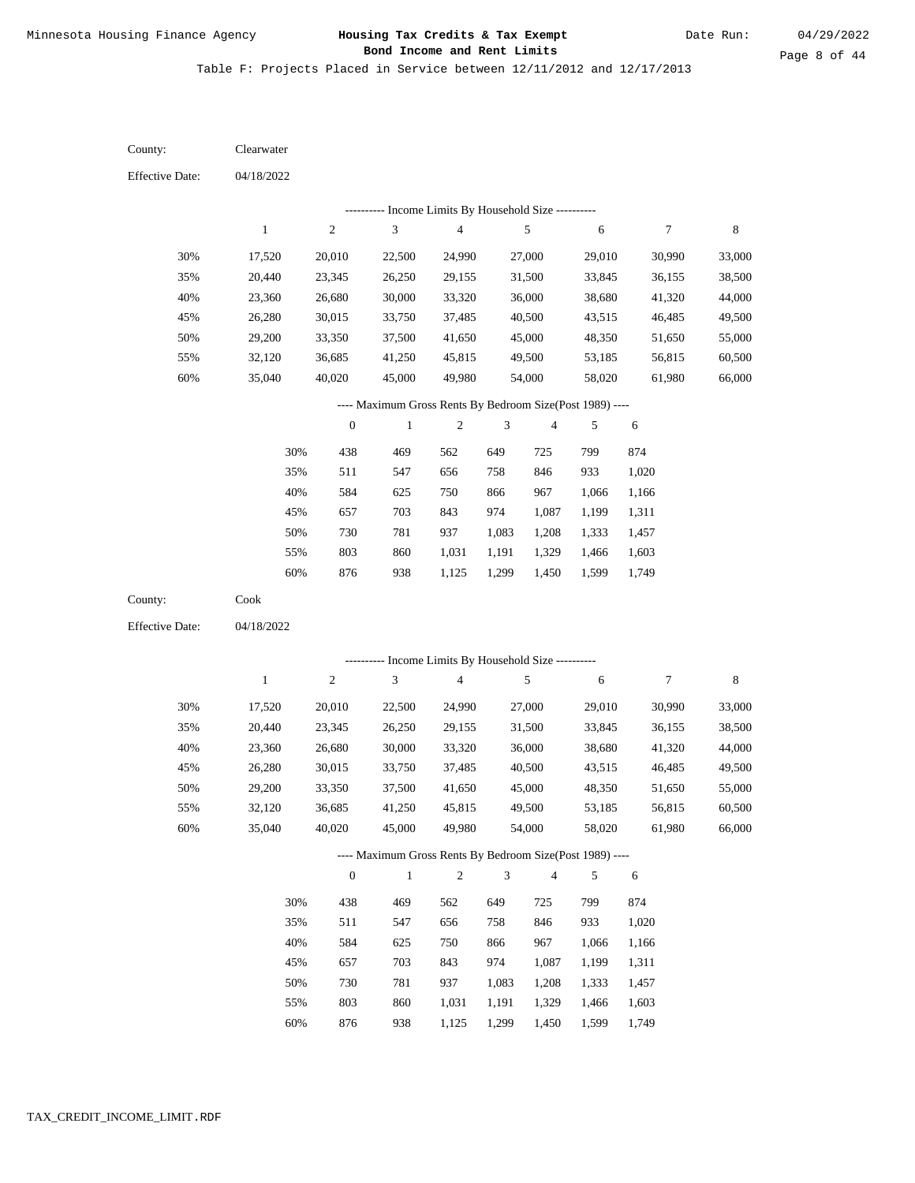Table F: Projects Placed in Service between 12/11/2012 and 12/17/2013

County: Clearwater

Effective Date: 04/18/2022

---------- Income Limits By Household Size ----------

| | 1 | 2 | 3 | 4 | 5 | 6 | 7 | 8 |
|---|---|---|---|---|---|---|---|---|
| 30% | 17,520 | 20,010 | 22,500 | 24,990 | 27,000 | 29,010 | 30,990 | 33,000 |
| 35% | 20,440 | 23,345 | 26,250 | 29,155 | 31,500 | 33,845 | 36,155 | 38,500 |
| 40% | 23,360 | 26,680 | 30,000 | 33,320 | 36,000 | 38,680 | 41,320 | 44,000 |
| 45% | 26,280 | 30,015 | 33,750 | 37,485 | 40,500 | 43,515 | 46,485 | 49,500 |
| 50% | 29,200 | 33,350 | 37,500 | 41,650 | 45,000 | 48,350 | 51,650 | 55,000 |
| 55% | 32,120 | 36,685 | 41,250 | 45,815 | 49,500 | 53,185 | 56,815 | 60,500 |
| 60% | 35,040 | 40,020 | 45,000 | 49,980 | 54,000 | 58,020 | 61,980 | 66,000 |

---- Maximum Gross Rents By Bedroom Size(Post 1989) ----

| | 0 | 1 | 2 | 3 | 4 | 5 | 6 |
|---|---|---|---|---|---|---|---|
| 30% | 438 | 469 | 562 | 649 | 725 | 799 | 874 |
| 35% | 511 | 547 | 656 | 758 | 846 | 933 | 1,020 |
| 40% | 584 | 625 | 750 | 866 | 967 | 1,066 | 1,166 |
| 45% | 657 | 703 | 843 | 974 | 1,087 | 1,199 | 1,311 |
| 50% | 730 | 781 | 937 | 1,083 | 1,208 | 1,333 | 1,457 |
| 55% | 803 | 860 | 1,031 | 1,191 | 1,329 | 1,466 | 1,603 |
| 60% | 876 | 938 | 1,125 | 1,299 | 1,450 | 1,599 | 1,749 |

County: Cook

Effective Date: 04/18/2022

---------- Income Limits By Household Size ----------

| | 1 | 2 | 3 | 4 | 5 | 6 | 7 | 8 |
|---|---|---|---|---|---|---|---|---|
| 30% | 17,520 | 20,010 | 22,500 | 24,990 | 27,000 | 29,010 | 30,990 | 33,000 |
| 35% | 20,440 | 23,345 | 26,250 | 29,155 | 31,500 | 33,845 | 36,155 | 38,500 |
| 40% | 23,360 | 26,680 | 30,000 | 33,320 | 36,000 | 38,680 | 41,320 | 44,000 |
| 45% | 26,280 | 30,015 | 33,750 | 37,485 | 40,500 | 43,515 | 46,485 | 49,500 |
| 50% | 29,200 | 33,350 | 37,500 | 41,650 | 45,000 | 48,350 | 51,650 | 55,000 |
| 55% | 32,120 | 36,685 | 41,250 | 45,815 | 49,500 | 53,185 | 56,815 | 60,500 |
| 60% | 35,040 | 40,020 | 45,000 | 49,980 | 54,000 | 58,020 | 61,980 | 66,000 |

---- Maximum Gross Rents By Bedroom Size(Post 1989) ----

| | 0 | 1 | 2 | 3 | 4 | 5 | 6 |
|---|---|---|---|---|---|---|---|
| 30% | 438 | 469 | 562 | 649 | 725 | 799 | 874 |
| 35% | 511 | 547 | 656 | 758 | 846 | 933 | 1,020 |
| 40% | 584 | 625 | 750 | 866 | 967 | 1,066 | 1,166 |
| 45% | 657 | 703 | 843 | 974 | 1,087 | 1,199 | 1,311 |
| 50% | 730 | 781 | 937 | 1,083 | 1,208 | 1,333 | 1,457 |
| 55% | 803 | 860 | 1,031 | 1,191 | 1,329 | 1,466 | 1,603 |
| 60% | 876 | 938 | 1,125 | 1,299 | 1,450 | 1,599 | 1,749 |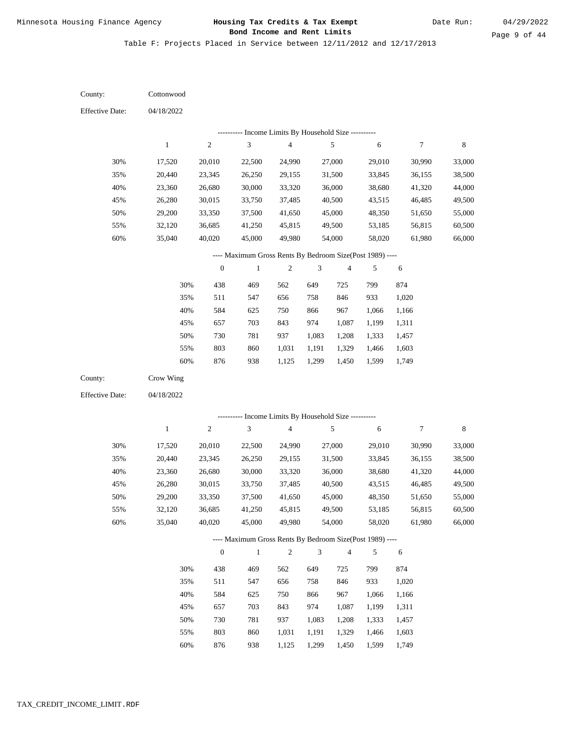Table F: Projects Placed in Service between 12/11/2012 and 12/17/2013

County: Cottonwood

Effective Date: 04/18/2022

---------- Income Limits By Household Size ----------

| | 1 | 2 | 3 | 4 | 5 | 6 | 7 | 8 |
|---|---|---|---|---|---|---|---|---|
| 30% | 17,520 | 20,010 | 22,500 | 24,990 | 27,000 | 29,010 | 30,990 | 33,000 |
| 35% | 20,440 | 23,345 | 26,250 | 29,155 | 31,500 | 33,845 | 36,155 | 38,500 |
| 40% | 23,360 | 26,680 | 30,000 | 33,320 | 36,000 | 38,680 | 41,320 | 44,000 |
| 45% | 26,280 | 30,015 | 33,750 | 37,485 | 40,500 | 43,515 | 46,485 | 49,500 |
| 50% | 29,200 | 33,350 | 37,500 | 41,650 | 45,000 | 48,350 | 51,650 | 55,000 |
| 55% | 32,120 | 36,685 | 41,250 | 45,815 | 49,500 | 53,185 | 56,815 | 60,500 |
| 60% | 35,040 | 40,020 | 45,000 | 49,980 | 54,000 | 58,020 | 61,980 | 66,000 |

---- Maximum Gross Rents By Bedroom Size(Post 1989) ----

| | 0 | 1 | 2 | 3 | 4 | 5 | 6 |
|---|---|---|---|---|---|---|---|
| 30% | 438 | 469 | 562 | 649 | 725 | 799 | 874 |
| 35% | 511 | 547 | 656 | 758 | 846 | 933 | 1,020 |
| 40% | 584 | 625 | 750 | 866 | 967 | 1,066 | 1,166 |
| 45% | 657 | 703 | 843 | 974 | 1,087 | 1,199 | 1,311 |
| 50% | 730 | 781 | 937 | 1,083 | 1,208 | 1,333 | 1,457 |
| 55% | 803 | 860 | 1,031 | 1,191 | 1,329 | 1,466 | 1,603 |
| 60% | 876 | 938 | 1,125 | 1,299 | 1,450 | 1,599 | 1,749 |

County: Crow Wing

Effective Date: 04/18/2022

---------- Income Limits By Household Size ----------

| | 1 | 2 | 3 | 4 | 5 | 6 | 7 | 8 |
|---|---|---|---|---|---|---|---|---|
| 30% | 17,520 | 20,010 | 22,500 | 24,990 | 27,000 | 29,010 | 30,990 | 33,000 |
| 35% | 20,440 | 23,345 | 26,250 | 29,155 | 31,500 | 33,845 | 36,155 | 38,500 |
| 40% | 23,360 | 26,680 | 30,000 | 33,320 | 36,000 | 38,680 | 41,320 | 44,000 |
| 45% | 26,280 | 30,015 | 33,750 | 37,485 | 40,500 | 43,515 | 46,485 | 49,500 |
| 50% | 29,200 | 33,350 | 37,500 | 41,650 | 45,000 | 48,350 | 51,650 | 55,000 |
| 55% | 32,120 | 36,685 | 41,250 | 45,815 | 49,500 | 53,185 | 56,815 | 60,500 |
| 60% | 35,040 | 40,020 | 45,000 | 49,980 | 54,000 | 58,020 | 61,980 | 66,000 |

---- Maximum Gross Rents By Bedroom Size(Post 1989) ----

| | 0 | 1 | 2 | 3 | 4 | 5 | 6 |
|---|---|---|---|---|---|---|---|
| 30% | 438 | 469 | 562 | 649 | 725 | 799 | 874 |
| 35% | 511 | 547 | 656 | 758 | 846 | 933 | 1,020 |
| 40% | 584 | 625 | 750 | 866 | 967 | 1,066 | 1,166 |
| 45% | 657 | 703 | 843 | 974 | 1,087 | 1,199 | 1,311 |
| 50% | 730 | 781 | 937 | 1,083 | 1,208 | 1,333 | 1,457 |
| 55% | 803 | 860 | 1,031 | 1,191 | 1,329 | 1,466 | 1,603 |
| 60% | 876 | 938 | 1,125 | 1,299 | 1,450 | 1,599 | 1,749 |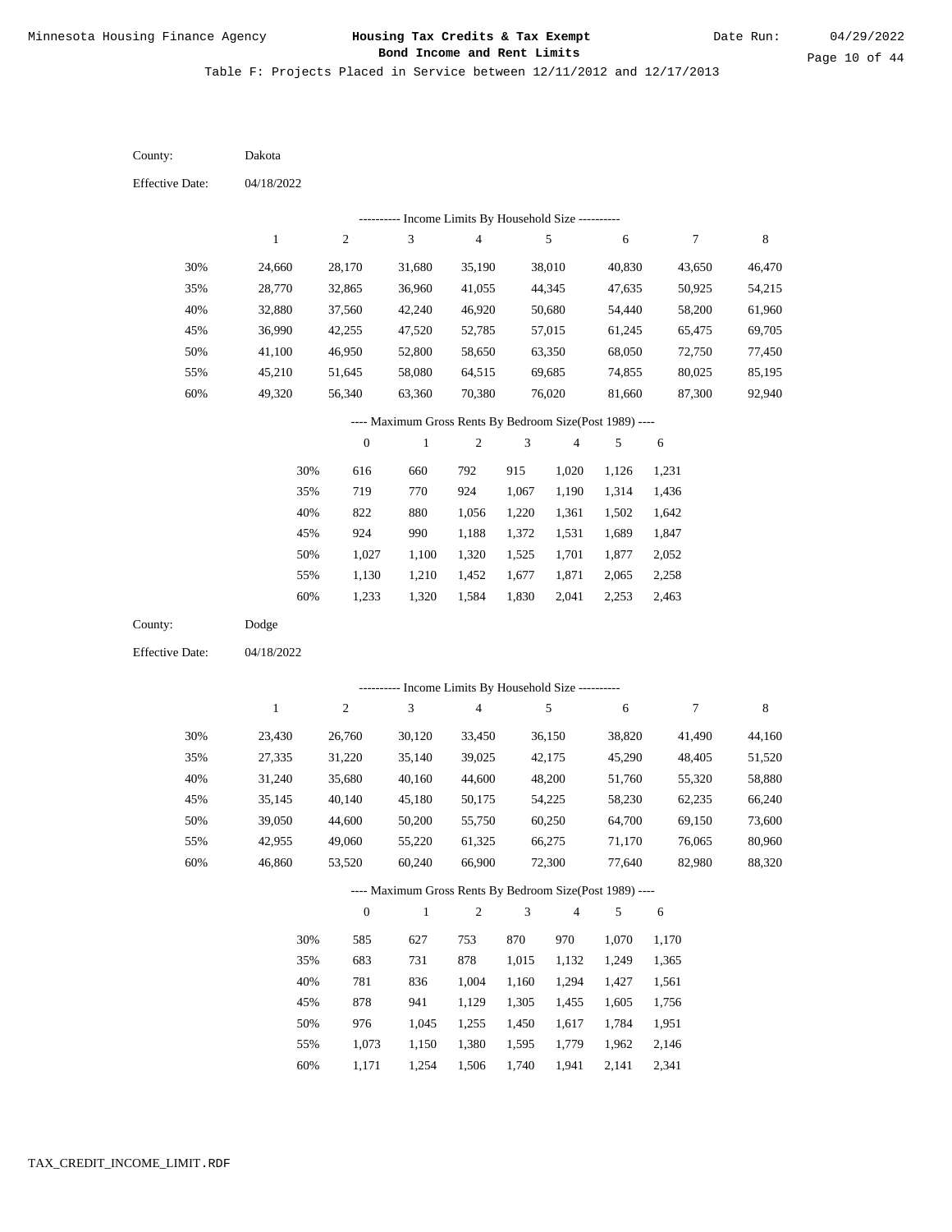Table F: Projects Placed in Service between 12/11/2012 and 12/17/2013

County: Dakota

Effective Date: 04/18/2022

---------- Income Limits By Household Size ----------

| | 1 | 2 | 3 | 4 | 5 | 6 | 7 | 8 |
|---|---|---|---|---|---|---|---|---|
| 30% | 24,660 | 28,170 | 31,680 | 35,190 | 38,010 | 40,830 | 43,650 | 46,470 |
| 35% | 28,770 | 32,865 | 36,960 | 41,055 | 44,345 | 47,635 | 50,925 | 54,215 |
| 40% | 32,880 | 37,560 | 42,240 | 46,920 | 50,680 | 54,440 | 58,200 | 61,960 |
| 45% | 36,990 | 42,255 | 47,520 | 52,785 | 57,015 | 61,245 | 65,475 | 69,705 |
| 50% | 41,100 | 46,950 | 52,800 | 58,650 | 63,350 | 68,050 | 72,750 | 77,450 |
| 55% | 45,210 | 51,645 | 58,080 | 64,515 | 69,685 | 74,855 | 80,025 | 85,195 |
| 60% | 49,320 | 56,340 | 63,360 | 70,380 | 76,020 | 81,660 | 87,300 | 92,940 |

---- Maximum Gross Rents By Bedroom Size(Post 1989) ----

| | 0 | 1 | 2 | 3 | 4 | 5 | 6 |
|---|---|---|---|---|---|---|---|
| 30% | 616 | 660 | 792 | 915 | 1,020 | 1,126 | 1,231 |
| 35% | 719 | 770 | 924 | 1,067 | 1,190 | 1,314 | 1,436 |
| 40% | 822 | 880 | 1,056 | 1,220 | 1,361 | 1,502 | 1,642 |
| 45% | 924 | 990 | 1,188 | 1,372 | 1,531 | 1,689 | 1,847 |
| 50% | 1,027 | 1,100 | 1,320 | 1,525 | 1,701 | 1,877 | 2,052 |
| 55% | 1,130 | 1,210 | 1,452 | 1,677 | 1,871 | 2,065 | 2,258 |
| 60% | 1,233 | 1,320 | 1,584 | 1,830 | 2,041 | 2,253 | 2,463 |

County: Dodge

Effective Date: 04/18/2022

---------- Income Limits By Household Size ----------

| | 1 | 2 | 3 | 4 | 5 | 6 | 7 | 8 |
|---|---|---|---|---|---|---|---|---|
| 30% | 23,430 | 26,760 | 30,120 | 33,450 | 36,150 | 38,820 | 41,490 | 44,160 |
| 35% | 27,335 | 31,220 | 35,140 | 39,025 | 42,175 | 45,290 | 48,405 | 51,520 |
| 40% | 31,240 | 35,680 | 40,160 | 44,600 | 48,200 | 51,760 | 55,320 | 58,880 |
| 45% | 35,145 | 40,140 | 45,180 | 50,175 | 54,225 | 58,230 | 62,235 | 66,240 |
| 50% | 39,050 | 44,600 | 50,200 | 55,750 | 60,250 | 64,700 | 69,150 | 73,600 |
| 55% | 42,955 | 49,060 | 55,220 | 61,325 | 66,275 | 71,170 | 76,065 | 80,960 |
| 60% | 46,860 | 53,520 | 60,240 | 66,900 | 72,300 | 77,640 | 82,980 | 88,320 |

---- Maximum Gross Rents By Bedroom Size(Post 1989) ----

| | 0 | 1 | 2 | 3 | 4 | 5 | 6 |
|---|---|---|---|---|---|---|---|
| 30% | 585 | 627 | 753 | 870 | 970 | 1,070 | 1,170 |
| 35% | 683 | 731 | 878 | 1,015 | 1,132 | 1,249 | 1,365 |
| 40% | 781 | 836 | 1,004 | 1,160 | 1,294 | 1,427 | 1,561 |
| 45% | 878 | 941 | 1,129 | 1,305 | 1,455 | 1,605 | 1,756 |
| 50% | 976 | 1,045 | 1,255 | 1,450 | 1,617 | 1,784 | 1,951 |
| 55% | 1,073 | 1,150 | 1,380 | 1,595 | 1,779 | 1,962 | 2,146 |
| 60% | 1,171 | 1,254 | 1,506 | 1,740 | 1,941 | 2,141 | 2,341 |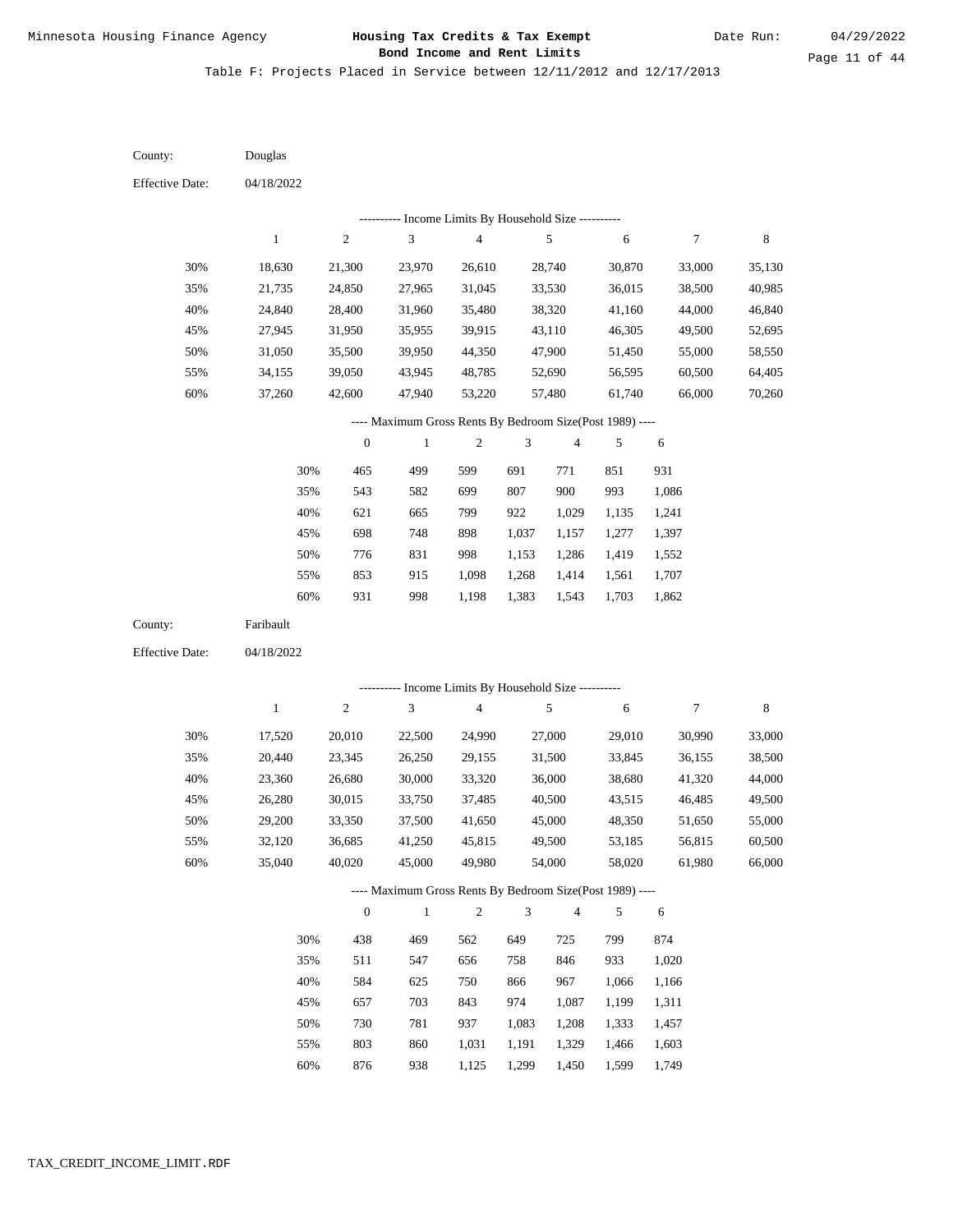Table F: Projects Placed in Service between 12/11/2012 and 12/17/2013

County: Douglas

Effective Date: 04/18/2022

---------- Income Limits By Household Size ----------

| | 1 | 2 | 3 | 4 | 5 | 6 | 7 | 8 |
|---|---|---|---|---|---|---|---|---|
| 30% | 18,630 | 21,300 | 23,970 | 26,610 | 28,740 | 30,870 | 33,000 | 35,130 |
| 35% | 21,735 | 24,850 | 27,965 | 31,045 | 33,530 | 36,015 | 38,500 | 40,985 |
| 40% | 24,840 | 28,400 | 31,960 | 35,480 | 38,320 | 41,160 | 44,000 | 46,840 |
| 45% | 27,945 | 31,950 | 35,955 | 39,915 | 43,110 | 46,305 | 49,500 | 52,695 |
| 50% | 31,050 | 35,500 | 39,950 | 44,350 | 47,900 | 51,450 | 55,000 | 58,550 |
| 55% | 34,155 | 39,050 | 43,945 | 48,785 | 52,690 | 56,595 | 60,500 | 64,405 |
| 60% | 37,260 | 42,600 | 47,940 | 53,220 | 57,480 | 61,740 | 66,000 | 70,260 |

---- Maximum Gross Rents By Bedroom Size(Post 1989) ----

| | 0 | 1 | 2 | 3 | 4 | 5 | 6 |
|---|---|---|---|---|---|---|---|
| 30% | 465 | 499 | 599 | 691 | 771 | 851 | 931 |
| 35% | 543 | 582 | 699 | 807 | 900 | 993 | 1,086 |
| 40% | 621 | 665 | 799 | 922 | 1,029 | 1,135 | 1,241 |
| 45% | 698 | 748 | 898 | 1,037 | 1,157 | 1,277 | 1,397 |
| 50% | 776 | 831 | 998 | 1,153 | 1,286 | 1,419 | 1,552 |
| 55% | 853 | 915 | 1,098 | 1,268 | 1,414 | 1,561 | 1,707 |
| 60% | 931 | 998 | 1,198 | 1,383 | 1,543 | 1,703 | 1,862 |

County: Faribault

Effective Date: 04/18/2022

---------- Income Limits By Household Size ----------

| | 1 | 2 | 3 | 4 | 5 | 6 | 7 | 8 |
|---|---|---|---|---|---|---|---|---|
| 30% | 17,520 | 20,010 | 22,500 | 24,990 | 27,000 | 29,010 | 30,990 | 33,000 |
| 35% | 20,440 | 23,345 | 26,250 | 29,155 | 31,500 | 33,845 | 36,155 | 38,500 |
| 40% | 23,360 | 26,680 | 30,000 | 33,320 | 36,000 | 38,680 | 41,320 | 44,000 |
| 45% | 26,280 | 30,015 | 33,750 | 37,485 | 40,500 | 43,515 | 46,485 | 49,500 |
| 50% | 29,200 | 33,350 | 37,500 | 41,650 | 45,000 | 48,350 | 51,650 | 55,000 |
| 55% | 32,120 | 36,685 | 41,250 | 45,815 | 49,500 | 53,185 | 56,815 | 60,500 |
| 60% | 35,040 | 40,020 | 45,000 | 49,980 | 54,000 | 58,020 | 61,980 | 66,000 |

---- Maximum Gross Rents By Bedroom Size(Post 1989) ----

| | 0 | 1 | 2 | 3 | 4 | 5 | 6 |
|---|---|---|---|---|---|---|---|
| 30% | 438 | 469 | 562 | 649 | 725 | 799 | 874 |
| 35% | 511 | 547 | 656 | 758 | 846 | 933 | 1,020 |
| 40% | 584 | 625 | 750 | 866 | 967 | 1,066 | 1,166 |
| 45% | 657 | 703 | 843 | 974 | 1,087 | 1,199 | 1,311 |
| 50% | 730 | 781 | 937 | 1,083 | 1,208 | 1,333 | 1,457 |
| 55% | 803 | 860 | 1,031 | 1,191 | 1,329 | 1,466 | 1,603 |
| 60% | 876 | 938 | 1,125 | 1,299 | 1,450 | 1,599 | 1,749 |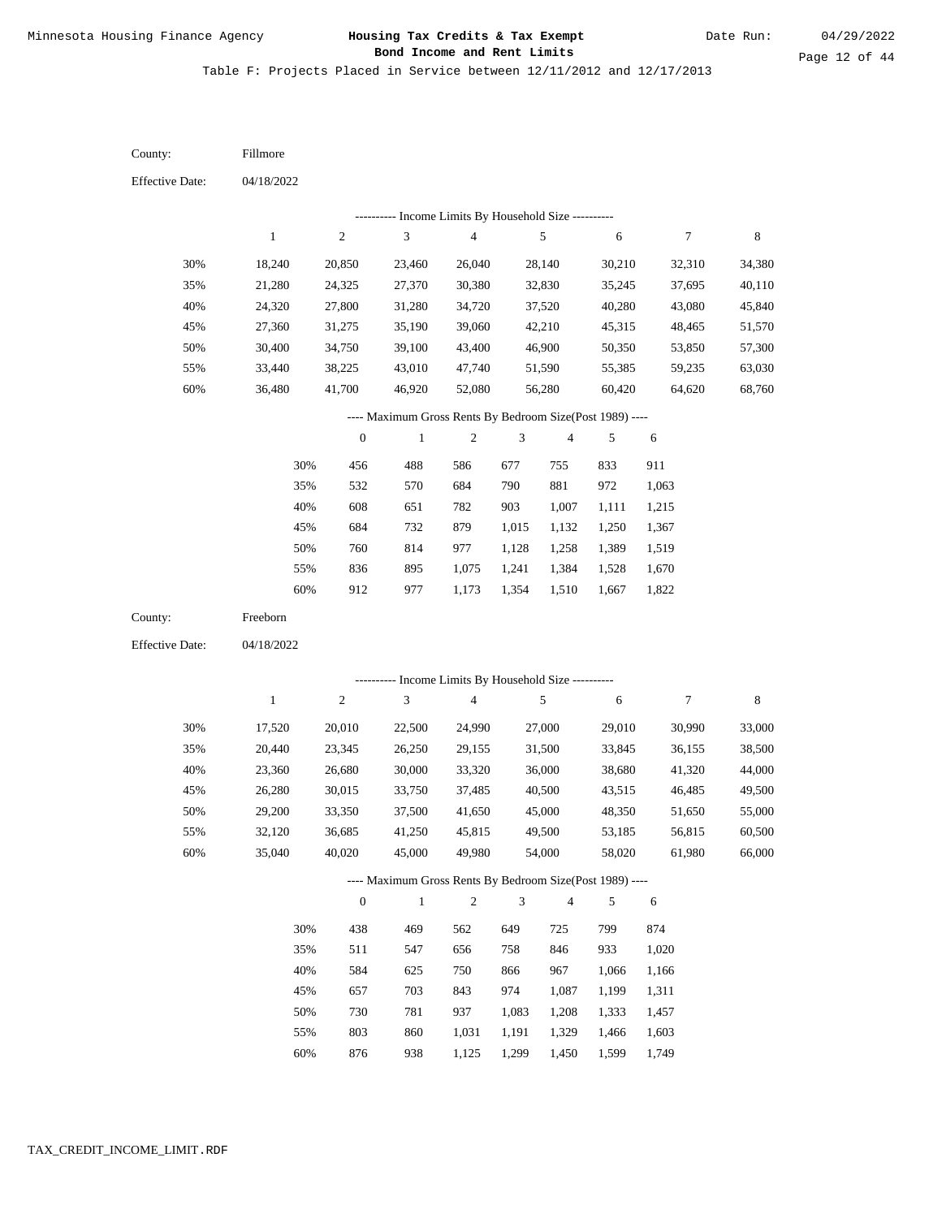Minnesota Housing Finance Agency

**Housing Tax Credits & Tax Exempt Bond Income and Rent Limits**

Date Run: 04/29/2022

Table F: Projects Placed in Service between 12/11/2012 and 12/17/2013

County: Fillmore

Effective Date: 04/18/2022

---------- Income Limits By Household Size ----------

| | 1 | 2 | 3 | 4 | 5 | 6 | 7 | 8 |
|---|---|---|---|---|---|---|---|---|
| 30% | 18,240 | 20,850 | 23,460 | 26,040 | 28,140 | 30,210 | 32,310 | 34,380 |
| 35% | 21,280 | 24,325 | 27,370 | 30,380 | 32,830 | 35,245 | 37,695 | 40,110 |
| 40% | 24,320 | 27,800 | 31,280 | 34,720 | 37,520 | 40,280 | 43,080 | 45,840 |
| 45% | 27,360 | 31,275 | 35,190 | 39,060 | 42,210 | 45,315 | 48,465 | 51,570 |
| 50% | 30,400 | 34,750 | 39,100 | 43,400 | 46,900 | 50,350 | 53,850 | 57,300 |
| 55% | 33,440 | 38,225 | 43,010 | 47,740 | 51,590 | 55,385 | 59,235 | 63,030 |
| 60% | 36,480 | 41,700 | 46,920 | 52,080 | 56,280 | 60,420 | 64,620 | 68,760 |

---- Maximum Gross Rents By Bedroom Size(Post 1989) ----

| | 0 | 1 | 2 | 3 | 4 | 5 | 6 |
|---|---|---|---|---|---|---|---|
| 30% | 456 | 488 | 586 | 677 | 755 | 833 | 911 |
| 35% | 532 | 570 | 684 | 790 | 881 | 972 | 1,063 |
| 40% | 608 | 651 | 782 | 903 | 1,007 | 1,111 | 1,215 |
| 45% | 684 | 732 | 879 | 1,015 | 1,132 | 1,250 | 1,367 |
| 50% | 760 | 814 | 977 | 1,128 | 1,258 | 1,389 | 1,519 |
| 55% | 836 | 895 | 1,075 | 1,241 | 1,384 | 1,528 | 1,670 |
| 60% | 912 | 977 | 1,173 | 1,354 | 1,510 | 1,667 | 1,822 |

County: Freeborn

Effective Date: 04/18/2022

---------- Income Limits By Household Size ----------

| | 1 | 2 | 3 | 4 | 5 | 6 | 7 | 8 |
|---|---|---|---|---|---|---|---|---|
| 30% | 17,520 | 20,010 | 22,500 | 24,990 | 27,000 | 29,010 | 30,990 | 33,000 |
| 35% | 20,440 | 23,345 | 26,250 | 29,155 | 31,500 | 33,845 | 36,155 | 38,500 |
| 40% | 23,360 | 26,680 | 30,000 | 33,320 | 36,000 | 38,680 | 41,320 | 44,000 |
| 45% | 26,280 | 30,015 | 33,750 | 37,485 | 40,500 | 43,515 | 46,485 | 49,500 |
| 50% | 29,200 | 33,350 | 37,500 | 41,650 | 45,000 | 48,350 | 51,650 | 55,000 |
| 55% | 32,120 | 36,685 | 41,250 | 45,815 | 49,500 | 53,185 | 56,815 | 60,500 |
| 60% | 35,040 | 40,020 | 45,000 | 49,980 | 54,000 | 58,020 | 61,980 | 66,000 |

---- Maximum Gross Rents By Bedroom Size(Post 1989) ----

| | 0 | 1 | 2 | 3 | 4 | 5 | 6 |
|---|---|---|---|---|---|---|---|
| 30% | 438 | 469 | 562 | 649 | 725 | 799 | 874 |
| 35% | 511 | 547 | 656 | 758 | 846 | 933 | 1,020 |
| 40% | 584 | 625 | 750 | 866 | 967 | 1,066 | 1,166 |
| 45% | 657 | 703 | 843 | 974 | 1,087 | 1,199 | 1,311 |
| 50% | 730 | 781 | 937 | 1,083 | 1,208 | 1,333 | 1,457 |
| 55% | 803 | 860 | 1,031 | 1,191 | 1,329 | 1,466 | 1,603 |
| 60% | 876 | 938 | 1,125 | 1,299 | 1,450 | 1,599 | 1,749 |

TAX_CREDIT_INCOME_LIMIT.RDF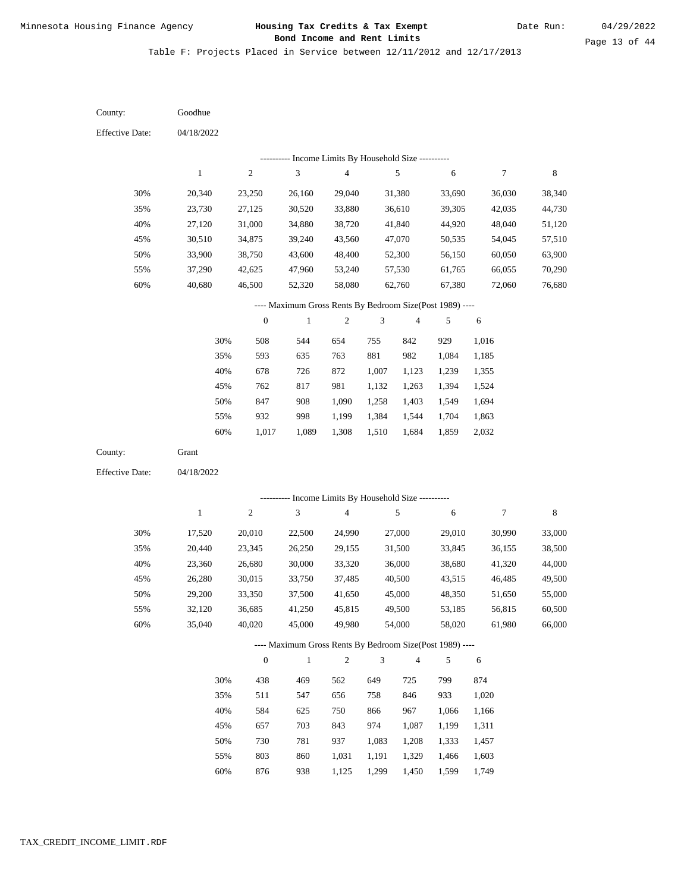Table F: Projects Placed in Service between 12/11/2012 and 12/17/2013

County: Goodhue

Effective Date: 04/18/2022

---------- Income Limits By Household Size ----------

| | 1 | 2 | 3 | 4 | 5 | 6 | 7 | 8 |
|---|---|---|---|---|---|---|---|---|
| 30% | 20,340 | 23,250 | 26,160 | 29,040 | 31,380 | 33,690 | 36,030 | 38,340 |
| 35% | 23,730 | 27,125 | 30,520 | 33,880 | 36,610 | 39,305 | 42,035 | 44,730 |
| 40% | 27,120 | 31,000 | 34,880 | 38,720 | 41,840 | 44,920 | 48,040 | 51,120 |
| 45% | 30,510 | 34,875 | 39,240 | 43,560 | 47,070 | 50,535 | 54,045 | 57,510 |
| 50% | 33,900 | 38,750 | 43,600 | 48,400 | 52,300 | 56,150 | 60,050 | 63,900 |
| 55% | 37,290 | 42,625 | 47,960 | 53,240 | 57,530 | 61,765 | 66,055 | 70,290 |
| 60% | 40,680 | 46,500 | 52,320 | 58,080 | 62,760 | 67,380 | 72,060 | 76,680 |

---- Maximum Gross Rents By Bedroom Size(Post 1989) ----

| | 0 | 1 | 2 | 3 | 4 | 5 | 6 |
|---|---|---|---|---|---|---|---|
| 30% | 508 | 544 | 654 | 755 | 842 | 929 | 1,016 |
| 35% | 593 | 635 | 763 | 881 | 982 | 1,084 | 1,185 |
| 40% | 678 | 726 | 872 | 1,007 | 1,123 | 1,239 | 1,355 |
| 45% | 762 | 817 | 981 | 1,132 | 1,263 | 1,394 | 1,524 |
| 50% | 847 | 908 | 1,090 | 1,258 | 1,403 | 1,549 | 1,694 |
| 55% | 932 | 998 | 1,199 | 1,384 | 1,544 | 1,704 | 1,863 |
| 60% | 1,017 | 1,089 | 1,308 | 1,510 | 1,684 | 1,859 | 2,032 |

County: Grant

Effective Date: 04/18/2022

---------- Income Limits By Household Size ----------

| | 1 | 2 | 3 | 4 | 5 | 6 | 7 | 8 |
|---|---|---|---|---|---|---|---|---|
| 30% | 17,520 | 20,010 | 22,500 | 24,990 | 27,000 | 29,010 | 30,990 | 33,000 |
| 35% | 20,440 | 23,345 | 26,250 | 29,155 | 31,500 | 33,845 | 36,155 | 38,500 |
| 40% | 23,360 | 26,680 | 30,000 | 33,320 | 36,000 | 38,680 | 41,320 | 44,000 |
| 45% | 26,280 | 30,015 | 33,750 | 37,485 | 40,500 | 43,515 | 46,485 | 49,500 |
| 50% | 29,200 | 33,350 | 37,500 | 41,650 | 45,000 | 48,350 | 51,650 | 55,000 |
| 55% | 32,120 | 36,685 | 41,250 | 45,815 | 49,500 | 53,185 | 56,815 | 60,500 |
| 60% | 35,040 | 40,020 | 45,000 | 49,980 | 54,000 | 58,020 | 61,980 | 66,000 |

---- Maximum Gross Rents By Bedroom Size(Post 1989) ----

| | 0 | 1 | 2 | 3 | 4 | 5 | 6 |
|---|---|---|---|---|---|---|---|
| 30% | 438 | 469 | 562 | 649 | 725 | 799 | 874 |
| 35% | 511 | 547 | 656 | 758 | 846 | 933 | 1,020 |
| 40% | 584 | 625 | 750 | 866 | 967 | 1,066 | 1,166 |
| 45% | 657 | 703 | 843 | 974 | 1,087 | 1,199 | 1,311 |
| 50% | 730 | 781 | 937 | 1,083 | 1,208 | 1,333 | 1,457 |
| 55% | 803 | 860 | 1,031 | 1,191 | 1,329 | 1,466 | 1,603 |
| 60% | 876 | 938 | 1,125 | 1,299 | 1,450 | 1,599 | 1,749 |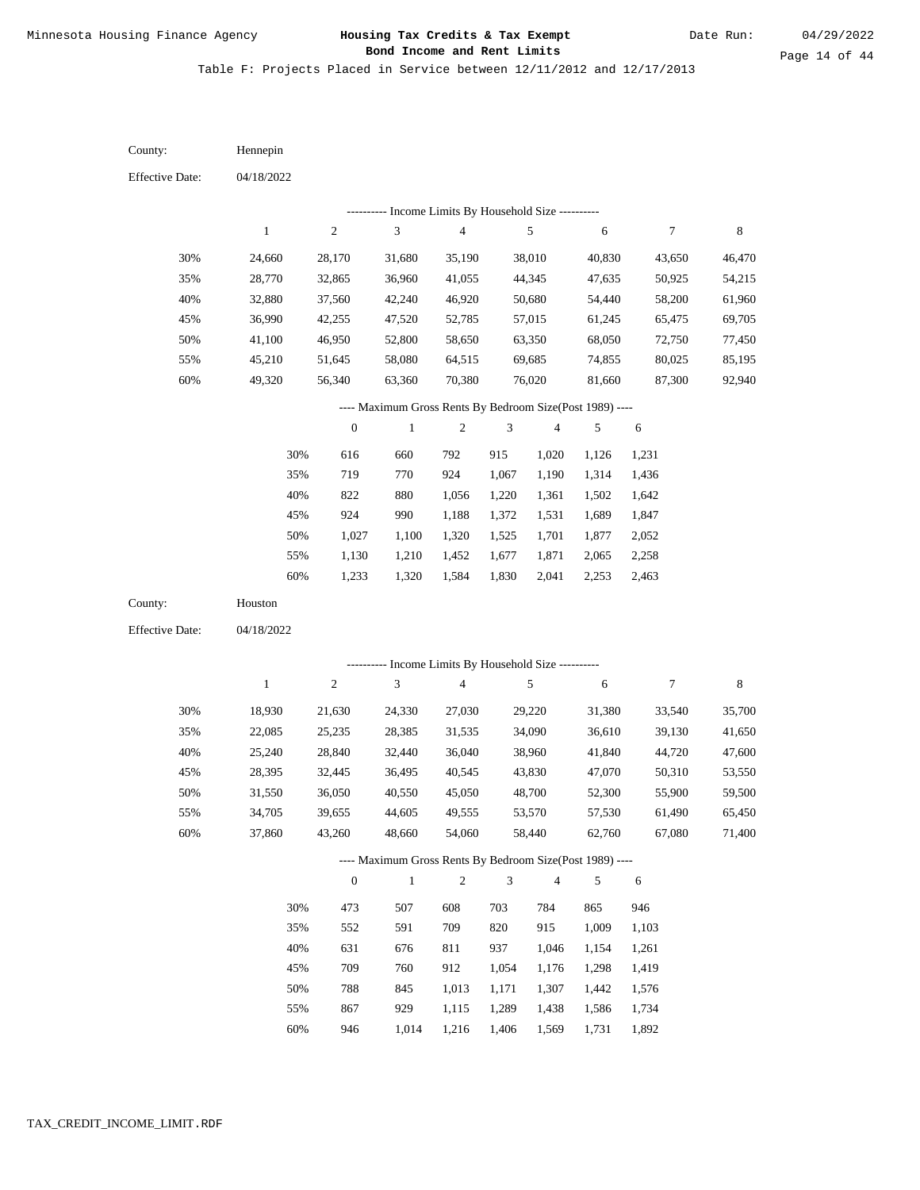Minnesota Housing Finance Agency

**Housing Tax Credits & Tax Exempt Bond Income and Rent Limits**

Date Run: 04/29/2022

Table F: Projects Placed in Service between 12/11/2012 and 12/17/2013

County: Hennepin

Effective Date: 04/18/2022

---------- Income Limits By Household Size ----------

| | 1 | 2 | 3 | 4 | 5 | 6 | 7 | 8 |
|---|---|---|---|---|---|---|---|---|
| 30% | 24,660 | 28,170 | 31,680 | 35,190 | 38,010 | 40,830 | 43,650 | 46,470 |
| 35% | 28,770 | 32,865 | 36,960 | 41,055 | 44,345 | 47,635 | 50,925 | 54,215 |
| 40% | 32,880 | 37,560 | 42,240 | 46,920 | 50,680 | 54,440 | 58,200 | 61,960 |
| 45% | 36,990 | 42,255 | 47,520 | 52,785 | 57,015 | 61,245 | 65,475 | 69,705 |
| 50% | 41,100 | 46,950 | 52,800 | 58,650 | 63,350 | 68,050 | 72,750 | 77,450 |
| 55% | 45,210 | 51,645 | 58,080 | 64,515 | 69,685 | 74,855 | 80,025 | 85,195 |
| 60% | 49,320 | 56,340 | 63,360 | 70,380 | 76,020 | 81,660 | 87,300 | 92,940 |

---- Maximum Gross Rents By Bedroom Size(Post 1989) ----

| | 0 | 1 | 2 | 3 | 4 | 5 | 6 |
|---|---|---|---|---|---|---|---|
| 30% | 616 | 660 | 792 | 915 | 1,020 | 1,126 | 1,231 |
| 35% | 719 | 770 | 924 | 1,067 | 1,190 | 1,314 | 1,436 |
| 40% | 822 | 880 | 1,056 | 1,220 | 1,361 | 1,502 | 1,642 |
| 45% | 924 | 990 | 1,188 | 1,372 | 1,531 | 1,689 | 1,847 |
| 50% | 1,027 | 1,100 | 1,320 | 1,525 | 1,701 | 1,877 | 2,052 |
| 55% | 1,130 | 1,210 | 1,452 | 1,677 | 1,871 | 2,065 | 2,258 |
| 60% | 1,233 | 1,320 | 1,584 | 1,830 | 2,041 | 2,253 | 2,463 |

County: Houston

Effective Date: 04/18/2022

---------- Income Limits By Household Size ----------

| | 1 | 2 | 3 | 4 | 5 | 6 | 7 | 8 |
|---|---|---|---|---|---|---|---|---|
| 30% | 18,930 | 21,630 | 24,330 | 27,030 | 29,220 | 31,380 | 33,540 | 35,700 |
| 35% | 22,085 | 25,235 | 28,385 | 31,535 | 34,090 | 36,610 | 39,130 | 41,650 |
| 40% | 25,240 | 28,840 | 32,440 | 36,040 | 38,960 | 41,840 | 44,720 | 47,600 |
| 45% | 28,395 | 32,445 | 36,495 | 40,545 | 43,830 | 47,070 | 50,310 | 53,550 |
| 50% | 31,550 | 36,050 | 40,550 | 45,050 | 48,700 | 52,300 | 55,900 | 59,500 |
| 55% | 34,705 | 39,655 | 44,605 | 49,555 | 53,570 | 57,530 | 61,490 | 65,450 |
| 60% | 37,860 | 43,260 | 48,660 | 54,060 | 58,440 | 62,760 | 67,080 | 71,400 |

---- Maximum Gross Rents By Bedroom Size(Post 1989) ----

| | 0 | 1 | 2 | 3 | 4 | 5 | 6 |
|---|---|---|---|---|---|---|---|
| 30% | 473 | 507 | 608 | 703 | 784 | 865 | 946 |
| 35% | 552 | 591 | 709 | 820 | 915 | 1,009 | 1,103 |
| 40% | 631 | 676 | 811 | 937 | 1,046 | 1,154 | 1,261 |
| 45% | 709 | 760 | 912 | 1,054 | 1,176 | 1,298 | 1,419 |
| 50% | 788 | 845 | 1,013 | 1,171 | 1,307 | 1,442 | 1,576 |
| 55% | 867 | 929 | 1,115 | 1,289 | 1,438 | 1,586 | 1,734 |
| 60% | 946 | 1,014 | 1,216 | 1,406 | 1,569 | 1,731 | 1,892 |

TAX_CREDIT_INCOME_LIMIT.RDF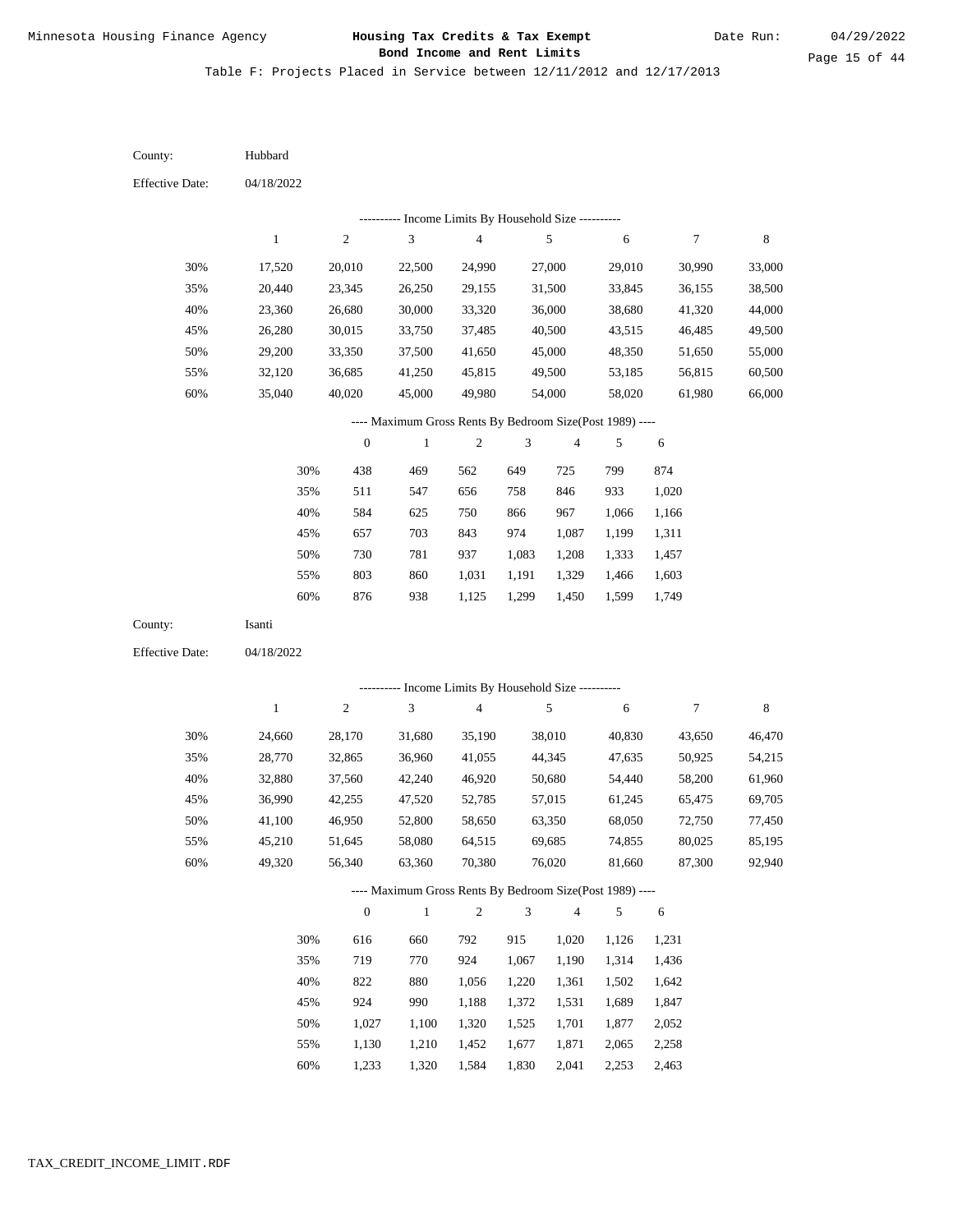Table F: Projects Placed in Service between 12/11/2012 and 12/17/2013

County: Hubbard

Effective Date: 04/18/2022

---------- Income Limits By Household Size ----------

| | 1 | 2 | 3 | 4 | 5 | 6 | 7 | 8 |
|---|---|---|---|---|---|---|---|---|
| 30% | 17,520 | 20,010 | 22,500 | 24,990 | 27,000 | 29,010 | 30,990 | 33,000 |
| 35% | 20,440 | 23,345 | 26,250 | 29,155 | 31,500 | 33,845 | 36,155 | 38,500 |
| 40% | 23,360 | 26,680 | 30,000 | 33,320 | 36,000 | 38,680 | 41,320 | 44,000 |
| 45% | 26,280 | 30,015 | 33,750 | 37,485 | 40,500 | 43,515 | 46,485 | 49,500 |
| 50% | 29,200 | 33,350 | 37,500 | 41,650 | 45,000 | 48,350 | 51,650 | 55,000 |
| 55% | 32,120 | 36,685 | 41,250 | 45,815 | 49,500 | 53,185 | 56,815 | 60,500 |
| 60% | 35,040 | 40,020 | 45,000 | 49,980 | 54,000 | 58,020 | 61,980 | 66,000 |

---- Maximum Gross Rents By Bedroom Size(Post 1989) ----

| | 0 | 1 | 2 | 3 | 4 | 5 | 6 |
|---|---|---|---|---|---|---|---|
| 30% | 438 | 469 | 562 | 649 | 725 | 799 | 874 |
| 35% | 511 | 547 | 656 | 758 | 846 | 933 | 1,020 |
| 40% | 584 | 625 | 750 | 866 | 967 | 1,066 | 1,166 |
| 45% | 657 | 703 | 843 | 974 | 1,087 | 1,199 | 1,311 |
| 50% | 730 | 781 | 937 | 1,083 | 1,208 | 1,333 | 1,457 |
| 55% | 803 | 860 | 1,031 | 1,191 | 1,329 | 1,466 | 1,603 |
| 60% | 876 | 938 | 1,125 | 1,299 | 1,450 | 1,599 | 1,749 |

County: Isanti

Effective Date: 04/18/2022

---------- Income Limits By Household Size ----------

| | 1 | 2 | 3 | 4 | 5 | 6 | 7 | 8 |
|---|---|---|---|---|---|---|---|---|
| 30% | 24,660 | 28,170 | 31,680 | 35,190 | 38,010 | 40,830 | 43,650 | 46,470 |
| 35% | 28,770 | 32,865 | 36,960 | 41,055 | 44,345 | 47,635 | 50,925 | 54,215 |
| 40% | 32,880 | 37,560 | 42,240 | 46,920 | 50,680 | 54,440 | 58,200 | 61,960 |
| 45% | 36,990 | 42,255 | 47,520 | 52,785 | 57,015 | 61,245 | 65,475 | 69,705 |
| 50% | 41,100 | 46,950 | 52,800 | 58,650 | 63,350 | 68,050 | 72,750 | 77,450 |
| 55% | 45,210 | 51,645 | 58,080 | 64,515 | 69,685 | 74,855 | 80,025 | 85,195 |
| 60% | 49,320 | 56,340 | 63,360 | 70,380 | 76,020 | 81,660 | 87,300 | 92,940 |

---- Maximum Gross Rents By Bedroom Size(Post 1989) ----

| | 0 | 1 | 2 | 3 | 4 | 5 | 6 |
|---|---|---|---|---|---|---|---|
| 30% | 616 | 660 | 792 | 915 | 1,020 | 1,126 | 1,231 |
| 35% | 719 | 770 | 924 | 1,067 | 1,190 | 1,314 | 1,436 |
| 40% | 822 | 880 | 1,056 | 1,220 | 1,361 | 1,502 | 1,642 |
| 45% | 924 | 990 | 1,188 | 1,372 | 1,531 | 1,689 | 1,847 |
| 50% | 1,027 | 1,100 | 1,320 | 1,525 | 1,701 | 1,877 | 2,052 |
| 55% | 1,130 | 1,210 | 1,452 | 1,677 | 1,871 | 2,065 | 2,258 |
| 60% | 1,233 | 1,320 | 1,584 | 1,830 | 2,041 | 2,253 | 2,463 |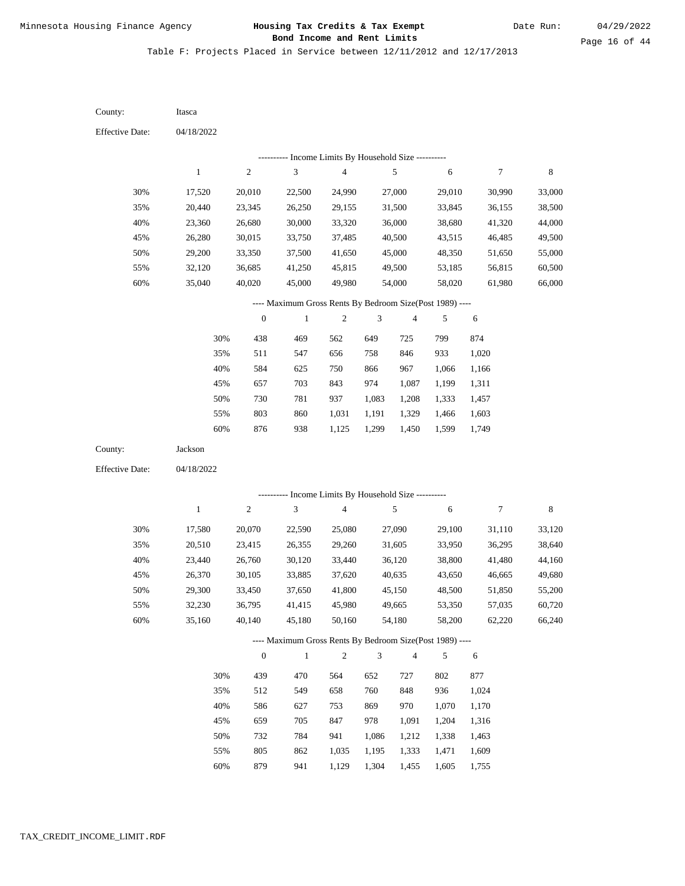# Housing Tax Credits & Tax Exempt Bond Income and Rent Limits

Minnesota Housing Finance Agency

Date Run: 04/29/2022

Table F: Projects Placed in Service between 12/11/2012 and 12/17/2013

County: Itasca

Effective Date: 04/18/2022

---------- Income Limits By Household Size ----------

| | 1 | 2 | 3 | 4 | 5 | 6 | 7 | 8 |
|---|---|---|---|---|---|---|---|---|
| 30% | 17,520 | 20,010 | 22,500 | 24,990 | 27,000 | 29,010 | 30,990 | 33,000 |
| 35% | 20,440 | 23,345 | 26,250 | 29,155 | 31,500 | 33,845 | 36,155 | 38,500 |
| 40% | 23,360 | 26,680 | 30,000 | 33,320 | 36,000 | 38,680 | 41,320 | 44,000 |
| 45% | 26,280 | 30,015 | 33,750 | 37,485 | 40,500 | 43,515 | 46,485 | 49,500 |
| 50% | 29,200 | 33,350 | 37,500 | 41,650 | 45,000 | 48,350 | 51,650 | 55,000 |
| 55% | 32,120 | 36,685 | 41,250 | 45,815 | 49,500 | 53,185 | 56,815 | 60,500 |
| 60% | 35,040 | 40,020 | 45,000 | 49,980 | 54,000 | 58,020 | 61,980 | 66,000 |

---- Maximum Gross Rents By Bedroom Size(Post 1989) ----

| | 0 | 1 | 2 | 3 | 4 | 5 | 6 |
|---|---|---|---|---|---|---|---|
| 30% | 438 | 469 | 562 | 649 | 725 | 799 | 874 |
| 35% | 511 | 547 | 656 | 758 | 846 | 933 | 1,020 |
| 40% | 584 | 625 | 750 | 866 | 967 | 1,066 | 1,166 |
| 45% | 657 | 703 | 843 | 974 | 1,087 | 1,199 | 1,311 |
| 50% | 730 | 781 | 937 | 1,083 | 1,208 | 1,333 | 1,457 |
| 55% | 803 | 860 | 1,031 | 1,191 | 1,329 | 1,466 | 1,603 |
| 60% | 876 | 938 | 1,125 | 1,299 | 1,450 | 1,599 | 1,749 |

County: Jackson

Effective Date: 04/18/2022

---------- Income Limits By Household Size ----------

| | 1 | 2 | 3 | 4 | 5 | 6 | 7 | 8 |
|---|---|---|---|---|---|---|---|---|
| 30% | 17,580 | 20,070 | 22,590 | 25,080 | 27,090 | 29,100 | 31,110 | 33,120 |
| 35% | 20,510 | 23,415 | 26,355 | 29,260 | 31,605 | 33,950 | 36,295 | 38,640 |
| 40% | 23,440 | 26,760 | 30,120 | 33,440 | 36,120 | 38,800 | 41,480 | 44,160 |
| 45% | 26,370 | 30,105 | 33,885 | 37,620 | 40,635 | 43,650 | 46,665 | 49,680 |
| 50% | 29,300 | 33,450 | 37,650 | 41,800 | 45,150 | 48,500 | 51,850 | 55,200 |
| 55% | 32,230 | 36,795 | 41,415 | 45,980 | 49,665 | 53,350 | 57,035 | 60,720 |
| 60% | 35,160 | 40,140 | 45,180 | 50,160 | 54,180 | 58,200 | 62,220 | 66,240 |

---- Maximum Gross Rents By Bedroom Size(Post 1989) ----

| | 0 | 1 | 2 | 3 | 4 | 5 | 6 |
|---|---|---|---|---|---|---|---|
| 30% | 439 | 470 | 564 | 652 | 727 | 802 | 877 |
| 35% | 512 | 549 | 658 | 760 | 848 | 936 | 1,024 |
| 40% | 586 | 627 | 753 | 869 | 970 | 1,070 | 1,170 |
| 45% | 659 | 705 | 847 | 978 | 1,091 | 1,204 | 1,316 |
| 50% | 732 | 784 | 941 | 1,086 | 1,212 | 1,338 | 1,463 |
| 55% | 805 | 862 | 1,035 | 1,195 | 1,333 | 1,471 | 1,609 |
| 60% | 879 | 941 | 1,129 | 1,304 | 1,455 | 1,605 | 1,755 |

TAX_CREDIT_INCOME_LIMIT.RDF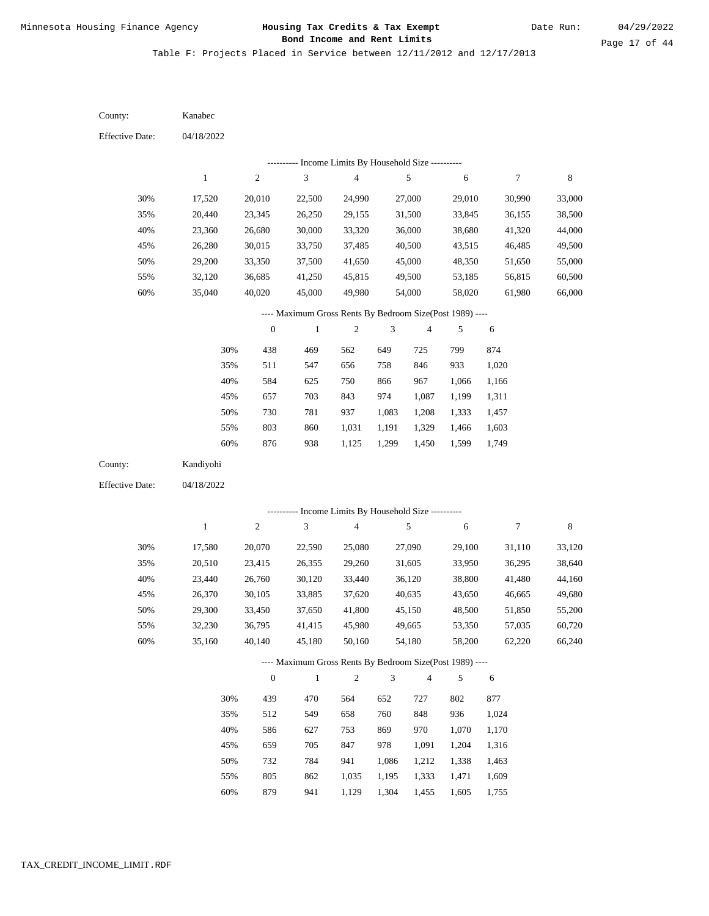Minnesota Housing Finance Agency

**Housing Tax Credits & Tax Exempt Bond Income and Rent Limits**

Date Run: 04/29/2022

Table F: Projects Placed in Service between 12/11/2012 and 12/17/2013

County: Kanabec

Effective Date: 04/18/2022

---------- Income Limits By Household Size ----------

| | 1 | 2 | 3 | 4 | 5 | 6 | 7 | 8 |
|---|---|---|---|---|---|---|---|---|
| 30% | 17,520 | 20,010 | 22,500 | 24,990 | 27,000 | 29,010 | 30,990 | 33,000 |
| 35% | 20,440 | 23,345 | 26,250 | 29,155 | 31,500 | 33,845 | 36,155 | 38,500 |
| 40% | 23,360 | 26,680 | 30,000 | 33,320 | 36,000 | 38,680 | 41,320 | 44,000 |
| 45% | 26,280 | 30,015 | 33,750 | 37,485 | 40,500 | 43,515 | 46,485 | 49,500 |
| 50% | 29,200 | 33,350 | 37,500 | 41,650 | 45,000 | 48,350 | 51,650 | 55,000 |
| 55% | 32,120 | 36,685 | 41,250 | 45,815 | 49,500 | 53,185 | 56,815 | 60,500 |
| 60% | 35,040 | 40,020 | 45,000 | 49,980 | 54,000 | 58,020 | 61,980 | 66,000 |

---- Maximum Gross Rents By Bedroom Size(Post 1989) ----

| | 0 | 1 | 2 | 3 | 4 | 5 | 6 |
|---|---|---|---|---|---|---|---|
| 30% | 438 | 469 | 562 | 649 | 725 | 799 | 874 |
| 35% | 511 | 547 | 656 | 758 | 846 | 933 | 1,020 |
| 40% | 584 | 625 | 750 | 866 | 967 | 1,066 | 1,166 |
| 45% | 657 | 703 | 843 | 974 | 1,087 | 1,199 | 1,311 |
| 50% | 730 | 781 | 937 | 1,083 | 1,208 | 1,333 | 1,457 |
| 55% | 803 | 860 | 1,031 | 1,191 | 1,329 | 1,466 | 1,603 |
| 60% | 876 | 938 | 1,125 | 1,299 | 1,450 | 1,599 | 1,749 |

County: Kandiyohi

Effective Date: 04/18/2022

---------- Income Limits By Household Size ----------

| | 1 | 2 | 3 | 4 | 5 | 6 | 7 | 8 |
|---|---|---|---|---|---|---|---|---|
| 30% | 17,580 | 20,070 | 22,590 | 25,080 | 27,090 | 29,100 | 31,110 | 33,120 |
| 35% | 20,510 | 23,415 | 26,355 | 29,260 | 31,605 | 33,950 | 36,295 | 38,640 |
| 40% | 23,440 | 26,760 | 30,120 | 33,440 | 36,120 | 38,800 | 41,480 | 44,160 |
| 45% | 26,370 | 30,105 | 33,885 | 37,620 | 40,635 | 43,650 | 46,665 | 49,680 |
| 50% | 29,300 | 33,450 | 37,650 | 41,800 | 45,150 | 48,500 | 51,850 | 55,200 |
| 55% | 32,230 | 36,795 | 41,415 | 45,980 | 49,665 | 53,350 | 57,035 | 60,720 |
| 60% | 35,160 | 40,140 | 45,180 | 50,160 | 54,180 | 58,200 | 62,220 | 66,240 |

---- Maximum Gross Rents By Bedroom Size(Post 1989) ----

| | 0 | 1 | 2 | 3 | 4 | 5 | 6 |
|---|---|---|---|---|---|---|---|
| 30% | 439 | 470 | 564 | 652 | 727 | 802 | 877 |
| 35% | 512 | 549 | 658 | 760 | 848 | 936 | 1,024 |
| 40% | 586 | 627 | 753 | 869 | 970 | 1,070 | 1,170 |
| 45% | 659 | 705 | 847 | 978 | 1,091 | 1,204 | 1,316 |
| 50% | 732 | 784 | 941 | 1,086 | 1,212 | 1,338 | 1,463 |
| 55% | 805 | 862 | 1,035 | 1,195 | 1,333 | 1,471 | 1,609 |
| 60% | 879 | 941 | 1,129 | 1,304 | 1,455 | 1,605 | 1,755 |

TAX_CREDIT_INCOME_LIMIT.RDF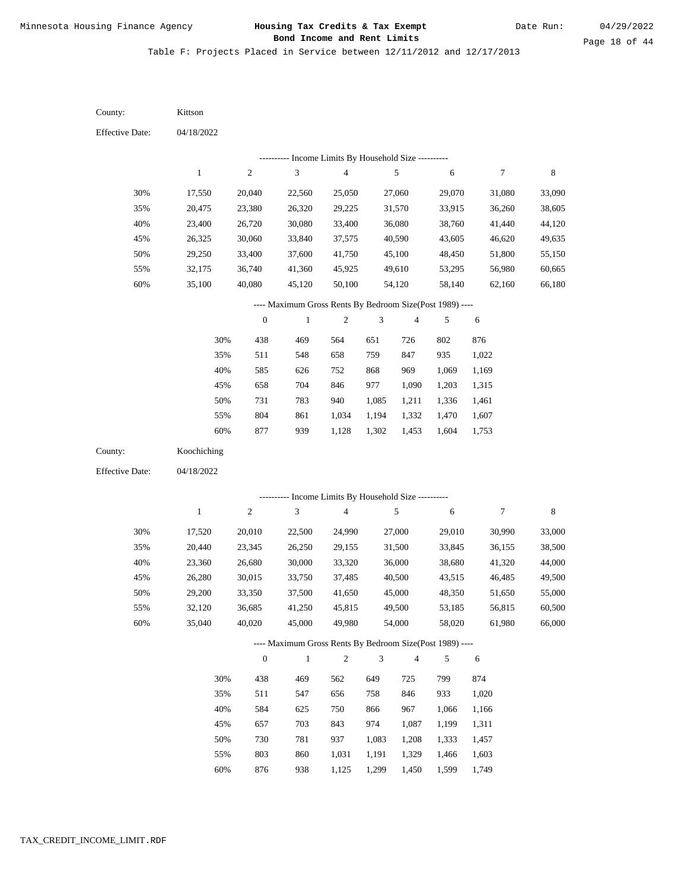Minnesota Housing Finance Agency

**Housing Tax Credits & Tax Exempt Bond Income and Rent Limits**

Date Run: 04/29/2022

Table F: Projects Placed in Service between 12/11/2012 and 12/17/2013

County: Kittson

Effective Date: 04/18/2022

---------- Income Limits By Household Size ----------

| | 1 | 2 | 3 | 4 | 5 | 6 | 7 | 8 |
|---|---|---|---|---|---|---|---|---|
| 30% | 17,550 | 20,040 | 22,560 | 25,050 | 27,060 | 29,070 | 31,080 | 33,090 |
| 35% | 20,475 | 23,380 | 26,320 | 29,225 | 31,570 | 33,915 | 36,260 | 38,605 |
| 40% | 23,400 | 26,720 | 30,080 | 33,400 | 36,080 | 38,760 | 41,440 | 44,120 |
| 45% | 26,325 | 30,060 | 33,840 | 37,575 | 40,590 | 43,605 | 46,620 | 49,635 |
| 50% | 29,250 | 33,400 | 37,600 | 41,750 | 45,100 | 48,450 | 51,800 | 55,150 |
| 55% | 32,175 | 36,740 | 41,360 | 45,925 | 49,610 | 53,295 | 56,980 | 60,665 |
| 60% | 35,100 | 40,080 | 45,120 | 50,100 | 54,120 | 58,140 | 62,160 | 66,180 |

---- Maximum Gross Rents By Bedroom Size(Post 1989) ----

| | 0 | 1 | 2 | 3 | 4 | 5 | 6 |
|---|---|---|---|---|---|---|---|
| 30% | 438 | 469 | 564 | 651 | 726 | 802 | 876 |
| 35% | 511 | 548 | 658 | 759 | 847 | 935 | 1,022 |
| 40% | 585 | 626 | 752 | 868 | 969 | 1,069 | 1,169 |
| 45% | 658 | 704 | 846 | 977 | 1,090 | 1,203 | 1,315 |
| 50% | 731 | 783 | 940 | 1,085 | 1,211 | 1,336 | 1,461 |
| 55% | 804 | 861 | 1,034 | 1,194 | 1,332 | 1,470 | 1,607 |
| 60% | 877 | 939 | 1,128 | 1,302 | 1,453 | 1,604 | 1,753 |

County: Koochiching

Effective Date: 04/18/2022

---------- Income Limits By Household Size ----------

| | 1 | 2 | 3 | 4 | 5 | 6 | 7 | 8 |
|---|---|---|---|---|---|---|---|---|
| 30% | 17,520 | 20,010 | 22,500 | 24,990 | 27,000 | 29,010 | 30,990 | 33,000 |
| 35% | 20,440 | 23,345 | 26,250 | 29,155 | 31,500 | 33,845 | 36,155 | 38,500 |
| 40% | 23,360 | 26,680 | 30,000 | 33,320 | 36,000 | 38,680 | 41,320 | 44,000 |
| 45% | 26,280 | 30,015 | 33,750 | 37,485 | 40,500 | 43,515 | 46,485 | 49,500 |
| 50% | 29,200 | 33,350 | 37,500 | 41,650 | 45,000 | 48,350 | 51,650 | 55,000 |
| 55% | 32,120 | 36,685 | 41,250 | 45,815 | 49,500 | 53,185 | 56,815 | 60,500 |
| 60% | 35,040 | 40,020 | 45,000 | 49,980 | 54,000 | 58,020 | 61,980 | 66,000 |

---- Maximum Gross Rents By Bedroom Size(Post 1989) ----

| | 0 | 1 | 2 | 3 | 4 | 5 | 6 |
|---|---|---|---|---|---|---|---|
| 30% | 438 | 469 | 562 | 649 | 725 | 799 | 874 |
| 35% | 511 | 547 | 656 | 758 | 846 | 933 | 1,020 |
| 40% | 584 | 625 | 750 | 866 | 967 | 1,066 | 1,166 |
| 45% | 657 | 703 | 843 | 974 | 1,087 | 1,199 | 1,311 |
| 50% | 730 | 781 | 937 | 1,083 | 1,208 | 1,333 | 1,457 |
| 55% | 803 | 860 | 1,031 | 1,191 | 1,329 | 1,466 | 1,603 |
| 60% | 876 | 938 | 1,125 | 1,299 | 1,450 | 1,599 | 1,749 |

TAX_CREDIT_INCOME_LIMIT.RDF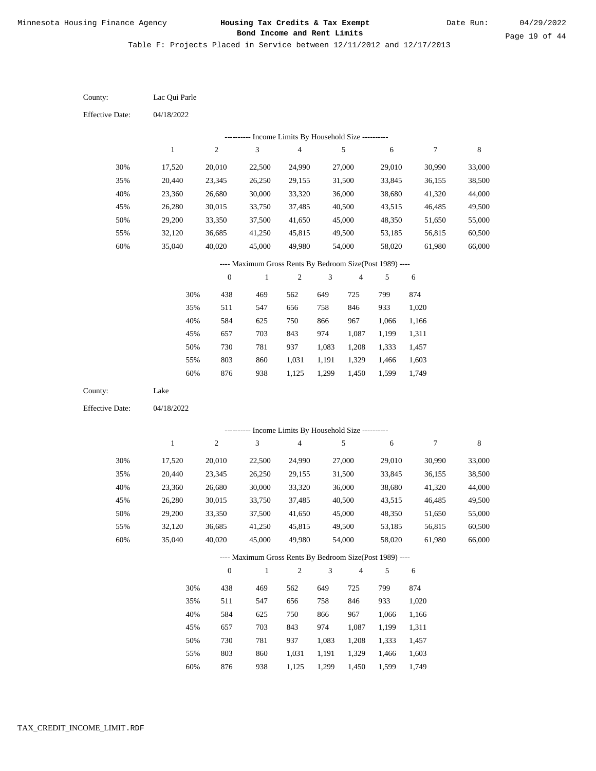Table F: Projects Placed in Service between 12/11/2012 and 12/17/2013

County: Lac Qui Parle

Effective Date: 04/18/2022

---------- Income Limits By Household Size ----------

| | 1 | 2 | 3 | 4 | 5 | 6 | 7 | 8 |
|---|---|---|---|---|---|---|---|---|
| 30% | 17,520 | 20,010 | 22,500 | 24,990 | 27,000 | 29,010 | 30,990 | 33,000 |
| 35% | 20,440 | 23,345 | 26,250 | 29,155 | 31,500 | 33,845 | 36,155 | 38,500 |
| 40% | 23,360 | 26,680 | 30,000 | 33,320 | 36,000 | 38,680 | 41,320 | 44,000 |
| 45% | 26,280 | 30,015 | 33,750 | 37,485 | 40,500 | 43,515 | 46,485 | 49,500 |
| 50% | 29,200 | 33,350 | 37,500 | 41,650 | 45,000 | 48,350 | 51,650 | 55,000 |
| 55% | 32,120 | 36,685 | 41,250 | 45,815 | 49,500 | 53,185 | 56,815 | 60,500 |
| 60% | 35,040 | 40,020 | 45,000 | 49,980 | 54,000 | 58,020 | 61,980 | 66,000 |

---- Maximum Gross Rents By Bedroom Size(Post 1989) ----

| | 0 | 1 | 2 | 3 | 4 | 5 | 6 |
|---|---|---|---|---|---|---|---|
| 30% | 438 | 469 | 562 | 649 | 725 | 799 | 874 |
| 35% | 511 | 547 | 656 | 758 | 846 | 933 | 1,020 |
| 40% | 584 | 625 | 750 | 866 | 967 | 1,066 | 1,166 |
| 45% | 657 | 703 | 843 | 974 | 1,087 | 1,199 | 1,311 |
| 50% | 730 | 781 | 937 | 1,083 | 1,208 | 1,333 | 1,457 |
| 55% | 803 | 860 | 1,031 | 1,191 | 1,329 | 1,466 | 1,603 |
| 60% | 876 | 938 | 1,125 | 1,299 | 1,450 | 1,599 | 1,749 |

County: Lake

Effective Date: 04/18/2022

---------- Income Limits By Household Size ----------

| | 1 | 2 | 3 | 4 | 5 | 6 | 7 | 8 |
|---|---|---|---|---|---|---|---|---|
| 30% | 17,520 | 20,010 | 22,500 | 24,990 | 27,000 | 29,010 | 30,990 | 33,000 |
| 35% | 20,440 | 23,345 | 26,250 | 29,155 | 31,500 | 33,845 | 36,155 | 38,500 |
| 40% | 23,360 | 26,680 | 30,000 | 33,320 | 36,000 | 38,680 | 41,320 | 44,000 |
| 45% | 26,280 | 30,015 | 33,750 | 37,485 | 40,500 | 43,515 | 46,485 | 49,500 |
| 50% | 29,200 | 33,350 | 37,500 | 41,650 | 45,000 | 48,350 | 51,650 | 55,000 |
| 55% | 32,120 | 36,685 | 41,250 | 45,815 | 49,500 | 53,185 | 56,815 | 60,500 |
| 60% | 35,040 | 40,020 | 45,000 | 49,980 | 54,000 | 58,020 | 61,980 | 66,000 |

---- Maximum Gross Rents By Bedroom Size(Post 1989) ----

| | 0 | 1 | 2 | 3 | 4 | 5 | 6 |
|---|---|---|---|---|---|---|---|
| 30% | 438 | 469 | 562 | 649 | 725 | 799 | 874 |
| 35% | 511 | 547 | 656 | 758 | 846 | 933 | 1,020 |
| 40% | 584 | 625 | 750 | 866 | 967 | 1,066 | 1,166 |
| 45% | 657 | 703 | 843 | 974 | 1,087 | 1,199 | 1,311 |
| 50% | 730 | 781 | 937 | 1,083 | 1,208 | 1,333 | 1,457 |
| 55% | 803 | 860 | 1,031 | 1,191 | 1,329 | 1,466 | 1,603 |
| 60% | 876 | 938 | 1,125 | 1,299 | 1,450 | 1,599 | 1,749 |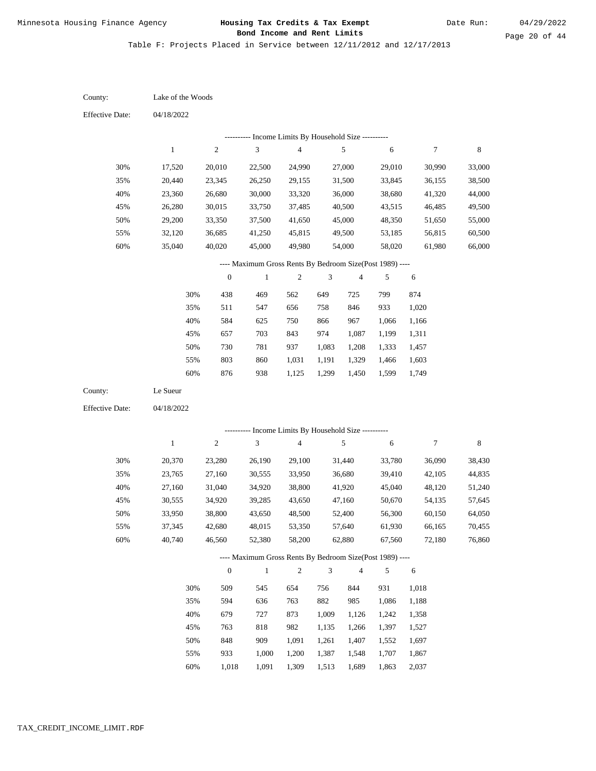Minnesota Housing Finance Agency

**Housing Tax Credits & Tax Exempt Bond Income and Rent Limits**

Date Run: 04/29/2022

Table F: Projects Placed in Service between 12/11/2012 and 12/17/2013

County: Lake of the Woods

Effective Date: 04/18/2022

---------- Income Limits By Household Size ----------

| | 1 | 2 | 3 | 4 | 5 | 6 | 7 | 8 |
|---|---|---|---|---|---|---|---|---|
| 30% | 17,520 | 20,010 | 22,500 | 24,990 | 27,000 | 29,010 | 30,990 | 33,000 |
| 35% | 20,440 | 23,345 | 26,250 | 29,155 | 31,500 | 33,845 | 36,155 | 38,500 |
| 40% | 23,360 | 26,680 | 30,000 | 33,320 | 36,000 | 38,680 | 41,320 | 44,000 |
| 45% | 26,280 | 30,015 | 33,750 | 37,485 | 40,500 | 43,515 | 46,485 | 49,500 |
| 50% | 29,200 | 33,350 | 37,500 | 41,650 | 45,000 | 48,350 | 51,650 | 55,000 |
| 55% | 32,120 | 36,685 | 41,250 | 45,815 | 49,500 | 53,185 | 56,815 | 60,500 |
| 60% | 35,040 | 40,020 | 45,000 | 49,980 | 54,000 | 58,020 | 61,980 | 66,000 |

---- Maximum Gross Rents By Bedroom Size(Post 1989) ----

| | 0 | 1 | 2 | 3 | 4 | 5 | 6 |
|---|---|---|---|---|---|---|---|
| 30% | 438 | 469 | 562 | 649 | 725 | 799 | 874 |
| 35% | 511 | 547 | 656 | 758 | 846 | 933 | 1,020 |
| 40% | 584 | 625 | 750 | 866 | 967 | 1,066 | 1,166 |
| 45% | 657 | 703 | 843 | 974 | 1,087 | 1,199 | 1,311 |
| 50% | 730 | 781 | 937 | 1,083 | 1,208 | 1,333 | 1,457 |
| 55% | 803 | 860 | 1,031 | 1,191 | 1,329 | 1,466 | 1,603 |
| 60% | 876 | 938 | 1,125 | 1,299 | 1,450 | 1,599 | 1,749 |

County: Le Sueur

Effective Date: 04/18/2022

---------- Income Limits By Household Size ----------

| | 1 | 2 | 3 | 4 | 5 | 6 | 7 | 8 |
|---|---|---|---|---|---|---|---|---|
| 30% | 20,370 | 23,280 | 26,190 | 29,100 | 31,440 | 33,780 | 36,090 | 38,430 |
| 35% | 23,765 | 27,160 | 30,555 | 33,950 | 36,680 | 39,410 | 42,105 | 44,835 |
| 40% | 27,160 | 31,040 | 34,920 | 38,800 | 41,920 | 45,040 | 48,120 | 51,240 |
| 45% | 30,555 | 34,920 | 39,285 | 43,650 | 47,160 | 50,670 | 54,135 | 57,645 |
| 50% | 33,950 | 38,800 | 43,650 | 48,500 | 52,400 | 56,300 | 60,150 | 64,050 |
| 55% | 37,345 | 42,680 | 48,015 | 53,350 | 57,640 | 61,930 | 66,165 | 70,455 |
| 60% | 40,740 | 46,560 | 52,380 | 58,200 | 62,880 | 67,560 | 72,180 | 76,860 |

---- Maximum Gross Rents By Bedroom Size(Post 1989) ----

| | 0 | 1 | 2 | 3 | 4 | 5 | 6 |
|---|---|---|---|---|---|---|---|
| 30% | 509 | 545 | 654 | 756 | 844 | 931 | 1,018 |
| 35% | 594 | 636 | 763 | 882 | 985 | 1,086 | 1,188 |
| 40% | 679 | 727 | 873 | 1,009 | 1,126 | 1,242 | 1,358 |
| 45% | 763 | 818 | 982 | 1,135 | 1,266 | 1,397 | 1,527 |
| 50% | 848 | 909 | 1,091 | 1,261 | 1,407 | 1,552 | 1,697 |
| 55% | 933 | 1,000 | 1,200 | 1,387 | 1,548 | 1,707 | 1,867 |
| 60% | 1,018 | 1,091 | 1,309 | 1,513 | 1,689 | 1,863 | 2,037 |

TAX_CREDIT_INCOME_LIMIT.RDF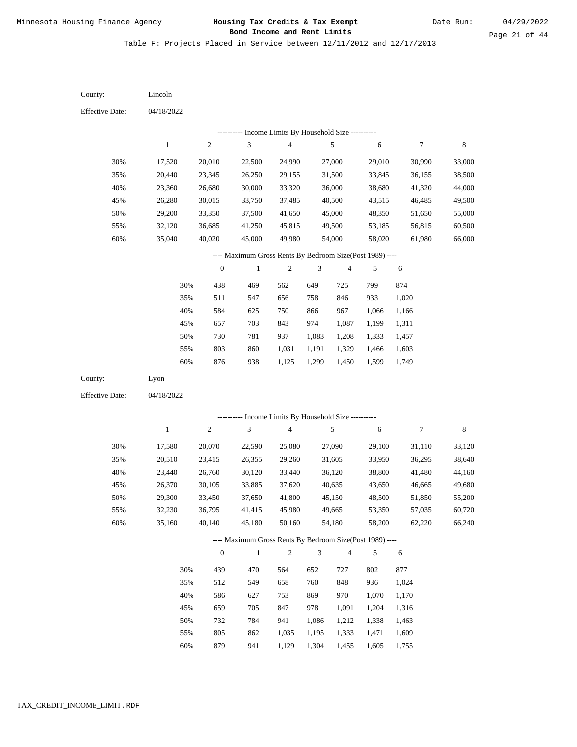Table F: Projects Placed in Service between 12/11/2012 and 12/17/2013

County: Lincoln

Effective Date: 04/18/2022

---------- Income Limits By Household Size ----------

| | 1 | 2 | 3 | 4 | 5 | 6 | 7 | 8 |
|---|---|---|---|---|---|---|---|---|
| 30% | 17,520 | 20,010 | 22,500 | 24,990 | 27,000 | 29,010 | 30,990 | 33,000 |
| 35% | 20,440 | 23,345 | 26,250 | 29,155 | 31,500 | 33,845 | 36,155 | 38,500 |
| 40% | 23,360 | 26,680 | 30,000 | 33,320 | 36,000 | 38,680 | 41,320 | 44,000 |
| 45% | 26,280 | 30,015 | 33,750 | 37,485 | 40,500 | 43,515 | 46,485 | 49,500 |
| 50% | 29,200 | 33,350 | 37,500 | 41,650 | 45,000 | 48,350 | 51,650 | 55,000 |
| 55% | 32,120 | 36,685 | 41,250 | 45,815 | 49,500 | 53,185 | 56,815 | 60,500 |
| 60% | 35,040 | 40,020 | 45,000 | 49,980 | 54,000 | 58,020 | 61,980 | 66,000 |

---- Maximum Gross Rents By Bedroom Size(Post 1989) ----

| | 0 | 1 | 2 | 3 | 4 | 5 | 6 |
|---|---|---|---|---|---|---|---|
| 30% | 438 | 469 | 562 | 649 | 725 | 799 | 874 |
| 35% | 511 | 547 | 656 | 758 | 846 | 933 | 1,020 |
| 40% | 584 | 625 | 750 | 866 | 967 | 1,066 | 1,166 |
| 45% | 657 | 703 | 843 | 974 | 1,087 | 1,199 | 1,311 |
| 50% | 730 | 781 | 937 | 1,083 | 1,208 | 1,333 | 1,457 |
| 55% | 803 | 860 | 1,031 | 1,191 | 1,329 | 1,466 | 1,603 |
| 60% | 876 | 938 | 1,125 | 1,299 | 1,450 | 1,599 | 1,749 |

County: Lyon

Effective Date: 04/18/2022

---------- Income Limits By Household Size ----------

| | 1 | 2 | 3 | 4 | 5 | 6 | 7 | 8 |
|---|---|---|---|---|---|---|---|---|
| 30% | 17,580 | 20,070 | 22,590 | 25,080 | 27,090 | 29,100 | 31,110 | 33,120 |
| 35% | 20,510 | 23,415 | 26,355 | 29,260 | 31,605 | 33,950 | 36,295 | 38,640 |
| 40% | 23,440 | 26,760 | 30,120 | 33,440 | 36,120 | 38,800 | 41,480 | 44,160 |
| 45% | 26,370 | 30,105 | 33,885 | 37,620 | 40,635 | 43,650 | 46,665 | 49,680 |
| 50% | 29,300 | 33,450 | 37,650 | 41,800 | 45,150 | 48,500 | 51,850 | 55,200 |
| 55% | 32,230 | 36,795 | 41,415 | 45,980 | 49,665 | 53,350 | 57,035 | 60,720 |
| 60% | 35,160 | 40,140 | 45,180 | 50,160 | 54,180 | 58,200 | 62,220 | 66,240 |

---- Maximum Gross Rents By Bedroom Size(Post 1989) ----

| | 0 | 1 | 2 | 3 | 4 | 5 | 6 |
|---|---|---|---|---|---|---|---|
| 30% | 439 | 470 | 564 | 652 | 727 | 802 | 877 |
| 35% | 512 | 549 | 658 | 760 | 848 | 936 | 1,024 |
| 40% | 586 | 627 | 753 | 869 | 970 | 1,070 | 1,170 |
| 45% | 659 | 705 | 847 | 978 | 1,091 | 1,204 | 1,316 |
| 50% | 732 | 784 | 941 | 1,086 | 1,212 | 1,338 | 1,463 |
| 55% | 805 | 862 | 1,035 | 1,195 | 1,333 | 1,471 | 1,609 |
| 60% | 879 | 941 | 1,129 | 1,304 | 1,455 | 1,605 | 1,755 |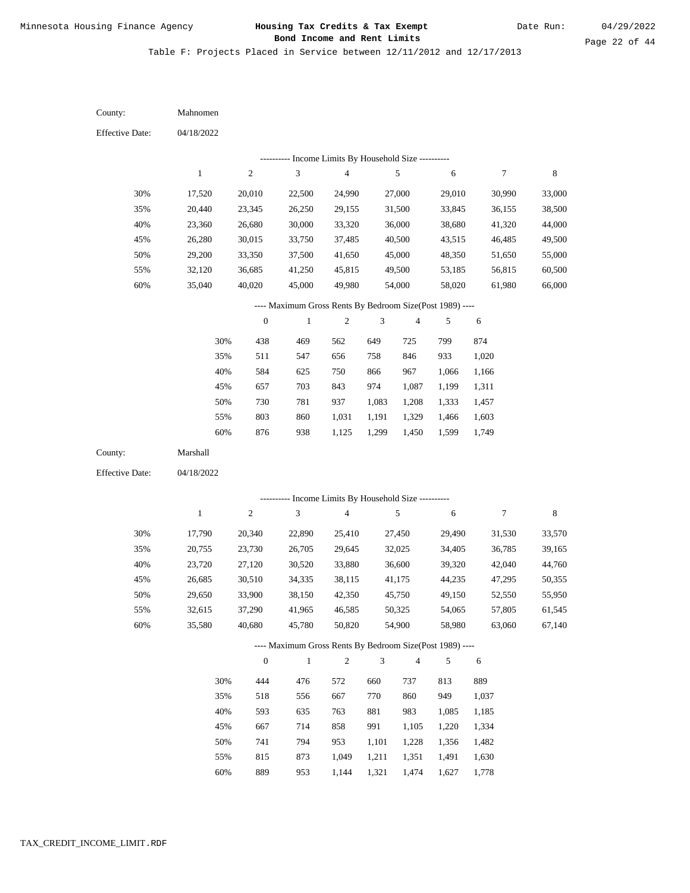Minnesota Housing Finance Agency

**Housing Tax Credits & Tax Exempt Bond Income and Rent Limits**

Date Run: 04/29/2022

Table F: Projects Placed in Service between 12/11/2012 and 12/17/2013

County: Mahnomen

Effective Date: 04/18/2022

---------- Income Limits By Household Size ----------

| | 1 | 2 | 3 | 4 | 5 | 6 | 7 | 8 |
|---|---|---|---|---|---|---|---|---|
| 30% | 17,520 | 20,010 | 22,500 | 24,990 | 27,000 | 29,010 | 30,990 | 33,000 |
| 35% | 20,440 | 23,345 | 26,250 | 29,155 | 31,500 | 33,845 | 36,155 | 38,500 |
| 40% | 23,360 | 26,680 | 30,000 | 33,320 | 36,000 | 38,680 | 41,320 | 44,000 |
| 45% | 26,280 | 30,015 | 33,750 | 37,485 | 40,500 | 43,515 | 46,485 | 49,500 |
| 50% | 29,200 | 33,350 | 37,500 | 41,650 | 45,000 | 48,350 | 51,650 | 55,000 |
| 55% | 32,120 | 36,685 | 41,250 | 45,815 | 49,500 | 53,185 | 56,815 | 60,500 |
| 60% | 35,040 | 40,020 | 45,000 | 49,980 | 54,000 | 58,020 | 61,980 | 66,000 |

---- Maximum Gross Rents By Bedroom Size(Post 1989) ----

| | 0 | 1 | 2 | 3 | 4 | 5 | 6 |
|---|---|---|---|---|---|---|---|
| 30% | 438 | 469 | 562 | 649 | 725 | 799 | 874 |
| 35% | 511 | 547 | 656 | 758 | 846 | 933 | 1,020 |
| 40% | 584 | 625 | 750 | 866 | 967 | 1,066 | 1,166 |
| 45% | 657 | 703 | 843 | 974 | 1,087 | 1,199 | 1,311 |
| 50% | 730 | 781 | 937 | 1,083 | 1,208 | 1,333 | 1,457 |
| 55% | 803 | 860 | 1,031 | 1,191 | 1,329 | 1,466 | 1,603 |
| 60% | 876 | 938 | 1,125 | 1,299 | 1,450 | 1,599 | 1,749 |

County: Marshall

Effective Date: 04/18/2022

---------- Income Limits By Household Size ----------

| | 1 | 2 | 3 | 4 | 5 | 6 | 7 | 8 |
|---|---|---|---|---|---|---|---|---|
| 30% | 17,790 | 20,340 | 22,890 | 25,410 | 27,450 | 29,490 | 31,530 | 33,570 |
| 35% | 20,755 | 23,730 | 26,705 | 29,645 | 32,025 | 34,405 | 36,785 | 39,165 |
| 40% | 23,720 | 27,120 | 30,520 | 33,880 | 36,600 | 39,320 | 42,040 | 44,760 |
| 45% | 26,685 | 30,510 | 34,335 | 38,115 | 41,175 | 44,235 | 47,295 | 50,355 |
| 50% | 29,650 | 33,900 | 38,150 | 42,350 | 45,750 | 49,150 | 52,550 | 55,950 |
| 55% | 32,615 | 37,290 | 41,965 | 46,585 | 50,325 | 54,065 | 57,805 | 61,545 |
| 60% | 35,580 | 40,680 | 45,780 | 50,820 | 54,900 | 58,980 | 63,060 | 67,140 |

---- Maximum Gross Rents By Bedroom Size(Post 1989) ----

| | 0 | 1 | 2 | 3 | 4 | 5 | 6 |
|---|---|---|---|---|---|---|---|
| 30% | 444 | 476 | 572 | 660 | 737 | 813 | 889 |
| 35% | 518 | 556 | 667 | 770 | 860 | 949 | 1,037 |
| 40% | 593 | 635 | 763 | 881 | 983 | 1,085 | 1,185 |
| 45% | 667 | 714 | 858 | 991 | 1,105 | 1,220 | 1,334 |
| 50% | 741 | 794 | 953 | 1,101 | 1,228 | 1,356 | 1,482 |
| 55% | 815 | 873 | 1,049 | 1,211 | 1,351 | 1,491 | 1,630 |
| 60% | 889 | 953 | 1,144 | 1,321 | 1,474 | 1,627 | 1,778 |

TAX_CREDIT_INCOME_LIMIT.RDF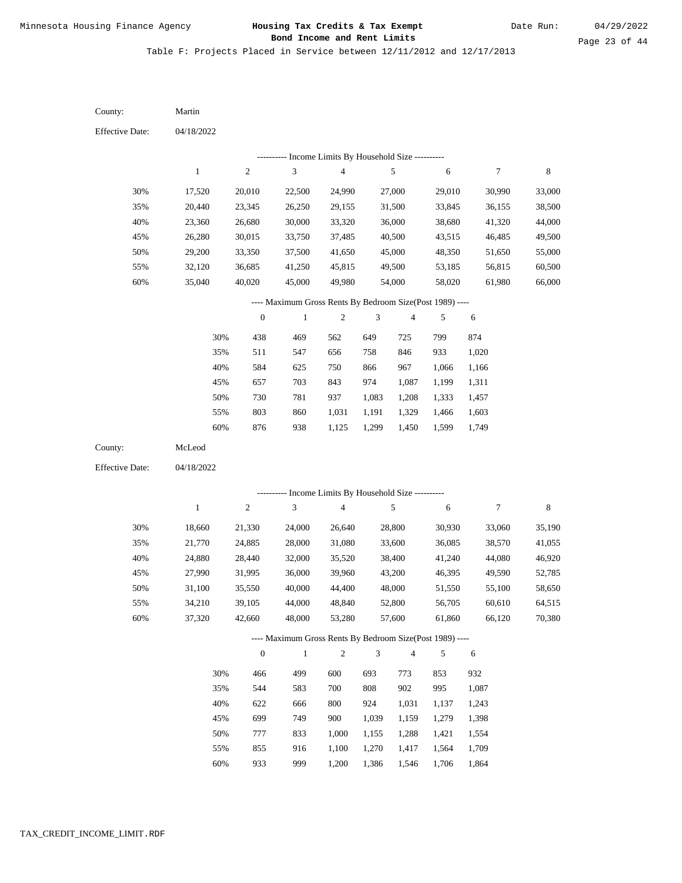Minnesota Housing Finance Agency

**Housing Tax Credits & Tax Exempt Bond Income and Rent Limits**

Date Run: 04/29/2022

Table F: Projects Placed in Service between 12/11/2012 and 12/17/2013

County: Martin

Effective Date: 04/18/2022

---------- Income Limits By Household Size ----------

| | 1 | 2 | 3 | 4 | 5 | 6 | 7 | 8 |
|---|---|---|---|---|---|---|---|---|
| 30% | 17,520 | 20,010 | 22,500 | 24,990 | 27,000 | 29,010 | 30,990 | 33,000 |
| 35% | 20,440 | 23,345 | 26,250 | 29,155 | 31,500 | 33,845 | 36,155 | 38,500 |
| 40% | 23,360 | 26,680 | 30,000 | 33,320 | 36,000 | 38,680 | 41,320 | 44,000 |
| 45% | 26,280 | 30,015 | 33,750 | 37,485 | 40,500 | 43,515 | 46,485 | 49,500 |
| 50% | 29,200 | 33,350 | 37,500 | 41,650 | 45,000 | 48,350 | 51,650 | 55,000 |
| 55% | 32,120 | 36,685 | 41,250 | 45,815 | 49,500 | 53,185 | 56,815 | 60,500 |
| 60% | 35,040 | 40,020 | 45,000 | 49,980 | 54,000 | 58,020 | 61,980 | 66,000 |

---- Maximum Gross Rents By Bedroom Size(Post 1989) ----

| | 0 | 1 | 2 | 3 | 4 | 5 | 6 |
|---|---|---|---|---|---|---|---|
| 30% | 438 | 469 | 562 | 649 | 725 | 799 | 874 |
| 35% | 511 | 547 | 656 | 758 | 846 | 933 | 1,020 |
| 40% | 584 | 625 | 750 | 866 | 967 | 1,066 | 1,166 |
| 45% | 657 | 703 | 843 | 974 | 1,087 | 1,199 | 1,311 |
| 50% | 730 | 781 | 937 | 1,083 | 1,208 | 1,333 | 1,457 |
| 55% | 803 | 860 | 1,031 | 1,191 | 1,329 | 1,466 | 1,603 |
| 60% | 876 | 938 | 1,125 | 1,299 | 1,450 | 1,599 | 1,749 |

County: McLeod

Effective Date: 04/18/2022

---------- Income Limits By Household Size ----------

| | 1 | 2 | 3 | 4 | 5 | 6 | 7 | 8 |
|---|---|---|---|---|---|---|---|---|
| 30% | 18,660 | 21,330 | 24,000 | 26,640 | 28,800 | 30,930 | 33,060 | 35,190 |
| 35% | 21,770 | 24,885 | 28,000 | 31,080 | 33,600 | 36,085 | 38,570 | 41,055 |
| 40% | 24,880 | 28,440 | 32,000 | 35,520 | 38,400 | 41,240 | 44,080 | 46,920 |
| 45% | 27,990 | 31,995 | 36,000 | 39,960 | 43,200 | 46,395 | 49,590 | 52,785 |
| 50% | 31,100 | 35,550 | 40,000 | 44,400 | 48,000 | 51,550 | 55,100 | 58,650 |
| 55% | 34,210 | 39,105 | 44,000 | 48,840 | 52,800 | 56,705 | 60,610 | 64,515 |
| 60% | 37,320 | 42,660 | 48,000 | 53,280 | 57,600 | 61,860 | 66,120 | 70,380 |

---- Maximum Gross Rents By Bedroom Size(Post 1989) ----

| | 0 | 1 | 2 | 3 | 4 | 5 | 6 |
|---|---|---|---|---|---|---|---|
| 30% | 466 | 499 | 600 | 693 | 773 | 853 | 932 |
| 35% | 544 | 583 | 700 | 808 | 902 | 995 | 1,087 |
| 40% | 622 | 666 | 800 | 924 | 1,031 | 1,137 | 1,243 |
| 45% | 699 | 749 | 900 | 1,039 | 1,159 | 1,279 | 1,398 |
| 50% | 777 | 833 | 1,000 | 1,155 | 1,288 | 1,421 | 1,554 |
| 55% | 855 | 916 | 1,100 | 1,270 | 1,417 | 1,564 | 1,709 |
| 60% | 933 | 999 | 1,200 | 1,386 | 1,546 | 1,706 | 1,864 |

TAX_CREDIT_INCOME_LIMIT.RDF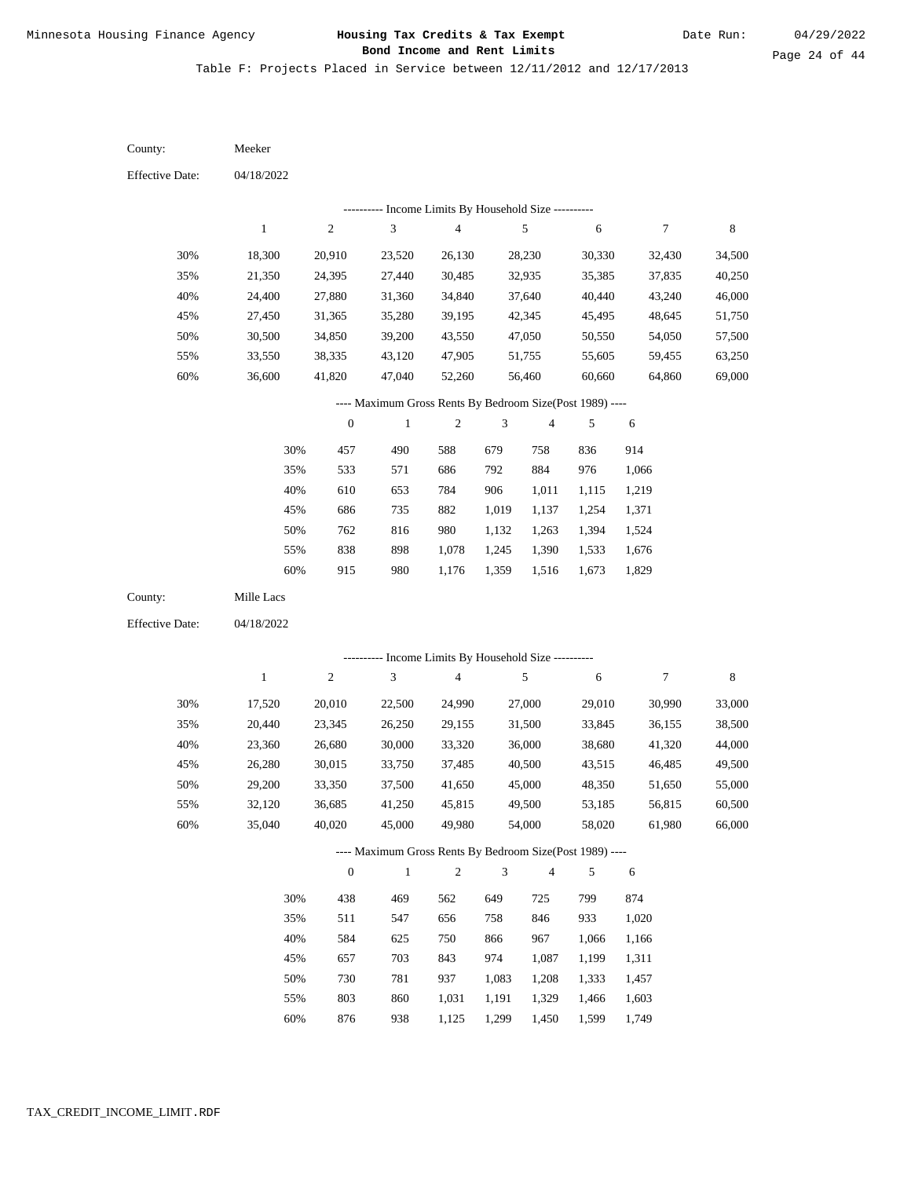Table F: Projects Placed in Service between 12/11/2012 and 12/17/2013

County: Meeker

Effective Date: 04/18/2022

---------- Income Limits By Household Size ----------

| | 1 | 2 | 3 | 4 | 5 | 6 | 7 | 8 |
|---|---|---|---|---|---|---|---|---|
| 30% | 18,300 | 20,910 | 23,520 | 26,130 | 28,230 | 30,330 | 32,430 | 34,500 |
| 35% | 21,350 | 24,395 | 27,440 | 30,485 | 32,935 | 35,385 | 37,835 | 40,250 |
| 40% | 24,400 | 27,880 | 31,360 | 34,840 | 37,640 | 40,440 | 43,240 | 46,000 |
| 45% | 27,450 | 31,365 | 35,280 | 39,195 | 42,345 | 45,495 | 48,645 | 51,750 |
| 50% | 30,500 | 34,850 | 39,200 | 43,550 | 47,050 | 50,550 | 54,050 | 57,500 |
| 55% | 33,550 | 38,335 | 43,120 | 47,905 | 51,755 | 55,605 | 59,455 | 63,250 |
| 60% | 36,600 | 41,820 | 47,040 | 52,260 | 56,460 | 60,660 | 64,860 | 69,000 |

---- Maximum Gross Rents By Bedroom Size(Post 1989) ----

| | 0 | 1 | 2 | 3 | 4 | 5 | 6 |
|---|---|---|---|---|---|---|---|
| 30% | 457 | 490 | 588 | 679 | 758 | 836 | 914 |
| 35% | 533 | 571 | 686 | 792 | 884 | 976 | 1,066 |
| 40% | 610 | 653 | 784 | 906 | 1,011 | 1,115 | 1,219 |
| 45% | 686 | 735 | 882 | 1,019 | 1,137 | 1,254 | 1,371 |
| 50% | 762 | 816 | 980 | 1,132 | 1,263 | 1,394 | 1,524 |
| 55% | 838 | 898 | 1,078 | 1,245 | 1,390 | 1,533 | 1,676 |
| 60% | 915 | 980 | 1,176 | 1,359 | 1,516 | 1,673 | 1,829 |

County: Mille Lacs

Effective Date: 04/18/2022

---------- Income Limits By Household Size ----------

| | 1 | 2 | 3 | 4 | 5 | 6 | 7 | 8 |
|---|---|---|---|---|---|---|---|---|
| 30% | 17,520 | 20,010 | 22,500 | 24,990 | 27,000 | 29,010 | 30,990 | 33,000 |
| 35% | 20,440 | 23,345 | 26,250 | 29,155 | 31,500 | 33,845 | 36,155 | 38,500 |
| 40% | 23,360 | 26,680 | 30,000 | 33,320 | 36,000 | 38,680 | 41,320 | 44,000 |
| 45% | 26,280 | 30,015 | 33,750 | 37,485 | 40,500 | 43,515 | 46,485 | 49,500 |
| 50% | 29,200 | 33,350 | 37,500 | 41,650 | 45,000 | 48,350 | 51,650 | 55,000 |
| 55% | 32,120 | 36,685 | 41,250 | 45,815 | 49,500 | 53,185 | 56,815 | 60,500 |
| 60% | 35,040 | 40,020 | 45,000 | 49,980 | 54,000 | 58,020 | 61,980 | 66,000 |

---- Maximum Gross Rents By Bedroom Size(Post 1989) ----

| | 0 | 1 | 2 | 3 | 4 | 5 | 6 |
|---|---|---|---|---|---|---|---|
| 30% | 438 | 469 | 562 | 649 | 725 | 799 | 874 |
| 35% | 511 | 547 | 656 | 758 | 846 | 933 | 1,020 |
| 40% | 584 | 625 | 750 | 866 | 967 | 1,066 | 1,166 |
| 45% | 657 | 703 | 843 | 974 | 1,087 | 1,199 | 1,311 |
| 50% | 730 | 781 | 937 | 1,083 | 1,208 | 1,333 | 1,457 |
| 55% | 803 | 860 | 1,031 | 1,191 | 1,329 | 1,466 | 1,603 |
| 60% | 876 | 938 | 1,125 | 1,299 | 1,450 | 1,599 | 1,749 |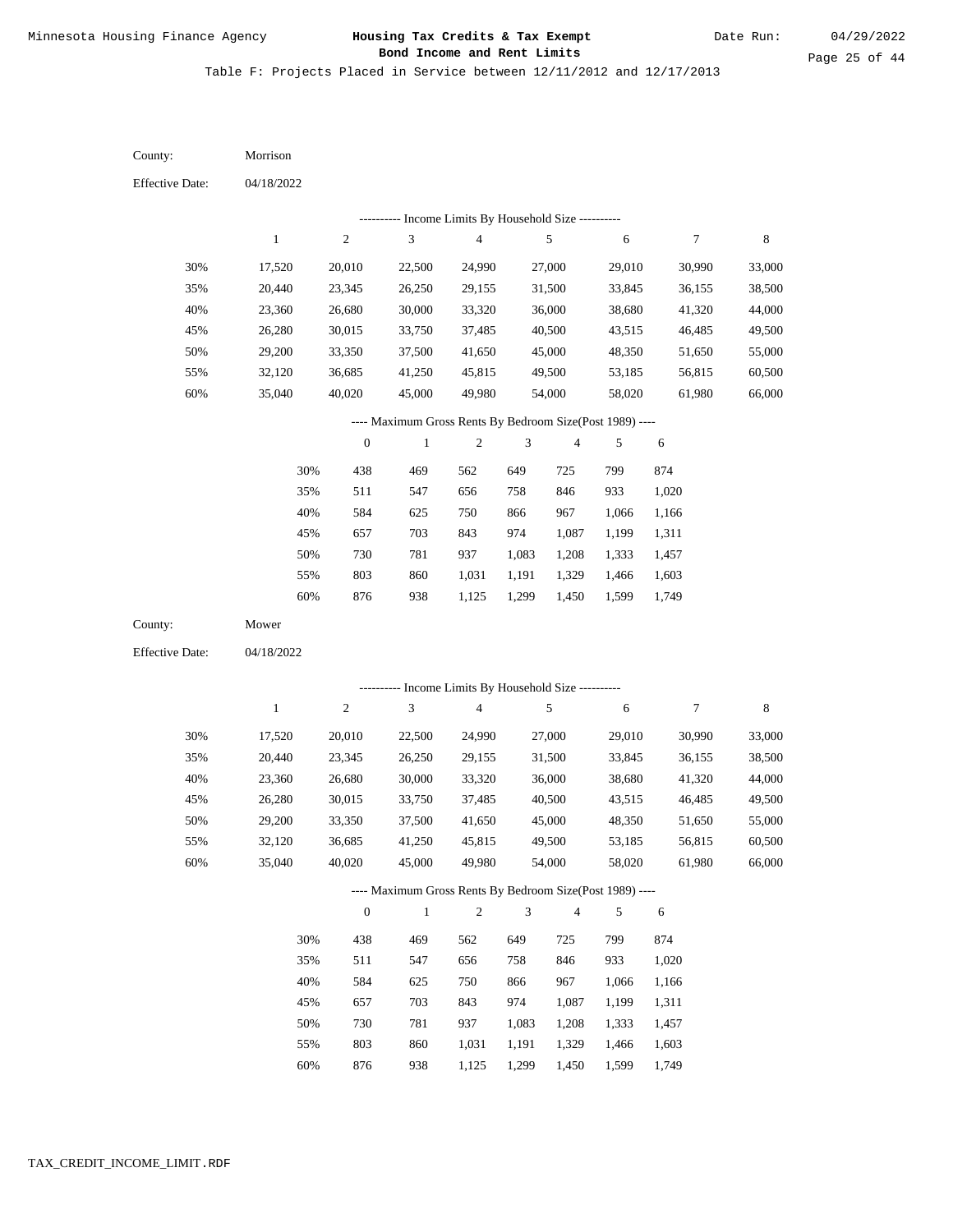Minnesota Housing Finance Agency

**Housing Tax Credits & Tax Exempt Bond Income and Rent Limits**

Date Run: 04/29/2022

Table F: Projects Placed in Service between 12/11/2012 and 12/17/2013

County: Morrison

Effective Date: 04/18/2022

---------- Income Limits By Household Size ----------

| | 1 | 2 | 3 | 4 | 5 | 6 | 7 | 8 |
|---|---|---|---|---|---|---|---|---|
| 30% | 17,520 | 20,010 | 22,500 | 24,990 | 27,000 | 29,010 | 30,990 | 33,000 |
| 35% | 20,440 | 23,345 | 26,250 | 29,155 | 31,500 | 33,845 | 36,155 | 38,500 |
| 40% | 23,360 | 26,680 | 30,000 | 33,320 | 36,000 | 38,680 | 41,320 | 44,000 |
| 45% | 26,280 | 30,015 | 33,750 | 37,485 | 40,500 | 43,515 | 46,485 | 49,500 |
| 50% | 29,200 | 33,350 | 37,500 | 41,650 | 45,000 | 48,350 | 51,650 | 55,000 |
| 55% | 32,120 | 36,685 | 41,250 | 45,815 | 49,500 | 53,185 | 56,815 | 60,500 |
| 60% | 35,040 | 40,020 | 45,000 | 49,980 | 54,000 | 58,020 | 61,980 | 66,000 |

---- Maximum Gross Rents By Bedroom Size(Post 1989) ----

| | 0 | 1 | 2 | 3 | 4 | 5 | 6 |
|---|---|---|---|---|---|---|---|
| 30% | 438 | 469 | 562 | 649 | 725 | 799 | 874 |
| 35% | 511 | 547 | 656 | 758 | 846 | 933 | 1,020 |
| 40% | 584 | 625 | 750 | 866 | 967 | 1,066 | 1,166 |
| 45% | 657 | 703 | 843 | 974 | 1,087 | 1,199 | 1,311 |
| 50% | 730 | 781 | 937 | 1,083 | 1,208 | 1,333 | 1,457 |
| 55% | 803 | 860 | 1,031 | 1,191 | 1,329 | 1,466 | 1,603 |
| 60% | 876 | 938 | 1,125 | 1,299 | 1,450 | 1,599 | 1,749 |

County: Mower

Effective Date: 04/18/2022

---------- Income Limits By Household Size ----------

| | 1 | 2 | 3 | 4 | 5 | 6 | 7 | 8 |
|---|---|---|---|---|---|---|---|---|
| 30% | 17,520 | 20,010 | 22,500 | 24,990 | 27,000 | 29,010 | 30,990 | 33,000 |
| 35% | 20,440 | 23,345 | 26,250 | 29,155 | 31,500 | 33,845 | 36,155 | 38,500 |
| 40% | 23,360 | 26,680 | 30,000 | 33,320 | 36,000 | 38,680 | 41,320 | 44,000 |
| 45% | 26,280 | 30,015 | 33,750 | 37,485 | 40,500 | 43,515 | 46,485 | 49,500 |
| 50% | 29,200 | 33,350 | 37,500 | 41,650 | 45,000 | 48,350 | 51,650 | 55,000 |
| 55% | 32,120 | 36,685 | 41,250 | 45,815 | 49,500 | 53,185 | 56,815 | 60,500 |
| 60% | 35,040 | 40,020 | 45,000 | 49,980 | 54,000 | 58,020 | 61,980 | 66,000 |

---- Maximum Gross Rents By Bedroom Size(Post 1989) ----

| | 0 | 1 | 2 | 3 | 4 | 5 | 6 |
|---|---|---|---|---|---|---|---|
| 30% | 438 | 469 | 562 | 649 | 725 | 799 | 874 |
| 35% | 511 | 547 | 656 | 758 | 846 | 933 | 1,020 |
| 40% | 584 | 625 | 750 | 866 | 967 | 1,066 | 1,166 |
| 45% | 657 | 703 | 843 | 974 | 1,087 | 1,199 | 1,311 |
| 50% | 730 | 781 | 937 | 1,083 | 1,208 | 1,333 | 1,457 |
| 55% | 803 | 860 | 1,031 | 1,191 | 1,329 | 1,466 | 1,603 |
| 60% | 876 | 938 | 1,125 | 1,299 | 1,450 | 1,599 | 1,749 |

TAX_CREDIT_INCOME_LIMIT.RDF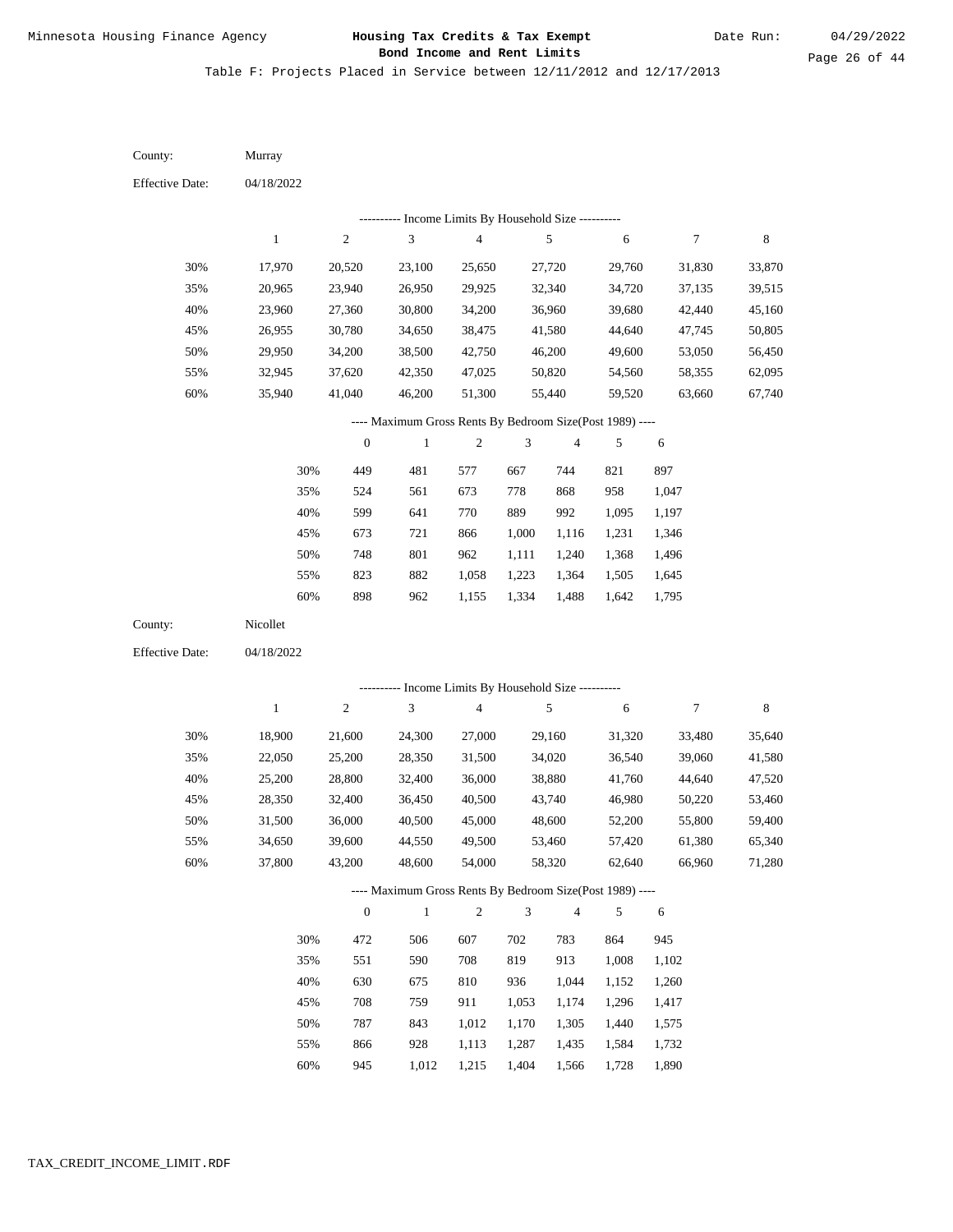Table F: Projects Placed in Service between 12/11/2012 and 12/17/2013

County: Murray

Effective Date: 04/18/2022

---------- Income Limits By Household Size ----------

| | 1 | 2 | 3 | 4 | 5 | 6 | 7 | 8 |
|---|---|---|---|---|---|---|---|---|
| 30% | 17,970 | 20,520 | 23,100 | 25,650 | 27,720 | 29,760 | 31,830 | 33,870 |
| 35% | 20,965 | 23,940 | 26,950 | 29,925 | 32,340 | 34,720 | 37,135 | 39,515 |
| 40% | 23,960 | 27,360 | 30,800 | 34,200 | 36,960 | 39,680 | 42,440 | 45,160 |
| 45% | 26,955 | 30,780 | 34,650 | 38,475 | 41,580 | 44,640 | 47,745 | 50,805 |
| 50% | 29,950 | 34,200 | 38,500 | 42,750 | 46,200 | 49,600 | 53,050 | 56,450 |
| 55% | 32,945 | 37,620 | 42,350 | 47,025 | 50,820 | 54,560 | 58,355 | 62,095 |
| 60% | 35,940 | 41,040 | 46,200 | 51,300 | 55,440 | 59,520 | 63,660 | 67,740 |

---- Maximum Gross Rents By Bedroom Size(Post 1989) ----

| | 0 | 1 | 2 | 3 | 4 | 5 | 6 |
|---|---|---|---|---|---|---|---|
| 30% | 449 | 481 | 577 | 667 | 744 | 821 | 897 |
| 35% | 524 | 561 | 673 | 778 | 868 | 958 | 1,047 |
| 40% | 599 | 641 | 770 | 889 | 992 | 1,095 | 1,197 |
| 45% | 673 | 721 | 866 | 1,000 | 1,116 | 1,231 | 1,346 |
| 50% | 748 | 801 | 962 | 1,111 | 1,240 | 1,368 | 1,496 |
| 55% | 823 | 882 | 1,058 | 1,223 | 1,364 | 1,505 | 1,645 |
| 60% | 898 | 962 | 1,155 | 1,334 | 1,488 | 1,642 | 1,795 |

County: Nicollet

Effective Date: 04/18/2022

---------- Income Limits By Household Size ----------

| | 1 | 2 | 3 | 4 | 5 | 6 | 7 | 8 |
|---|---|---|---|---|---|---|---|---|
| 30% | 18,900 | 21,600 | 24,300 | 27,000 | 29,160 | 31,320 | 33,480 | 35,640 |
| 35% | 22,050 | 25,200 | 28,350 | 31,500 | 34,020 | 36,540 | 39,060 | 41,580 |
| 40% | 25,200 | 28,800 | 32,400 | 36,000 | 38,880 | 41,760 | 44,640 | 47,520 |
| 45% | 28,350 | 32,400 | 36,450 | 40,500 | 43,740 | 46,980 | 50,220 | 53,460 |
| 50% | 31,500 | 36,000 | 40,500 | 45,000 | 48,600 | 52,200 | 55,800 | 59,400 |
| 55% | 34,650 | 39,600 | 44,550 | 49,500 | 53,460 | 57,420 | 61,380 | 65,340 |
| 60% | 37,800 | 43,200 | 48,600 | 54,000 | 58,320 | 62,640 | 66,960 | 71,280 |

---- Maximum Gross Rents By Bedroom Size(Post 1989) ----

| | 0 | 1 | 2 | 3 | 4 | 5 | 6 |
|---|---|---|---|---|---|---|---|
| 30% | 472 | 506 | 607 | 702 | 783 | 864 | 945 |
| 35% | 551 | 590 | 708 | 819 | 913 | 1,008 | 1,102 |
| 40% | 630 | 675 | 810 | 936 | 1,044 | 1,152 | 1,260 |
| 45% | 708 | 759 | 911 | 1,053 | 1,174 | 1,296 | 1,417 |
| 50% | 787 | 843 | 1,012 | 1,170 | 1,305 | 1,440 | 1,575 |
| 55% | 866 | 928 | 1,113 | 1,287 | 1,435 | 1,584 | 1,732 |
| 60% | 945 | 1,012 | 1,215 | 1,404 | 1,566 | 1,728 | 1,890 |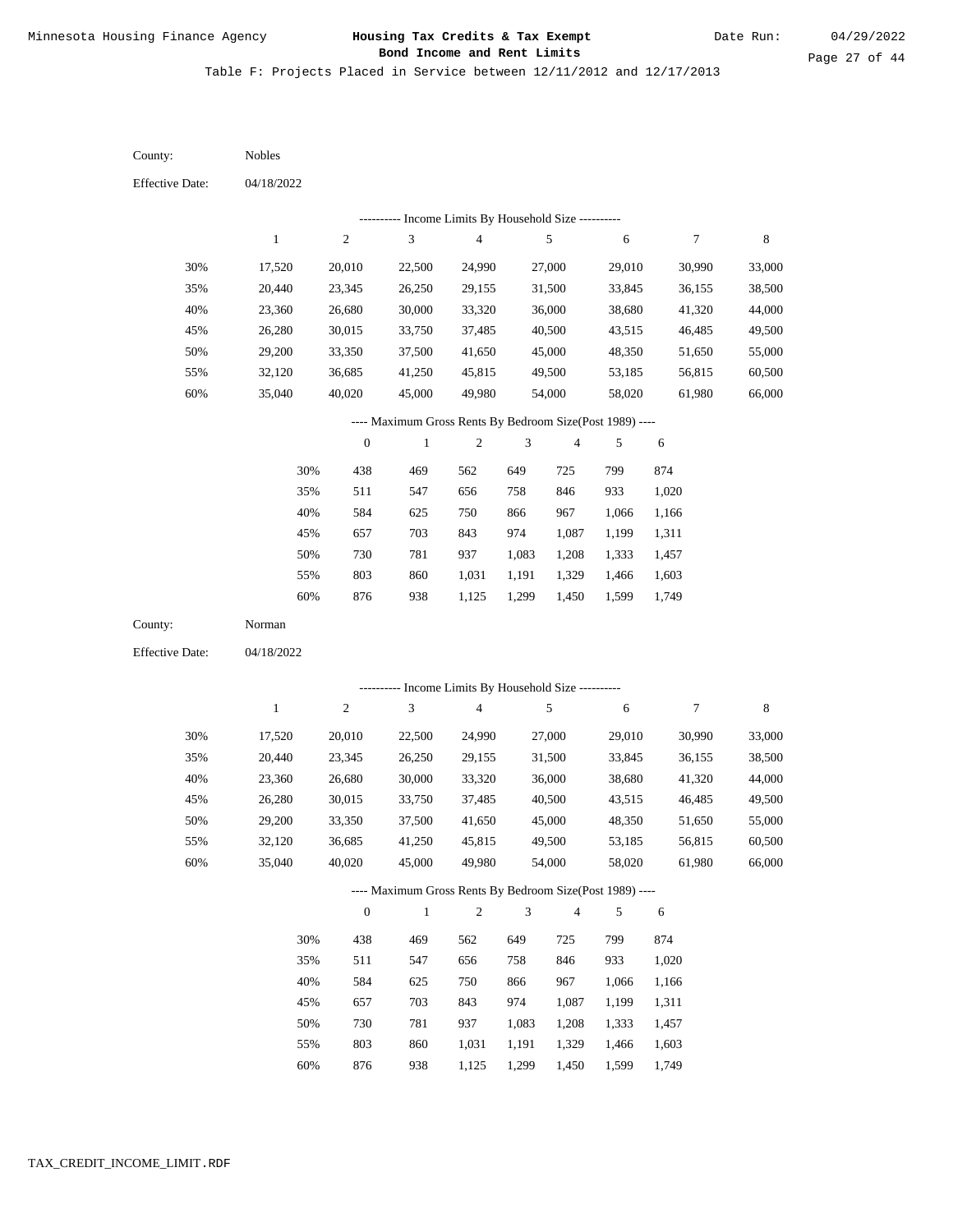Minnesota Housing Finance Agency

**Housing Tax Credits & Tax Exempt Bond Income and Rent Limits**

Date Run: 04/29/2022

Table F: Projects Placed in Service between 12/11/2012 and 12/17/2013

County: Nobles

Effective Date: 04/18/2022

---------- Income Limits By Household Size ----------

| | 1 | 2 | 3 | 4 | 5 | 6 | 7 | 8 |
|---|---|---|---|---|---|---|---|---|
| 30% | 17,520 | 20,010 | 22,500 | 24,990 | 27,000 | 29,010 | 30,990 | 33,000 |
| 35% | 20,440 | 23,345 | 26,250 | 29,155 | 31,500 | 33,845 | 36,155 | 38,500 |
| 40% | 23,360 | 26,680 | 30,000 | 33,320 | 36,000 | 38,680 | 41,320 | 44,000 |
| 45% | 26,280 | 30,015 | 33,750 | 37,485 | 40,500 | 43,515 | 46,485 | 49,500 |
| 50% | 29,200 | 33,350 | 37,500 | 41,650 | 45,000 | 48,350 | 51,650 | 55,000 |
| 55% | 32,120 | 36,685 | 41,250 | 45,815 | 49,500 | 53,185 | 56,815 | 60,500 |
| 60% | 35,040 | 40,020 | 45,000 | 49,980 | 54,000 | 58,020 | 61,980 | 66,000 |

---- Maximum Gross Rents By Bedroom Size(Post 1989) ----

| | 0 | 1 | 2 | 3 | 4 | 5 | 6 |
|---|---|---|---|---|---|---|---|
| 30% | 438 | 469 | 562 | 649 | 725 | 799 | 874 |
| 35% | 511 | 547 | 656 | 758 | 846 | 933 | 1,020 |
| 40% | 584 | 625 | 750 | 866 | 967 | 1,066 | 1,166 |
| 45% | 657 | 703 | 843 | 974 | 1,087 | 1,199 | 1,311 |
| 50% | 730 | 781 | 937 | 1,083 | 1,208 | 1,333 | 1,457 |
| 55% | 803 | 860 | 1,031 | 1,191 | 1,329 | 1,466 | 1,603 |
| 60% | 876 | 938 | 1,125 | 1,299 | 1,450 | 1,599 | 1,749 |

County: Norman

Effective Date: 04/18/2022

---------- Income Limits By Household Size ----------

| | 1 | 2 | 3 | 4 | 5 | 6 | 7 | 8 |
|---|---|---|---|---|---|---|---|---|
| 30% | 17,520 | 20,010 | 22,500 | 24,990 | 27,000 | 29,010 | 30,990 | 33,000 |
| 35% | 20,440 | 23,345 | 26,250 | 29,155 | 31,500 | 33,845 | 36,155 | 38,500 |
| 40% | 23,360 | 26,680 | 30,000 | 33,320 | 36,000 | 38,680 | 41,320 | 44,000 |
| 45% | 26,280 | 30,015 | 33,750 | 37,485 | 40,500 | 43,515 | 46,485 | 49,500 |
| 50% | 29,200 | 33,350 | 37,500 | 41,650 | 45,000 | 48,350 | 51,650 | 55,000 |
| 55% | 32,120 | 36,685 | 41,250 | 45,815 | 49,500 | 53,185 | 56,815 | 60,500 |
| 60% | 35,040 | 40,020 | 45,000 | 49,980 | 54,000 | 58,020 | 61,980 | 66,000 |

---- Maximum Gross Rents By Bedroom Size(Post 1989) ----

| | 0 | 1 | 2 | 3 | 4 | 5 | 6 |
|---|---|---|---|---|---|---|---|
| 30% | 438 | 469 | 562 | 649 | 725 | 799 | 874 |
| 35% | 511 | 547 | 656 | 758 | 846 | 933 | 1,020 |
| 40% | 584 | 625 | 750 | 866 | 967 | 1,066 | 1,166 |
| 45% | 657 | 703 | 843 | 974 | 1,087 | 1,199 | 1,311 |
| 50% | 730 | 781 | 937 | 1,083 | 1,208 | 1,333 | 1,457 |
| 55% | 803 | 860 | 1,031 | 1,191 | 1,329 | 1,466 | 1,603 |
| 60% | 876 | 938 | 1,125 | 1,299 | 1,450 | 1,599 | 1,749 |

TAX_CREDIT_INCOME_LIMIT.RDF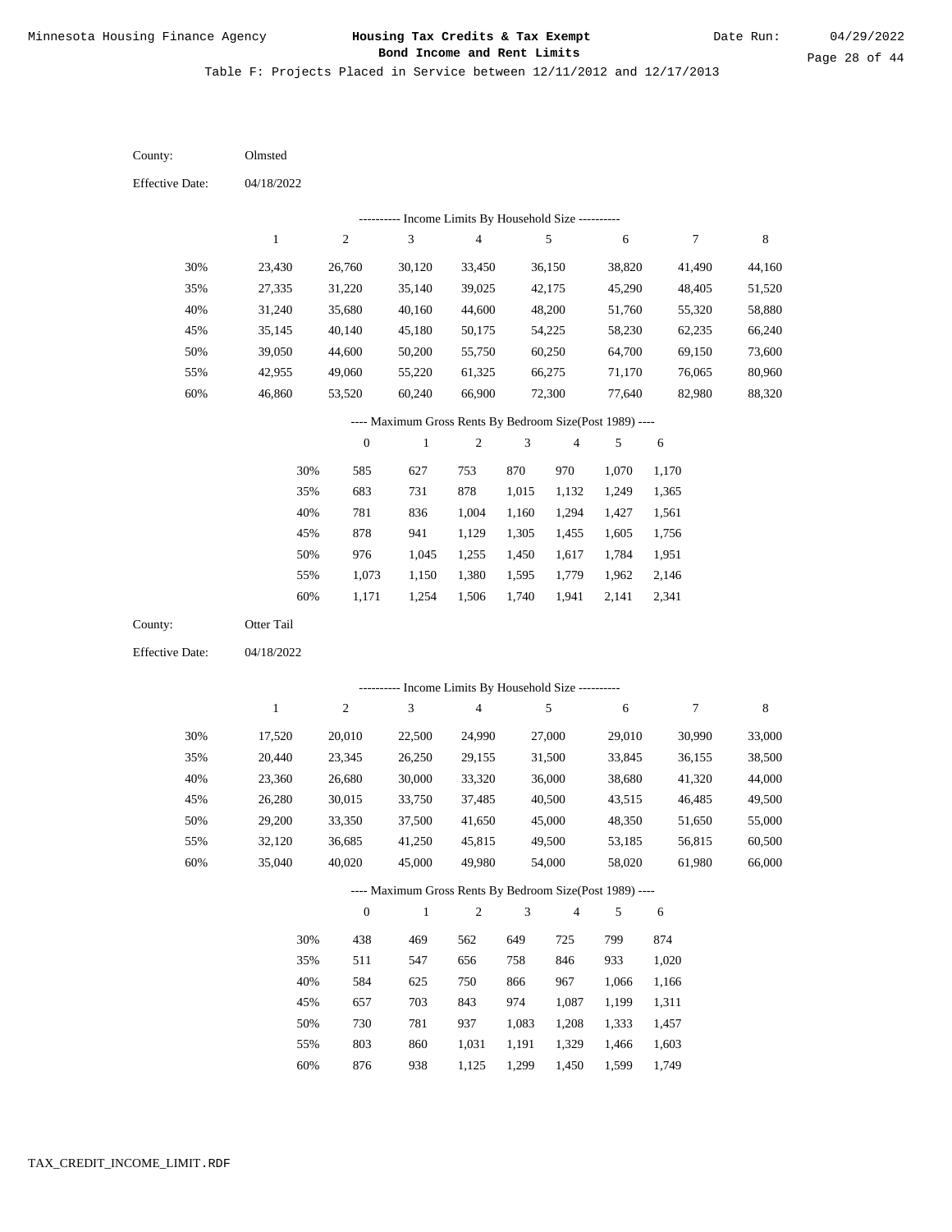Table F: Projects Placed in Service between 12/11/2012 and 12/17/2013

County: Olmsted

Effective Date: 04/18/2022

---------- Income Limits By Household Size ----------

| | 1 | 2 | 3 | 4 | 5 | 6 | 7 | 8 |
|---|---|---|---|---|---|---|---|---|
| 30% | 23,430 | 26,760 | 30,120 | 33,450 | 36,150 | 38,820 | 41,490 | 44,160 |
| 35% | 27,335 | 31,220 | 35,140 | 39,025 | 42,175 | 45,290 | 48,405 | 51,520 |
| 40% | 31,240 | 35,680 | 40,160 | 44,600 | 48,200 | 51,760 | 55,320 | 58,880 |
| 45% | 35,145 | 40,140 | 45,180 | 50,175 | 54,225 | 58,230 | 62,235 | 66,240 |
| 50% | 39,050 | 44,600 | 50,200 | 55,750 | 60,250 | 64,700 | 69,150 | 73,600 |
| 55% | 42,955 | 49,060 | 55,220 | 61,325 | 66,275 | 71,170 | 76,065 | 80,960 |
| 60% | 46,860 | 53,520 | 60,240 | 66,900 | 72,300 | 77,640 | 82,980 | 88,320 |

---- Maximum Gross Rents By Bedroom Size(Post 1989) ----

| | 0 | 1 | 2 | 3 | 4 | 5 | 6 |
|---|---|---|---|---|---|---|---|
| 30% | 585 | 627 | 753 | 870 | 970 | 1,070 | 1,170 |
| 35% | 683 | 731 | 878 | 1,015 | 1,132 | 1,249 | 1,365 |
| 40% | 781 | 836 | 1,004 | 1,160 | 1,294 | 1,427 | 1,561 |
| 45% | 878 | 941 | 1,129 | 1,305 | 1,455 | 1,605 | 1,756 |
| 50% | 976 | 1,045 | 1,255 | 1,450 | 1,617 | 1,784 | 1,951 |
| 55% | 1,073 | 1,150 | 1,380 | 1,595 | 1,779 | 1,962 | 2,146 |
| 60% | 1,171 | 1,254 | 1,506 | 1,740 | 1,941 | 2,141 | 2,341 |

County: Otter Tail

Effective Date: 04/18/2022

---------- Income Limits By Household Size ----------

| | 1 | 2 | 3 | 4 | 5 | 6 | 7 | 8 |
|---|---|---|---|---|---|---|---|---|
| 30% | 17,520 | 20,010 | 22,500 | 24,990 | 27,000 | 29,010 | 30,990 | 33,000 |
| 35% | 20,440 | 23,345 | 26,250 | 29,155 | 31,500 | 33,845 | 36,155 | 38,500 |
| 40% | 23,360 | 26,680 | 30,000 | 33,320 | 36,000 | 38,680 | 41,320 | 44,000 |
| 45% | 26,280 | 30,015 | 33,750 | 37,485 | 40,500 | 43,515 | 46,485 | 49,500 |
| 50% | 29,200 | 33,350 | 37,500 | 41,650 | 45,000 | 48,350 | 51,650 | 55,000 |
| 55% | 32,120 | 36,685 | 41,250 | 45,815 | 49,500 | 53,185 | 56,815 | 60,500 |
| 60% | 35,040 | 40,020 | 45,000 | 49,980 | 54,000 | 58,020 | 61,980 | 66,000 |

---- Maximum Gross Rents By Bedroom Size(Post 1989) ----

| | 0 | 1 | 2 | 3 | 4 | 5 | 6 |
|---|---|---|---|---|---|---|---|
| 30% | 438 | 469 | 562 | 649 | 725 | 799 | 874 |
| 35% | 511 | 547 | 656 | 758 | 846 | 933 | 1,020 |
| 40% | 584 | 625 | 750 | 866 | 967 | 1,066 | 1,166 |
| 45% | 657 | 703 | 843 | 974 | 1,087 | 1,199 | 1,311 |
| 50% | 730 | 781 | 937 | 1,083 | 1,208 | 1,333 | 1,457 |
| 55% | 803 | 860 | 1,031 | 1,191 | 1,329 | 1,466 | 1,603 |
| 60% | 876 | 938 | 1,125 | 1,299 | 1,450 | 1,599 | 1,749 |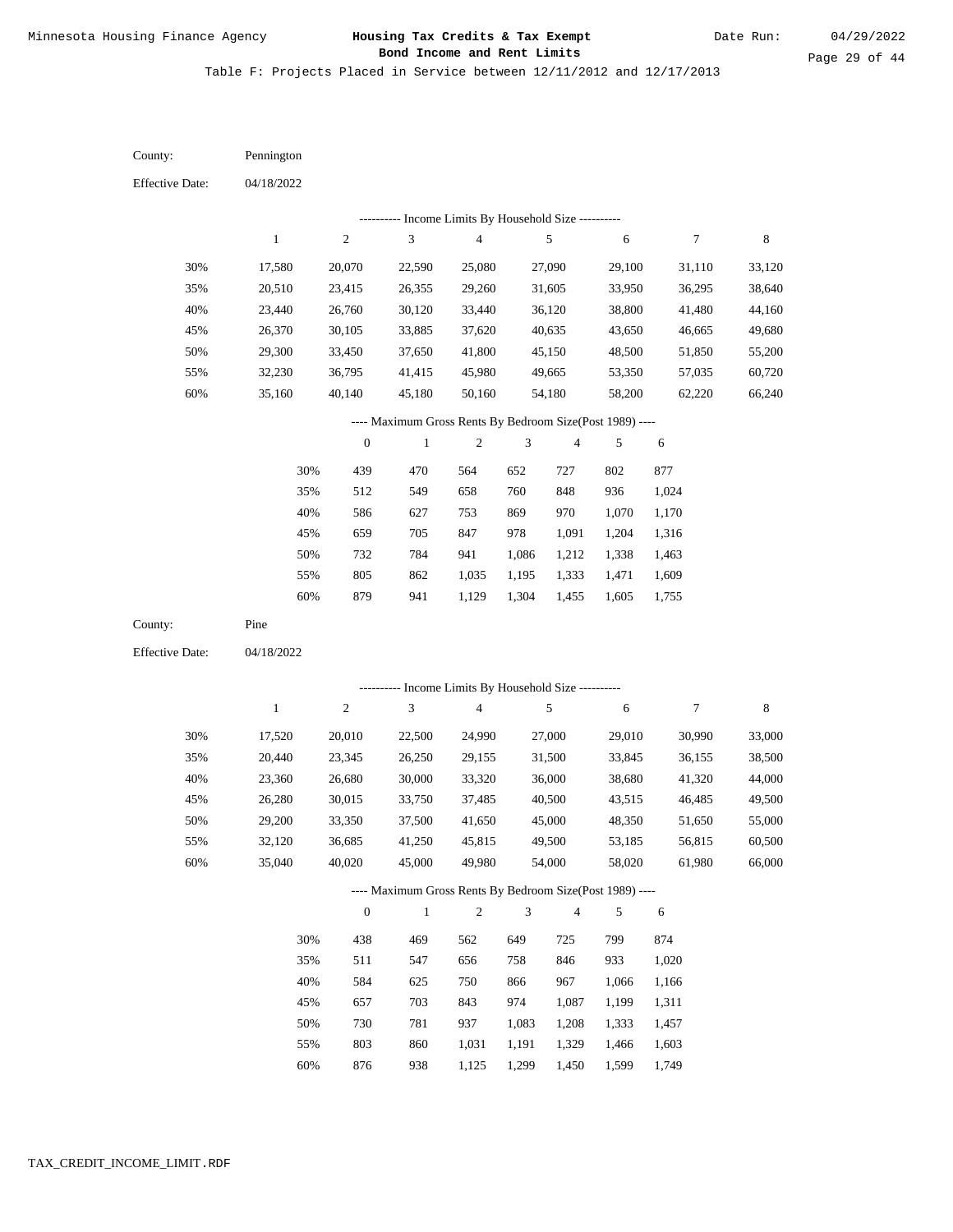Minnesota Housing Finance Agency

**Housing Tax Credits & Tax Exempt Bond Income and Rent Limits**

Date Run: 04/29/2022

Table F: Projects Placed in Service between 12/11/2012 and 12/17/2013

County: Pennington

Effective Date: 04/18/2022

---------- Income Limits By Household Size ----------

| | 1 | 2 | 3 | 4 | 5 | 6 | 7 | 8 |
|---|---|---|---|---|---|---|---|---|
| 30% | 17,580 | 20,070 | 22,590 | 25,080 | 27,090 | 29,100 | 31,110 | 33,120 |
| 35% | 20,510 | 23,415 | 26,355 | 29,260 | 31,605 | 33,950 | 36,295 | 38,640 |
| 40% | 23,440 | 26,760 | 30,120 | 33,440 | 36,120 | 38,800 | 41,480 | 44,160 |
| 45% | 26,370 | 30,105 | 33,885 | 37,620 | 40,635 | 43,650 | 46,665 | 49,680 |
| 50% | 29,300 | 33,450 | 37,650 | 41,800 | 45,150 | 48,500 | 51,850 | 55,200 |
| 55% | 32,230 | 36,795 | 41,415 | 45,980 | 49,665 | 53,350 | 57,035 | 60,720 |
| 60% | 35,160 | 40,140 | 45,180 | 50,160 | 54,180 | 58,200 | 62,220 | 66,240 |

---- Maximum Gross Rents By Bedroom Size(Post 1989) ----

| | 0 | 1 | 2 | 3 | 4 | 5 | 6 |
|---|---|---|---|---|---|---|---|
| 30% | 439 | 470 | 564 | 652 | 727 | 802 | 877 |
| 35% | 512 | 549 | 658 | 760 | 848 | 936 | 1,024 |
| 40% | 586 | 627 | 753 | 869 | 970 | 1,070 | 1,170 |
| 45% | 659 | 705 | 847 | 978 | 1,091 | 1,204 | 1,316 |
| 50% | 732 | 784 | 941 | 1,086 | 1,212 | 1,338 | 1,463 |
| 55% | 805 | 862 | 1,035 | 1,195 | 1,333 | 1,471 | 1,609 |
| 60% | 879 | 941 | 1,129 | 1,304 | 1,455 | 1,605 | 1,755 |

County: Pine

Effective Date: 04/18/2022

---------- Income Limits By Household Size ----------

| | 1 | 2 | 3 | 4 | 5 | 6 | 7 | 8 |
|---|---|---|---|---|---|---|---|---|
| 30% | 17,520 | 20,010 | 22,500 | 24,990 | 27,000 | 29,010 | 30,990 | 33,000 |
| 35% | 20,440 | 23,345 | 26,250 | 29,155 | 31,500 | 33,845 | 36,155 | 38,500 |
| 40% | 23,360 | 26,680 | 30,000 | 33,320 | 36,000 | 38,680 | 41,320 | 44,000 |
| 45% | 26,280 | 30,015 | 33,750 | 37,485 | 40,500 | 43,515 | 46,485 | 49,500 |
| 50% | 29,200 | 33,350 | 37,500 | 41,650 | 45,000 | 48,350 | 51,650 | 55,000 |
| 55% | 32,120 | 36,685 | 41,250 | 45,815 | 49,500 | 53,185 | 56,815 | 60,500 |
| 60% | 35,040 | 40,020 | 45,000 | 49,980 | 54,000 | 58,020 | 61,980 | 66,000 |

---- Maximum Gross Rents By Bedroom Size(Post 1989) ----

| | 0 | 1 | 2 | 3 | 4 | 5 | 6 |
|---|---|---|---|---|---|---|---|
| 30% | 438 | 469 | 562 | 649 | 725 | 799 | 874 |
| 35% | 511 | 547 | 656 | 758 | 846 | 933 | 1,020 |
| 40% | 584 | 625 | 750 | 866 | 967 | 1,066 | 1,166 |
| 45% | 657 | 703 | 843 | 974 | 1,087 | 1,199 | 1,311 |
| 50% | 730 | 781 | 937 | 1,083 | 1,208 | 1,333 | 1,457 |
| 55% | 803 | 860 | 1,031 | 1,191 | 1,329 | 1,466 | 1,603 |
| 60% | 876 | 938 | 1,125 | 1,299 | 1,450 | 1,599 | 1,749 |

TAX_CREDIT_INCOME_LIMIT.RDF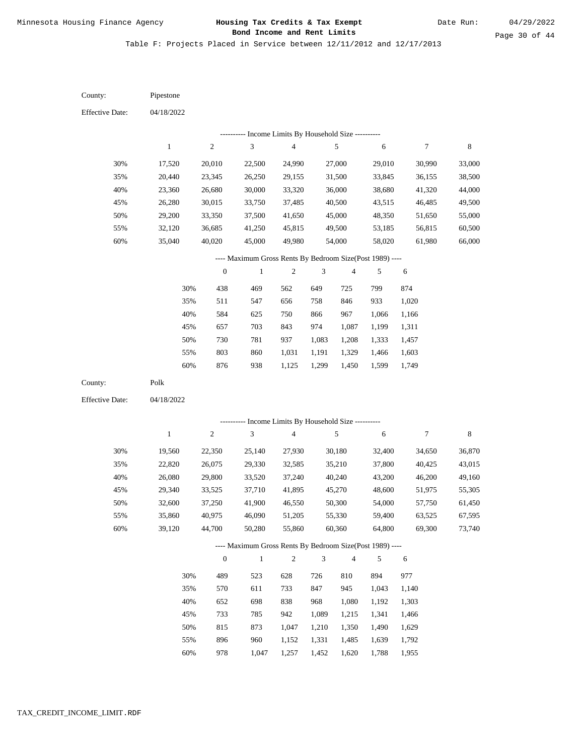Minnesota Housing Finance Agency

**Housing Tax Credits & Tax Exempt Bond Income and Rent Limits**

Date Run: 04/29/2022

Table F: Projects Placed in Service between 12/11/2012 and 12/17/2013

County: Pipestone

Effective Date: 04/18/2022

---------- Income Limits By Household Size ----------

| | 1 | 2 | 3 | 4 | 5 | 6 | 7 | 8 |
|---|---|---|---|---|---|---|---|---|
| 30% | 17,520 | 20,010 | 22,500 | 24,990 | 27,000 | 29,010 | 30,990 | 33,000 |
| 35% | 20,440 | 23,345 | 26,250 | 29,155 | 31,500 | 33,845 | 36,155 | 38,500 |
| 40% | 23,360 | 26,680 | 30,000 | 33,320 | 36,000 | 38,680 | 41,320 | 44,000 |
| 45% | 26,280 | 30,015 | 33,750 | 37,485 | 40,500 | 43,515 | 46,485 | 49,500 |
| 50% | 29,200 | 33,350 | 37,500 | 41,650 | 45,000 | 48,350 | 51,650 | 55,000 |
| 55% | 32,120 | 36,685 | 41,250 | 45,815 | 49,500 | 53,185 | 56,815 | 60,500 |
| 60% | 35,040 | 40,020 | 45,000 | 49,980 | 54,000 | 58,020 | 61,980 | 66,000 |

---- Maximum Gross Rents By Bedroom Size(Post 1989) ----

| | 0 | 1 | 2 | 3 | 4 | 5 | 6 |
|---|---|---|---|---|---|---|---|
| 30% | 438 | 469 | 562 | 649 | 725 | 799 | 874 |
| 35% | 511 | 547 | 656 | 758 | 846 | 933 | 1,020 |
| 40% | 584 | 625 | 750 | 866 | 967 | 1,066 | 1,166 |
| 45% | 657 | 703 | 843 | 974 | 1,087 | 1,199 | 1,311 |
| 50% | 730 | 781 | 937 | 1,083 | 1,208 | 1,333 | 1,457 |
| 55% | 803 | 860 | 1,031 | 1,191 | 1,329 | 1,466 | 1,603 |
| 60% | 876 | 938 | 1,125 | 1,299 | 1,450 | 1,599 | 1,749 |

County: Polk

Effective Date: 04/18/2022

---------- Income Limits By Household Size ----------

| | 1 | 2 | 3 | 4 | 5 | 6 | 7 | 8 |
|---|---|---|---|---|---|---|---|---|
| 30% | 19,560 | 22,350 | 25,140 | 27,930 | 30,180 | 32,400 | 34,650 | 36,870 |
| 35% | 22,820 | 26,075 | 29,330 | 32,585 | 35,210 | 37,800 | 40,425 | 43,015 |
| 40% | 26,080 | 29,800 | 33,520 | 37,240 | 40,240 | 43,200 | 46,200 | 49,160 |
| 45% | 29,340 | 33,525 | 37,710 | 41,895 | 45,270 | 48,600 | 51,975 | 55,305 |
| 50% | 32,600 | 37,250 | 41,900 | 46,550 | 50,300 | 54,000 | 57,750 | 61,450 |
| 55% | 35,860 | 40,975 | 46,090 | 51,205 | 55,330 | 59,400 | 63,525 | 67,595 |
| 60% | 39,120 | 44,700 | 50,280 | 55,860 | 60,360 | 64,800 | 69,300 | 73,740 |

---- Maximum Gross Rents By Bedroom Size(Post 1989) ----

| | 0 | 1 | 2 | 3 | 4 | 5 | 6 |
|---|---|---|---|---|---|---|---|
| 30% | 489 | 523 | 628 | 726 | 810 | 894 | 977 |
| 35% | 570 | 611 | 733 | 847 | 945 | 1,043 | 1,140 |
| 40% | 652 | 698 | 838 | 968 | 1,080 | 1,192 | 1,303 |
| 45% | 733 | 785 | 942 | 1,089 | 1,215 | 1,341 | 1,466 |
| 50% | 815 | 873 | 1,047 | 1,210 | 1,350 | 1,490 | 1,629 |
| 55% | 896 | 960 | 1,152 | 1,331 | 1,485 | 1,639 | 1,792 |
| 60% | 978 | 1,047 | 1,257 | 1,452 | 1,620 | 1,788 | 1,955 |

TAX_CREDIT_INCOME_LIMIT.RDF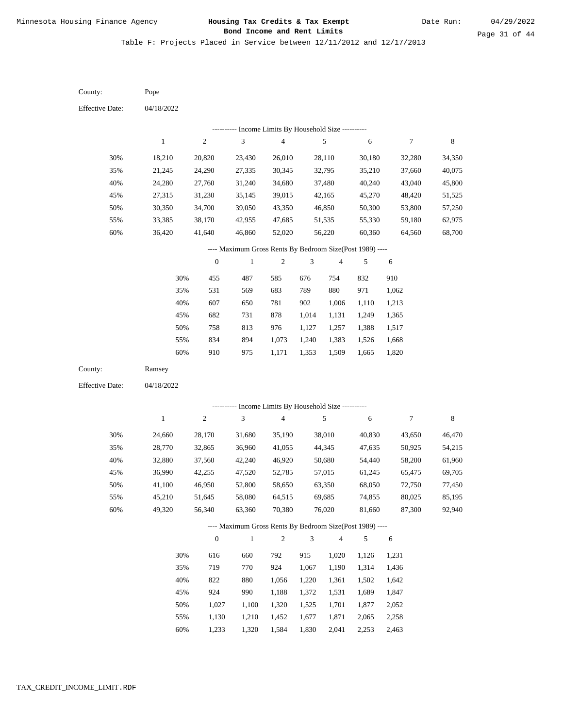Minnesota Housing Finance Agency

**Housing Tax Credits & Tax Exempt Bond Income and Rent Limits**

Date Run: 04/29/2022

Table F: Projects Placed in Service between 12/11/2012 and 12/17/2013

County: Pope

Effective Date: 04/18/2022

---------- Income Limits By Household Size ----------

| | 1 | 2 | 3 | 4 | 5 | 6 | 7 | 8 |
|---|---|---|---|---|---|---|---|---|
| 30% | 18,210 | 20,820 | 23,430 | 26,010 | 28,110 | 30,180 | 32,280 | 34,350 |
| 35% | 21,245 | 24,290 | 27,335 | 30,345 | 32,795 | 35,210 | 37,660 | 40,075 |
| 40% | 24,280 | 27,760 | 31,240 | 34,680 | 37,480 | 40,240 | 43,040 | 45,800 |
| 45% | 27,315 | 31,230 | 35,145 | 39,015 | 42,165 | 45,270 | 48,420 | 51,525 |
| 50% | 30,350 | 34,700 | 39,050 | 43,350 | 46,850 | 50,300 | 53,800 | 57,250 |
| 55% | 33,385 | 38,170 | 42,955 | 47,685 | 51,535 | 55,330 | 59,180 | 62,975 |
| 60% | 36,420 | 41,640 | 46,860 | 52,020 | 56,220 | 60,360 | 64,560 | 68,700 |

---- Maximum Gross Rents By Bedroom Size(Post 1989) ----

| | 0 | 1 | 2 | 3 | 4 | 5 | 6 |
|---|---|---|---|---|---|---|---|
| 30% | 455 | 487 | 585 | 676 | 754 | 832 | 910 |
| 35% | 531 | 569 | 683 | 789 | 880 | 971 | 1,062 |
| 40% | 607 | 650 | 781 | 902 | 1,006 | 1,110 | 1,213 |
| 45% | 682 | 731 | 878 | 1,014 | 1,131 | 1,249 | 1,365 |
| 50% | 758 | 813 | 976 | 1,127 | 1,257 | 1,388 | 1,517 |
| 55% | 834 | 894 | 1,073 | 1,240 | 1,383 | 1,526 | 1,668 |
| 60% | 910 | 975 | 1,171 | 1,353 | 1,509 | 1,665 | 1,820 |

County: Ramsey

Effective Date: 04/18/2022

---------- Income Limits By Household Size ----------

| | 1 | 2 | 3 | 4 | 5 | 6 | 7 | 8 |
|---|---|---|---|---|---|---|---|---|
| 30% | 24,660 | 28,170 | 31,680 | 35,190 | 38,010 | 40,830 | 43,650 | 46,470 |
| 35% | 28,770 | 32,865 | 36,960 | 41,055 | 44,345 | 47,635 | 50,925 | 54,215 |
| 40% | 32,880 | 37,560 | 42,240 | 46,920 | 50,680 | 54,440 | 58,200 | 61,960 |
| 45% | 36,990 | 42,255 | 47,520 | 52,785 | 57,015 | 61,245 | 65,475 | 69,705 |
| 50% | 41,100 | 46,950 | 52,800 | 58,650 | 63,350 | 68,050 | 72,750 | 77,450 |
| 55% | 45,210 | 51,645 | 58,080 | 64,515 | 69,685 | 74,855 | 80,025 | 85,195 |
| 60% | 49,320 | 56,340 | 63,360 | 70,380 | 76,020 | 81,660 | 87,300 | 92,940 |

---- Maximum Gross Rents By Bedroom Size(Post 1989) ----

| | 0 | 1 | 2 | 3 | 4 | 5 | 6 |
|---|---|---|---|---|---|---|---|
| 30% | 616 | 660 | 792 | 915 | 1,020 | 1,126 | 1,231 |
| 35% | 719 | 770 | 924 | 1,067 | 1,190 | 1,314 | 1,436 |
| 40% | 822 | 880 | 1,056 | 1,220 | 1,361 | 1,502 | 1,642 |
| 45% | 924 | 990 | 1,188 | 1,372 | 1,531 | 1,689 | 1,847 |
| 50% | 1,027 | 1,100 | 1,320 | 1,525 | 1,701 | 1,877 | 2,052 |
| 55% | 1,130 | 1,210 | 1,452 | 1,677 | 1,871 | 2,065 | 2,258 |
| 60% | 1,233 | 1,320 | 1,584 | 1,830 | 2,041 | 2,253 | 2,463 |

TAX_CREDIT_INCOME_LIMIT.RDF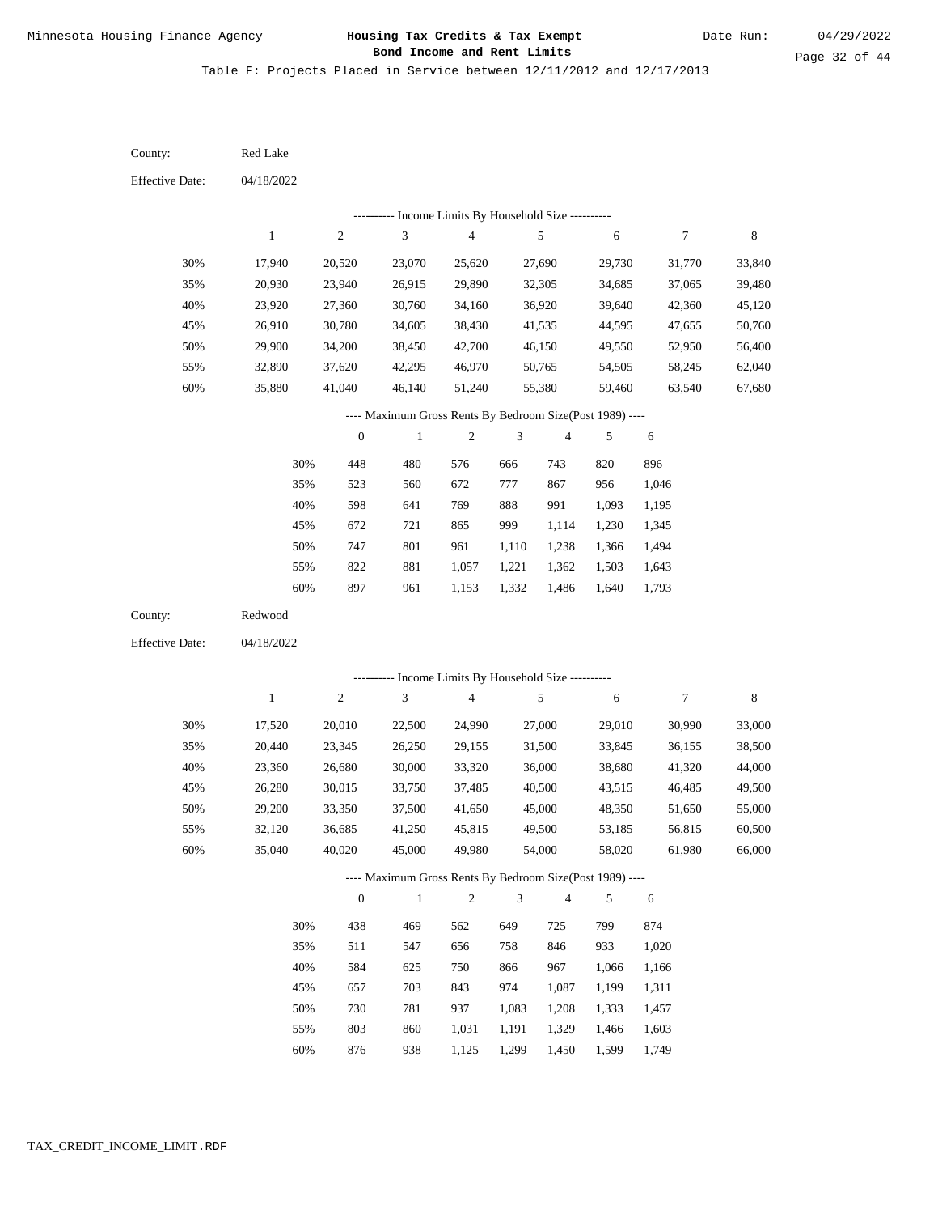Table F: Projects Placed in Service between 12/11/2012 and 12/17/2013

County: Red Lake

Effective Date: 04/18/2022

---------- Income Limits By Household Size ----------

| | 1 | 2 | 3 | 4 | 5 | 6 | 7 | 8 |
|---|---|---|---|---|---|---|---|---|
| 30% | 17,940 | 20,520 | 23,070 | 25,620 | 27,690 | 29,730 | 31,770 | 33,840 |
| 35% | 20,930 | 23,940 | 26,915 | 29,890 | 32,305 | 34,685 | 37,065 | 39,480 |
| 40% | 23,920 | 27,360 | 30,760 | 34,160 | 36,920 | 39,640 | 42,360 | 45,120 |
| 45% | 26,910 | 30,780 | 34,605 | 38,430 | 41,535 | 44,595 | 47,655 | 50,760 |
| 50% | 29,900 | 34,200 | 38,450 | 42,700 | 46,150 | 49,550 | 52,950 | 56,400 |
| 55% | 32,890 | 37,620 | 42,295 | 46,970 | 50,765 | 54,505 | 58,245 | 62,040 |
| 60% | 35,880 | 41,040 | 46,140 | 51,240 | 55,380 | 59,460 | 63,540 | 67,680 |

---- Maximum Gross Rents By Bedroom Size(Post 1989) ----

| | 0 | 1 | 2 | 3 | 4 | 5 | 6 |
|---|---|---|---|---|---|---|---|
| 30% | 448 | 480 | 576 | 666 | 743 | 820 | 896 |
| 35% | 523 | 560 | 672 | 777 | 867 | 956 | 1,046 |
| 40% | 598 | 641 | 769 | 888 | 991 | 1,093 | 1,195 |
| 45% | 672 | 721 | 865 | 999 | 1,114 | 1,230 | 1,345 |
| 50% | 747 | 801 | 961 | 1,110 | 1,238 | 1,366 | 1,494 |
| 55% | 822 | 881 | 1,057 | 1,221 | 1,362 | 1,503 | 1,643 |
| 60% | 897 | 961 | 1,153 | 1,332 | 1,486 | 1,640 | 1,793 |

County: Redwood

Effective Date: 04/18/2022

---------- Income Limits By Household Size ----------

| | 1 | 2 | 3 | 4 | 5 | 6 | 7 | 8 |
|---|---|---|---|---|---|---|---|---|
| 30% | 17,520 | 20,010 | 22,500 | 24,990 | 27,000 | 29,010 | 30,990 | 33,000 |
| 35% | 20,440 | 23,345 | 26,250 | 29,155 | 31,500 | 33,845 | 36,155 | 38,500 |
| 40% | 23,360 | 26,680 | 30,000 | 33,320 | 36,000 | 38,680 | 41,320 | 44,000 |
| 45% | 26,280 | 30,015 | 33,750 | 37,485 | 40,500 | 43,515 | 46,485 | 49,500 |
| 50% | 29,200 | 33,350 | 37,500 | 41,650 | 45,000 | 48,350 | 51,650 | 55,000 |
| 55% | 32,120 | 36,685 | 41,250 | 45,815 | 49,500 | 53,185 | 56,815 | 60,500 |
| 60% | 35,040 | 40,020 | 45,000 | 49,980 | 54,000 | 58,020 | 61,980 | 66,000 |

---- Maximum Gross Rents By Bedroom Size(Post 1989) ----

| | 0 | 1 | 2 | 3 | 4 | 5 | 6 |
|---|---|---|---|---|---|---|---|
| 30% | 438 | 469 | 562 | 649 | 725 | 799 | 874 |
| 35% | 511 | 547 | 656 | 758 | 846 | 933 | 1,020 |
| 40% | 584 | 625 | 750 | 866 | 967 | 1,066 | 1,166 |
| 45% | 657 | 703 | 843 | 974 | 1,087 | 1,199 | 1,311 |
| 50% | 730 | 781 | 937 | 1,083 | 1,208 | 1,333 | 1,457 |
| 55% | 803 | 860 | 1,031 | 1,191 | 1,329 | 1,466 | 1,603 |
| 60% | 876 | 938 | 1,125 | 1,299 | 1,450 | 1,599 | 1,749 |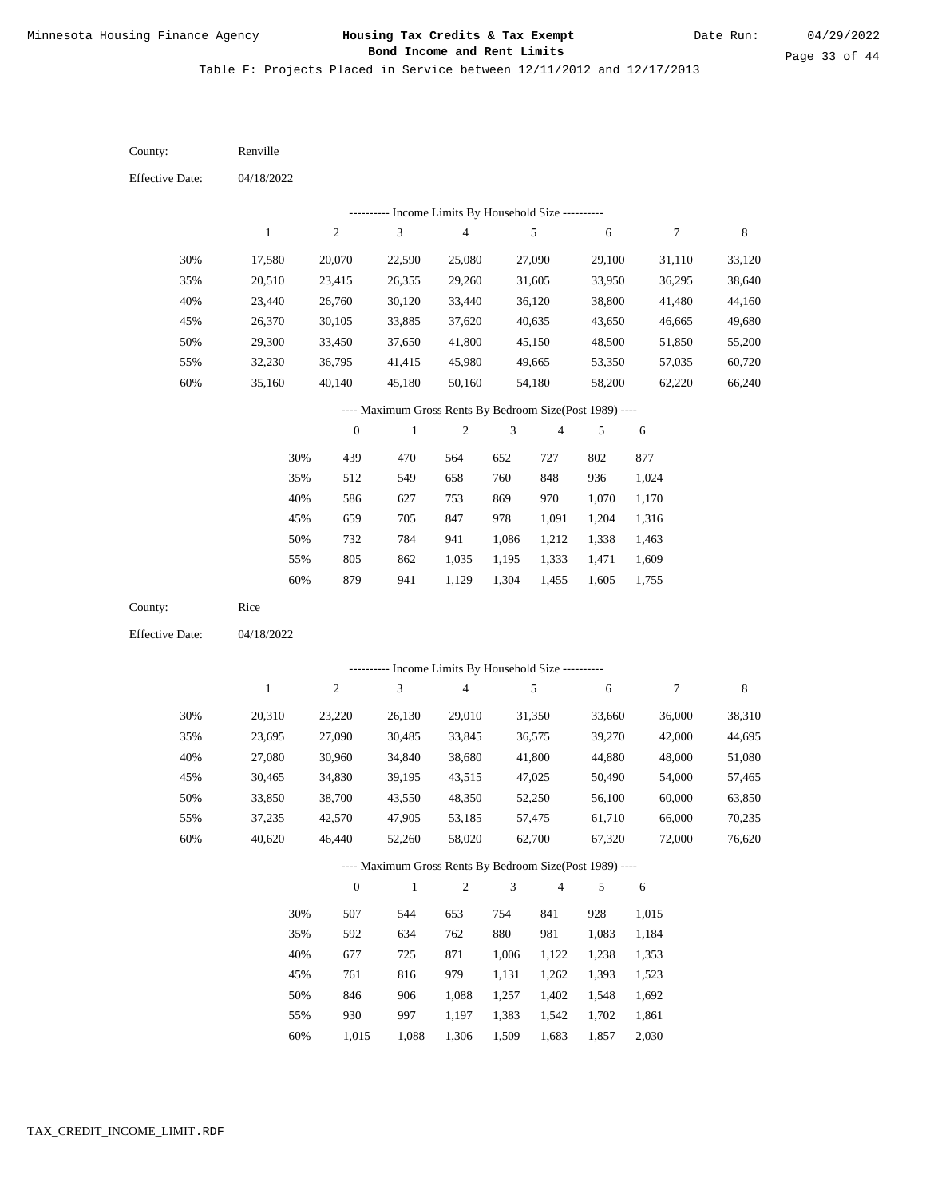Table F: Projects Placed in Service between 12/11/2012 and 12/17/2013

County: Renville

Effective Date: 04/18/2022

---------- Income Limits By Household Size ----------

| | 1 | 2 | 3 | 4 | 5 | 6 | 7 | 8 |
|---|---|---|---|---|---|---|---|---|
| 30% | 17,580 | 20,070 | 22,590 | 25,080 | 27,090 | 29,100 | 31,110 | 33,120 |
| 35% | 20,510 | 23,415 | 26,355 | 29,260 | 31,605 | 33,950 | 36,295 | 38,640 |
| 40% | 23,440 | 26,760 | 30,120 | 33,440 | 36,120 | 38,800 | 41,480 | 44,160 |
| 45% | 26,370 | 30,105 | 33,885 | 37,620 | 40,635 | 43,650 | 46,665 | 49,680 |
| 50% | 29,300 | 33,450 | 37,650 | 41,800 | 45,150 | 48,500 | 51,850 | 55,200 |
| 55% | 32,230 | 36,795 | 41,415 | 45,980 | 49,665 | 53,350 | 57,035 | 60,720 |
| 60% | 35,160 | 40,140 | 45,180 | 50,160 | 54,180 | 58,200 | 62,220 | 66,240 |

---- Maximum Gross Rents By Bedroom Size(Post 1989) ----

| | 0 | 1 | 2 | 3 | 4 | 5 | 6 |
|---|---|---|---|---|---|---|---|
| 30% | 439 | 470 | 564 | 652 | 727 | 802 | 877 |
| 35% | 512 | 549 | 658 | 760 | 848 | 936 | 1,024 |
| 40% | 586 | 627 | 753 | 869 | 970 | 1,070 | 1,170 |
| 45% | 659 | 705 | 847 | 978 | 1,091 | 1,204 | 1,316 |
| 50% | 732 | 784 | 941 | 1,086 | 1,212 | 1,338 | 1,463 |
| 55% | 805 | 862 | 1,035 | 1,195 | 1,333 | 1,471 | 1,609 |
| 60% | 879 | 941 | 1,129 | 1,304 | 1,455 | 1,605 | 1,755 |

County: Rice

Effective Date: 04/18/2022

---------- Income Limits By Household Size ----------

| | 1 | 2 | 3 | 4 | 5 | 6 | 7 | 8 |
|---|---|---|---|---|---|---|---|---|
| 30% | 20,310 | 23,220 | 26,130 | 29,010 | 31,350 | 33,660 | 36,000 | 38,310 |
| 35% | 23,695 | 27,090 | 30,485 | 33,845 | 36,575 | 39,270 | 42,000 | 44,695 |
| 40% | 27,080 | 30,960 | 34,840 | 38,680 | 41,800 | 44,880 | 48,000 | 51,080 |
| 45% | 30,465 | 34,830 | 39,195 | 43,515 | 47,025 | 50,490 | 54,000 | 57,465 |
| 50% | 33,850 | 38,700 | 43,550 | 48,350 | 52,250 | 56,100 | 60,000 | 63,850 |
| 55% | 37,235 | 42,570 | 47,905 | 53,185 | 57,475 | 61,710 | 66,000 | 70,235 |
| 60% | 40,620 | 46,440 | 52,260 | 58,020 | 62,700 | 67,320 | 72,000 | 76,620 |

---- Maximum Gross Rents By Bedroom Size(Post 1989) ----

| | 0 | 1 | 2 | 3 | 4 | 5 | 6 |
|---|---|---|---|---|---|---|---|
| 30% | 507 | 544 | 653 | 754 | 841 | 928 | 1,015 |
| 35% | 592 | 634 | 762 | 880 | 981 | 1,083 | 1,184 |
| 40% | 677 | 725 | 871 | 1,006 | 1,122 | 1,238 | 1,353 |
| 45% | 761 | 816 | 979 | 1,131 | 1,262 | 1,393 | 1,523 |
| 50% | 846 | 906 | 1,088 | 1,257 | 1,402 | 1,548 | 1,692 |
| 55% | 930 | 997 | 1,197 | 1,383 | 1,542 | 1,702 | 1,861 |
| 60% | 1,015 | 1,088 | 1,306 | 1,509 | 1,683 | 1,857 | 2,030 |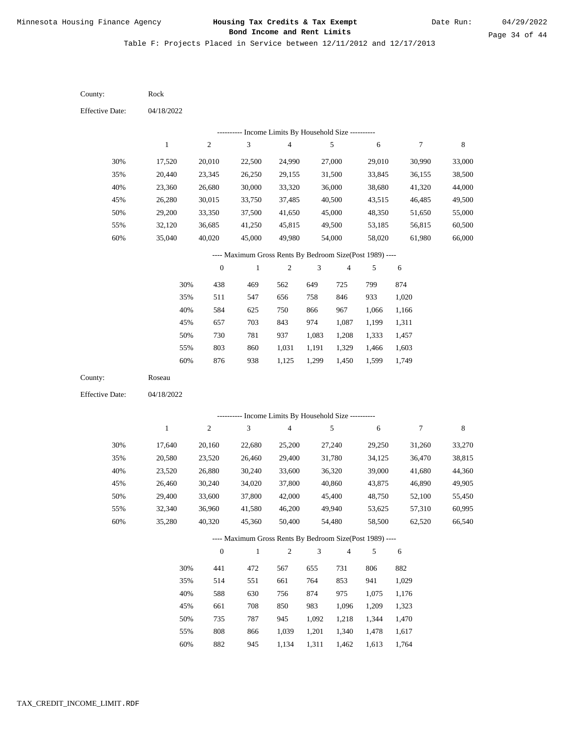# Minnesota Housing Finance Agency

## Housing Tax Credits & Tax Exempt Bond Income and Rent Limits

Date Run: 04/29/2022

Table F: Projects Placed in Service between 12/11/2012 and 12/17/2013

County: Rock

Effective Date: 04/18/2022

---------- Income Limits By Household Size ----------

| | 1 | 2 | 3 | 4 | 5 | 6 | 7 | 8 |
|---|---|---|---|---|---|---|---|---|
| 30% | 17,520 | 20,010 | 22,500 | 24,990 | 27,000 | 29,010 | 30,990 | 33,000 |
| 35% | 20,440 | 23,345 | 26,250 | 29,155 | 31,500 | 33,845 | 36,155 | 38,500 |
| 40% | 23,360 | 26,680 | 30,000 | 33,320 | 36,000 | 38,680 | 41,320 | 44,000 |
| 45% | 26,280 | 30,015 | 33,750 | 37,485 | 40,500 | 43,515 | 46,485 | 49,500 |
| 50% | 29,200 | 33,350 | 37,500 | 41,650 | 45,000 | 48,350 | 51,650 | 55,000 |
| 55% | 32,120 | 36,685 | 41,250 | 45,815 | 49,500 | 53,185 | 56,815 | 60,500 |
| 60% | 35,040 | 40,020 | 45,000 | 49,980 | 54,000 | 58,020 | 61,980 | 66,000 |

---- Maximum Gross Rents By Bedroom Size(Post 1989) ----

| | 0 | 1 | 2 | 3 | 4 | 5 | 6 |
|---|---|---|---|---|---|---|---|
| 30% | 438 | 469 | 562 | 649 | 725 | 799 | 874 |
| 35% | 511 | 547 | 656 | 758 | 846 | 933 | 1,020 |
| 40% | 584 | 625 | 750 | 866 | 967 | 1,066 | 1,166 |
| 45% | 657 | 703 | 843 | 974 | 1,087 | 1,199 | 1,311 |
| 50% | 730 | 781 | 937 | 1,083 | 1,208 | 1,333 | 1,457 |
| 55% | 803 | 860 | 1,031 | 1,191 | 1,329 | 1,466 | 1,603 |
| 60% | 876 | 938 | 1,125 | 1,299 | 1,450 | 1,599 | 1,749 |

County: Roseau

Effective Date: 04/18/2022

---------- Income Limits By Household Size ----------

| | 1 | 2 | 3 | 4 | 5 | 6 | 7 | 8 |
|---|---|---|---|---|---|---|---|---|
| 30% | 17,640 | 20,160 | 22,680 | 25,200 | 27,240 | 29,250 | 31,260 | 33,270 |
| 35% | 20,580 | 23,520 | 26,460 | 29,400 | 31,780 | 34,125 | 36,470 | 38,815 |
| 40% | 23,520 | 26,880 | 30,240 | 33,600 | 36,320 | 39,000 | 41,680 | 44,360 |
| 45% | 26,460 | 30,240 | 34,020 | 37,800 | 40,860 | 43,875 | 46,890 | 49,905 |
| 50% | 29,400 | 33,600 | 37,800 | 42,000 | 45,400 | 48,750 | 52,100 | 55,450 |
| 55% | 32,340 | 36,960 | 41,580 | 46,200 | 49,940 | 53,625 | 57,310 | 60,995 |
| 60% | 35,280 | 40,320 | 45,360 | 50,400 | 54,480 | 58,500 | 62,520 | 66,540 |

---- Maximum Gross Rents By Bedroom Size(Post 1989) ----

| | 0 | 1 | 2 | 3 | 4 | 5 | 6 |
|---|---|---|---|---|---|---|---|
| 30% | 441 | 472 | 567 | 655 | 731 | 806 | 882 |
| 35% | 514 | 551 | 661 | 764 | 853 | 941 | 1,029 |
| 40% | 588 | 630 | 756 | 874 | 975 | 1,075 | 1,176 |
| 45% | 661 | 708 | 850 | 983 | 1,096 | 1,209 | 1,323 |
| 50% | 735 | 787 | 945 | 1,092 | 1,218 | 1,344 | 1,470 |
| 55% | 808 | 866 | 1,039 | 1,201 | 1,340 | 1,478 | 1,617 |
| 60% | 882 | 945 | 1,134 | 1,311 | 1,462 | 1,613 | 1,764 |

TAX_CREDIT_INCOME_LIMIT.RDF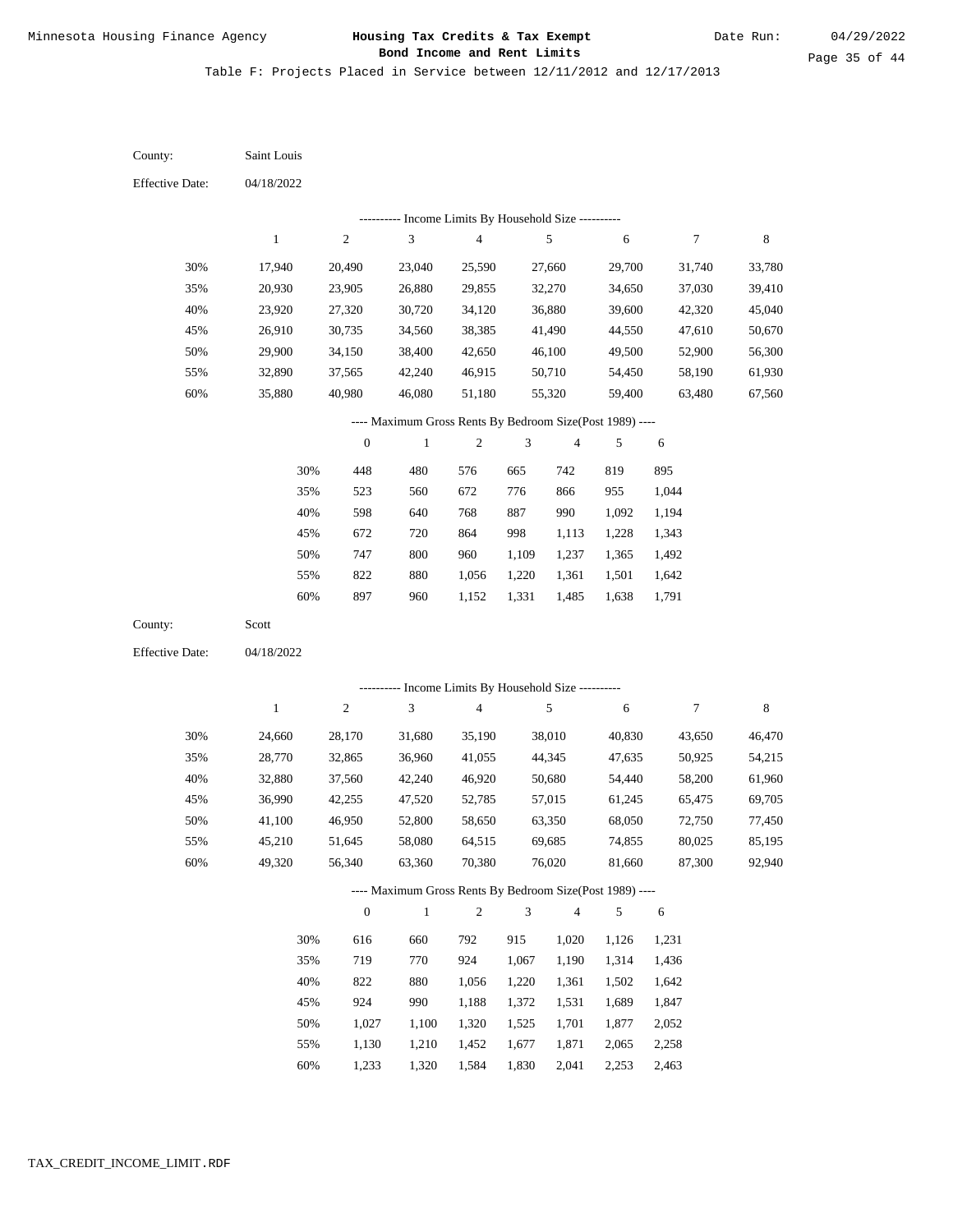Minnesota Housing Finance Agency

**Housing Tax Credits & Tax Exempt Bond Income and Rent Limits**

Date Run: 04/29/2022

Table F: Projects Placed in Service between 12/11/2012 and 12/17/2013

County: Saint Louis

Effective Date: 04/18/2022

---------- Income Limits By Household Size ----------

| | 1 | 2 | 3 | 4 | 5 | 6 | 7 | 8 |
|---|---|---|---|---|---|---|---|---|
| 30% | 17,940 | 20,490 | 23,040 | 25,590 | 27,660 | 29,700 | 31,740 | 33,780 |
| 35% | 20,930 | 23,905 | 26,880 | 29,855 | 32,270 | 34,650 | 37,030 | 39,410 |
| 40% | 23,920 | 27,320 | 30,720 | 34,120 | 36,880 | 39,600 | 42,320 | 45,040 |
| 45% | 26,910 | 30,735 | 34,560 | 38,385 | 41,490 | 44,550 | 47,610 | 50,670 |
| 50% | 29,900 | 34,150 | 38,400 | 42,650 | 46,100 | 49,500 | 52,900 | 56,300 |
| 55% | 32,890 | 37,565 | 42,240 | 46,915 | 50,710 | 54,450 | 58,190 | 61,930 |
| 60% | 35,880 | 40,980 | 46,080 | 51,180 | 55,320 | 59,400 | 63,480 | 67,560 |

---- Maximum Gross Rents By Bedroom Size(Post 1989) ----

| | 0 | 1 | 2 | 3 | 4 | 5 | 6 |
|---|---|---|---|---|---|---|---|
| 30% | 448 | 480 | 576 | 665 | 742 | 819 | 895 |
| 35% | 523 | 560 | 672 | 776 | 866 | 955 | 1,044 |
| 40% | 598 | 640 | 768 | 887 | 990 | 1,092 | 1,194 |
| 45% | 672 | 720 | 864 | 998 | 1,113 | 1,228 | 1,343 |
| 50% | 747 | 800 | 960 | 1,109 | 1,237 | 1,365 | 1,492 |
| 55% | 822 | 880 | 1,056 | 1,220 | 1,361 | 1,501 | 1,642 |
| 60% | 897 | 960 | 1,152 | 1,331 | 1,485 | 1,638 | 1,791 |

County: Scott

Effective Date: 04/18/2022

---------- Income Limits By Household Size ----------

| | 1 | 2 | 3 | 4 | 5 | 6 | 7 | 8 |
|---|---|---|---|---|---|---|---|---|
| 30% | 24,660 | 28,170 | 31,680 | 35,190 | 38,010 | 40,830 | 43,650 | 46,470 |
| 35% | 28,770 | 32,865 | 36,960 | 41,055 | 44,345 | 47,635 | 50,925 | 54,215 |
| 40% | 32,880 | 37,560 | 42,240 | 46,920 | 50,680 | 54,440 | 58,200 | 61,960 |
| 45% | 36,990 | 42,255 | 47,520 | 52,785 | 57,015 | 61,245 | 65,475 | 69,705 |
| 50% | 41,100 | 46,950 | 52,800 | 58,650 | 63,350 | 68,050 | 72,750 | 77,450 |
| 55% | 45,210 | 51,645 | 58,080 | 64,515 | 69,685 | 74,855 | 80,025 | 85,195 |
| 60% | 49,320 | 56,340 | 63,360 | 70,380 | 76,020 | 81,660 | 87,300 | 92,940 |

---- Maximum Gross Rents By Bedroom Size(Post 1989) ----

| | 0 | 1 | 2 | 3 | 4 | 5 | 6 |
|---|---|---|---|---|---|---|---|
| 30% | 616 | 660 | 792 | 915 | 1,020 | 1,126 | 1,231 |
| 35% | 719 | 770 | 924 | 1,067 | 1,190 | 1,314 | 1,436 |
| 40% | 822 | 880 | 1,056 | 1,220 | 1,361 | 1,502 | 1,642 |
| 45% | 924 | 990 | 1,188 | 1,372 | 1,531 | 1,689 | 1,847 |
| 50% | 1,027 | 1,100 | 1,320 | 1,525 | 1,701 | 1,877 | 2,052 |
| 55% | 1,130 | 1,210 | 1,452 | 1,677 | 1,871 | 2,065 | 2,258 |
| 60% | 1,233 | 1,320 | 1,584 | 1,830 | 2,041 | 2,253 | 2,463 |

TAX_CREDIT_INCOME_LIMIT.RDF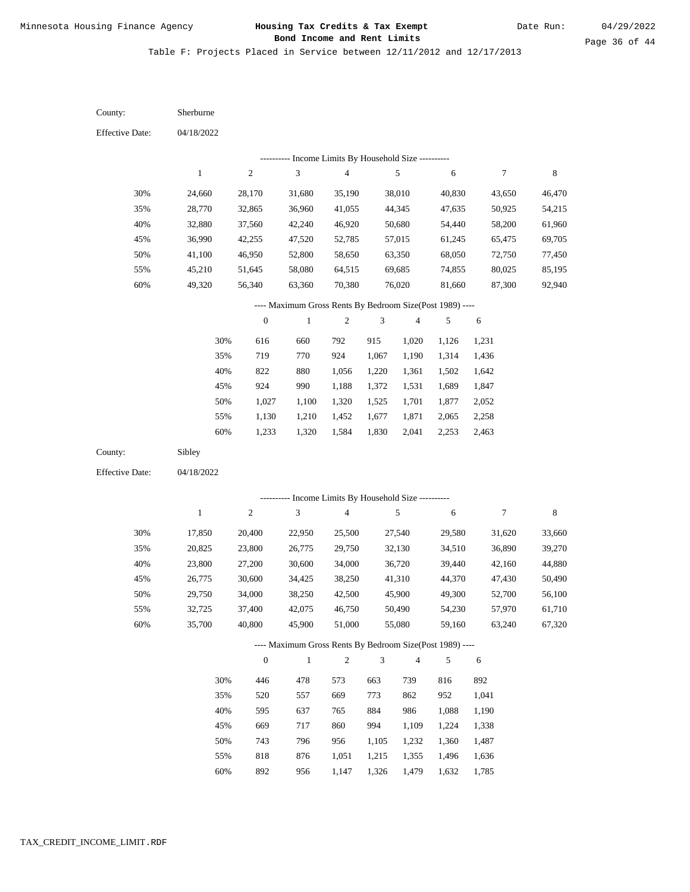Table F: Projects Placed in Service between 12/11/2012 and 12/17/2013

County: Sherburne

Effective Date: 04/18/2022

---------- Income Limits By Household Size ----------

| | 1 | 2 | 3 | 4 | 5 | 6 | 7 | 8 |
|---|---|---|---|---|---|---|---|---|
| 30% | 24,660 | 28,170 | 31,680 | 35,190 | 38,010 | 40,830 | 43,650 | 46,470 |
| 35% | 28,770 | 32,865 | 36,960 | 41,055 | 44,345 | 47,635 | 50,925 | 54,215 |
| 40% | 32,880 | 37,560 | 42,240 | 46,920 | 50,680 | 54,440 | 58,200 | 61,960 |
| 45% | 36,990 | 42,255 | 47,520 | 52,785 | 57,015 | 61,245 | 65,475 | 69,705 |
| 50% | 41,100 | 46,950 | 52,800 | 58,650 | 63,350 | 68,050 | 72,750 | 77,450 |
| 55% | 45,210 | 51,645 | 58,080 | 64,515 | 69,685 | 74,855 | 80,025 | 85,195 |
| 60% | 49,320 | 56,340 | 63,360 | 70,380 | 76,020 | 81,660 | 87,300 | 92,940 |

---- Maximum Gross Rents By Bedroom Size(Post 1989) ----

| | 0 | 1 | 2 | 3 | 4 | 5 | 6 |
|---|---|---|---|---|---|---|---|
| 30% | 616 | 660 | 792 | 915 | 1,020 | 1,126 | 1,231 |
| 35% | 719 | 770 | 924 | 1,067 | 1,190 | 1,314 | 1,436 |
| 40% | 822 | 880 | 1,056 | 1,220 | 1,361 | 1,502 | 1,642 |
| 45% | 924 | 990 | 1,188 | 1,372 | 1,531 | 1,689 | 1,847 |
| 50% | 1,027 | 1,100 | 1,320 | 1,525 | 1,701 | 1,877 | 2,052 |
| 55% | 1,130 | 1,210 | 1,452 | 1,677 | 1,871 | 2,065 | 2,258 |
| 60% | 1,233 | 1,320 | 1,584 | 1,830 | 2,041 | 2,253 | 2,463 |

County: Sibley

Effective Date: 04/18/2022

---------- Income Limits By Household Size ----------

| | 1 | 2 | 3 | 4 | 5 | 6 | 7 | 8 |
|---|---|---|---|---|---|---|---|---|
| 30% | 17,850 | 20,400 | 22,950 | 25,500 | 27,540 | 29,580 | 31,620 | 33,660 |
| 35% | 20,825 | 23,800 | 26,775 | 29,750 | 32,130 | 34,510 | 36,890 | 39,270 |
| 40% | 23,800 | 27,200 | 30,600 | 34,000 | 36,720 | 39,440 | 42,160 | 44,880 |
| 45% | 26,775 | 30,600 | 34,425 | 38,250 | 41,310 | 44,370 | 47,430 | 50,490 |
| 50% | 29,750 | 34,000 | 38,250 | 42,500 | 45,900 | 49,300 | 52,700 | 56,100 |
| 55% | 32,725 | 37,400 | 42,075 | 46,750 | 50,490 | 54,230 | 57,970 | 61,710 |
| 60% | 35,700 | 40,800 | 45,900 | 51,000 | 55,080 | 59,160 | 63,240 | 67,320 |

---- Maximum Gross Rents By Bedroom Size(Post 1989) ----

| | 0 | 1 | 2 | 3 | 4 | 5 | 6 |
|---|---|---|---|---|---|---|---|
| 30% | 446 | 478 | 573 | 663 | 739 | 816 | 892 |
| 35% | 520 | 557 | 669 | 773 | 862 | 952 | 1,041 |
| 40% | 595 | 637 | 765 | 884 | 986 | 1,088 | 1,190 |
| 45% | 669 | 717 | 860 | 994 | 1,109 | 1,224 | 1,338 |
| 50% | 743 | 796 | 956 | 1,105 | 1,232 | 1,360 | 1,487 |
| 55% | 818 | 876 | 1,051 | 1,215 | 1,355 | 1,496 | 1,636 |
| 60% | 892 | 956 | 1,147 | 1,326 | 1,479 | 1,632 | 1,785 |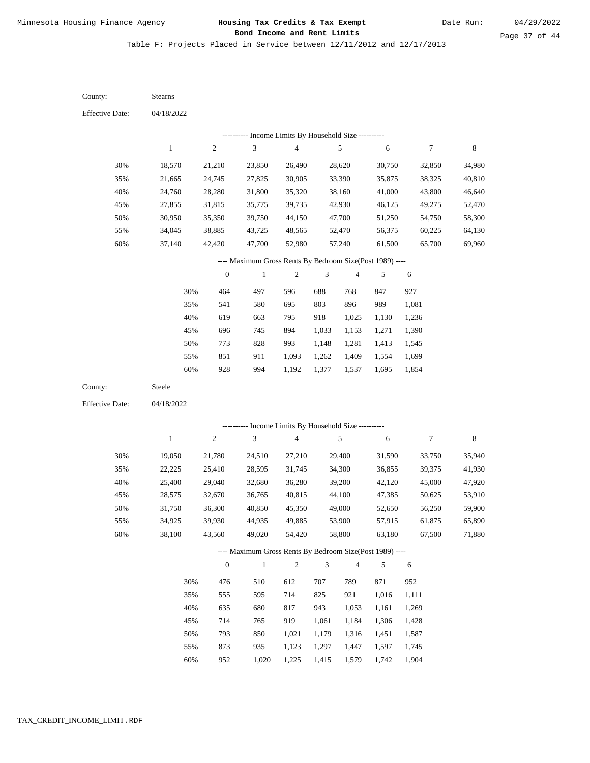Table F: Projects Placed in Service between 12/11/2012 and 12/17/2013

County: Stearns

Effective Date: 04/18/2022

---------- Income Limits By Household Size ----------

| | 1 | 2 | 3 | 4 | 5 | 6 | 7 | 8 |
|---|---|---|---|---|---|---|---|---|
| 30% | 18,570 | 21,210 | 23,850 | 26,490 | 28,620 | 30,750 | 32,850 | 34,980 |
| 35% | 21,665 | 24,745 | 27,825 | 30,905 | 33,390 | 35,875 | 38,325 | 40,810 |
| 40% | 24,760 | 28,280 | 31,800 | 35,320 | 38,160 | 41,000 | 43,800 | 46,640 |
| 45% | 27,855 | 31,815 | 35,775 | 39,735 | 42,930 | 46,125 | 49,275 | 52,470 |
| 50% | 30,950 | 35,350 | 39,750 | 44,150 | 47,700 | 51,250 | 54,750 | 58,300 |
| 55% | 34,045 | 38,885 | 43,725 | 48,565 | 52,470 | 56,375 | 60,225 | 64,130 |
| 60% | 37,140 | 42,420 | 47,700 | 52,980 | 57,240 | 61,500 | 65,700 | 69,960 |

---- Maximum Gross Rents By Bedroom Size(Post 1989) ----

| | 0 | 1 | 2 | 3 | 4 | 5 | 6 |
|---|---|---|---|---|---|---|---|
| 30% | 464 | 497 | 596 | 688 | 768 | 847 | 927 |
| 35% | 541 | 580 | 695 | 803 | 896 | 989 | 1,081 |
| 40% | 619 | 663 | 795 | 918 | 1,025 | 1,130 | 1,236 |
| 45% | 696 | 745 | 894 | 1,033 | 1,153 | 1,271 | 1,390 |
| 50% | 773 | 828 | 993 | 1,148 | 1,281 | 1,413 | 1,545 |
| 55% | 851 | 911 | 1,093 | 1,262 | 1,409 | 1,554 | 1,699 |
| 60% | 928 | 994 | 1,192 | 1,377 | 1,537 | 1,695 | 1,854 |

County: Steele

Effective Date: 04/18/2022

---------- Income Limits By Household Size ----------

| | 1 | 2 | 3 | 4 | 5 | 6 | 7 | 8 |
|---|---|---|---|---|---|---|---|---|
| 30% | 19,050 | 21,780 | 24,510 | 27,210 | 29,400 | 31,590 | 33,750 | 35,940 |
| 35% | 22,225 | 25,410 | 28,595 | 31,745 | 34,300 | 36,855 | 39,375 | 41,930 |
| 40% | 25,400 | 29,040 | 32,680 | 36,280 | 39,200 | 42,120 | 45,000 | 47,920 |
| 45% | 28,575 | 32,670 | 36,765 | 40,815 | 44,100 | 47,385 | 50,625 | 53,910 |
| 50% | 31,750 | 36,300 | 40,850 | 45,350 | 49,000 | 52,650 | 56,250 | 59,900 |
| 55% | 34,925 | 39,930 | 44,935 | 49,885 | 53,900 | 57,915 | 61,875 | 65,890 |
| 60% | 38,100 | 43,560 | 49,020 | 54,420 | 58,800 | 63,180 | 67,500 | 71,880 |

---- Maximum Gross Rents By Bedroom Size(Post 1989) ----

| | 0 | 1 | 2 | 3 | 4 | 5 | 6 |
|---|---|---|---|---|---|---|---|
| 30% | 476 | 510 | 612 | 707 | 789 | 871 | 952 |
| 35% | 555 | 595 | 714 | 825 | 921 | 1,016 | 1,111 |
| 40% | 635 | 680 | 817 | 943 | 1,053 | 1,161 | 1,269 |
| 45% | 714 | 765 | 919 | 1,061 | 1,184 | 1,306 | 1,428 |
| 50% | 793 | 850 | 1,021 | 1,179 | 1,316 | 1,451 | 1,587 |
| 55% | 873 | 935 | 1,123 | 1,297 | 1,447 | 1,597 | 1,745 |
| 60% | 952 | 1,020 | 1,225 | 1,415 | 1,579 | 1,742 | 1,904 |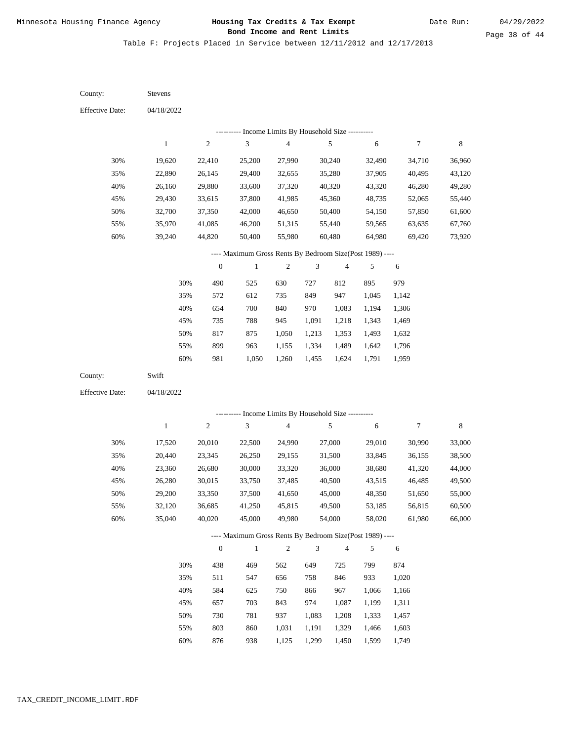Table F: Projects Placed in Service between 12/11/2012 and 12/17/2013

County: Stevens

Effective Date: 04/18/2022

---------- Income Limits By Household Size ----------

| | 1 | 2 | 3 | 4 | 5 | 6 | 7 | 8 |
|---|---|---|---|---|---|---|---|---|
| 30% | 19,620 | 22,410 | 25,200 | 27,990 | 30,240 | 32,490 | 34,710 | 36,960 |
| 35% | 22,890 | 26,145 | 29,400 | 32,655 | 35,280 | 37,905 | 40,495 | 43,120 |
| 40% | 26,160 | 29,880 | 33,600 | 37,320 | 40,320 | 43,320 | 46,280 | 49,280 |
| 45% | 29,430 | 33,615 | 37,800 | 41,985 | 45,360 | 48,735 | 52,065 | 55,440 |
| 50% | 32,700 | 37,350 | 42,000 | 46,650 | 50,400 | 54,150 | 57,850 | 61,600 |
| 55% | 35,970 | 41,085 | 46,200 | 51,315 | 55,440 | 59,565 | 63,635 | 67,760 |
| 60% | 39,240 | 44,820 | 50,400 | 55,980 | 60,480 | 64,980 | 69,420 | 73,920 |

---- Maximum Gross Rents By Bedroom Size(Post 1989) ----

| | 0 | 1 | 2 | 3 | 4 | 5 | 6 |
|---|---|---|---|---|---|---|---|
| 30% | 490 | 525 | 630 | 727 | 812 | 895 | 979 |
| 35% | 572 | 612 | 735 | 849 | 947 | 1,045 | 1,142 |
| 40% | 654 | 700 | 840 | 970 | 1,083 | 1,194 | 1,306 |
| 45% | 735 | 788 | 945 | 1,091 | 1,218 | 1,343 | 1,469 |
| 50% | 817 | 875 | 1,050 | 1,213 | 1,353 | 1,493 | 1,632 |
| 55% | 899 | 963 | 1,155 | 1,334 | 1,489 | 1,642 | 1,796 |
| 60% | 981 | 1,050 | 1,260 | 1,455 | 1,624 | 1,791 | 1,959 |

County: Swift

Effective Date: 04/18/2022

---------- Income Limits By Household Size ----------

| | 1 | 2 | 3 | 4 | 5 | 6 | 7 | 8 |
|---|---|---|---|---|---|---|---|---|
| 30% | 17,520 | 20,010 | 22,500 | 24,990 | 27,000 | 29,010 | 30,990 | 33,000 |
| 35% | 20,440 | 23,345 | 26,250 | 29,155 | 31,500 | 33,845 | 36,155 | 38,500 |
| 40% | 23,360 | 26,680 | 30,000 | 33,320 | 36,000 | 38,680 | 41,320 | 44,000 |
| 45% | 26,280 | 30,015 | 33,750 | 37,485 | 40,500 | 43,515 | 46,485 | 49,500 |
| 50% | 29,200 | 33,350 | 37,500 | 41,650 | 45,000 | 48,350 | 51,650 | 55,000 |
| 55% | 32,120 | 36,685 | 41,250 | 45,815 | 49,500 | 53,185 | 56,815 | 60,500 |
| 60% | 35,040 | 40,020 | 45,000 | 49,980 | 54,000 | 58,020 | 61,980 | 66,000 |

---- Maximum Gross Rents By Bedroom Size(Post 1989) ----

| | 0 | 1 | 2 | 3 | 4 | 5 | 6 |
|---|---|---|---|---|---|---|---|
| 30% | 438 | 469 | 562 | 649 | 725 | 799 | 874 |
| 35% | 511 | 547 | 656 | 758 | 846 | 933 | 1,020 |
| 40% | 584 | 625 | 750 | 866 | 967 | 1,066 | 1,166 |
| 45% | 657 | 703 | 843 | 974 | 1,087 | 1,199 | 1,311 |
| 50% | 730 | 781 | 937 | 1,083 | 1,208 | 1,333 | 1,457 |
| 55% | 803 | 860 | 1,031 | 1,191 | 1,329 | 1,466 | 1,603 |
| 60% | 876 | 938 | 1,125 | 1,299 | 1,450 | 1,599 | 1,749 |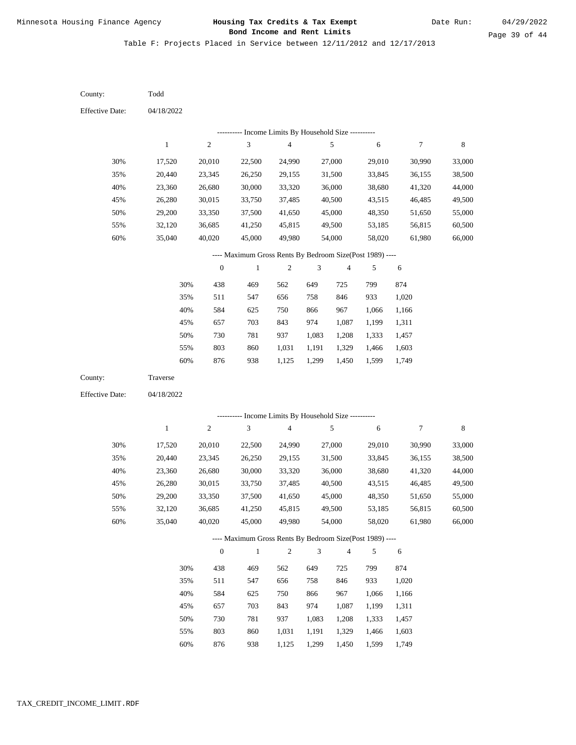Table F: Projects Placed in Service between 12/11/2012 and 12/17/2013

County: Todd

Effective Date: 04/18/2022

---------- Income Limits By Household Size ----------

| | 1 | 2 | 3 | 4 | 5 | 6 | 7 | 8 |
|---|---|---|---|---|---|---|---|---|
| 30% | 17,520 | 20,010 | 22,500 | 24,990 | 27,000 | 29,010 | 30,990 | 33,000 |
| 35% | 20,440 | 23,345 | 26,250 | 29,155 | 31,500 | 33,845 | 36,155 | 38,500 |
| 40% | 23,360 | 26,680 | 30,000 | 33,320 | 36,000 | 38,680 | 41,320 | 44,000 |
| 45% | 26,280 | 30,015 | 33,750 | 37,485 | 40,500 | 43,515 | 46,485 | 49,500 |
| 50% | 29,200 | 33,350 | 37,500 | 41,650 | 45,000 | 48,350 | 51,650 | 55,000 |
| 55% | 32,120 | 36,685 | 41,250 | 45,815 | 49,500 | 53,185 | 56,815 | 60,500 |
| 60% | 35,040 | 40,020 | 45,000 | 49,980 | 54,000 | 58,020 | 61,980 | 66,000 |

---- Maximum Gross Rents By Bedroom Size(Post 1989) ----

| | 0 | 1 | 2 | 3 | 4 | 5 | 6 |
|---|---|---|---|---|---|---|---|
| 30% | 438 | 469 | 562 | 649 | 725 | 799 | 874 |
| 35% | 511 | 547 | 656 | 758 | 846 | 933 | 1,020 |
| 40% | 584 | 625 | 750 | 866 | 967 | 1,066 | 1,166 |
| 45% | 657 | 703 | 843 | 974 | 1,087 | 1,199 | 1,311 |
| 50% | 730 | 781 | 937 | 1,083 | 1,208 | 1,333 | 1,457 |
| 55% | 803 | 860 | 1,031 | 1,191 | 1,329 | 1,466 | 1,603 |
| 60% | 876 | 938 | 1,125 | 1,299 | 1,450 | 1,599 | 1,749 |

County: Traverse

Effective Date: 04/18/2022

---------- Income Limits By Household Size ----------

| | 1 | 2 | 3 | 4 | 5 | 6 | 7 | 8 |
|---|---|---|---|---|---|---|---|---|
| 30% | 17,520 | 20,010 | 22,500 | 24,990 | 27,000 | 29,010 | 30,990 | 33,000 |
| 35% | 20,440 | 23,345 | 26,250 | 29,155 | 31,500 | 33,845 | 36,155 | 38,500 |
| 40% | 23,360 | 26,680 | 30,000 | 33,320 | 36,000 | 38,680 | 41,320 | 44,000 |
| 45% | 26,280 | 30,015 | 33,750 | 37,485 | 40,500 | 43,515 | 46,485 | 49,500 |
| 50% | 29,200 | 33,350 | 37,500 | 41,650 | 45,000 | 48,350 | 51,650 | 55,000 |
| 55% | 32,120 | 36,685 | 41,250 | 45,815 | 49,500 | 53,185 | 56,815 | 60,500 |
| 60% | 35,040 | 40,020 | 45,000 | 49,980 | 54,000 | 58,020 | 61,980 | 66,000 |

---- Maximum Gross Rents By Bedroom Size(Post 1989) ----

| | 0 | 1 | 2 | 3 | 4 | 5 | 6 |
|---|---|---|---|---|---|---|---|
| 30% | 438 | 469 | 562 | 649 | 725 | 799 | 874 |
| 35% | 511 | 547 | 656 | 758 | 846 | 933 | 1,020 |
| 40% | 584 | 625 | 750 | 866 | 967 | 1,066 | 1,166 |
| 45% | 657 | 703 | 843 | 974 | 1,087 | 1,199 | 1,311 |
| 50% | 730 | 781 | 937 | 1,083 | 1,208 | 1,333 | 1,457 |
| 55% | 803 | 860 | 1,031 | 1,191 | 1,329 | 1,466 | 1,603 |
| 60% | 876 | 938 | 1,125 | 1,299 | 1,450 | 1,599 | 1,749 |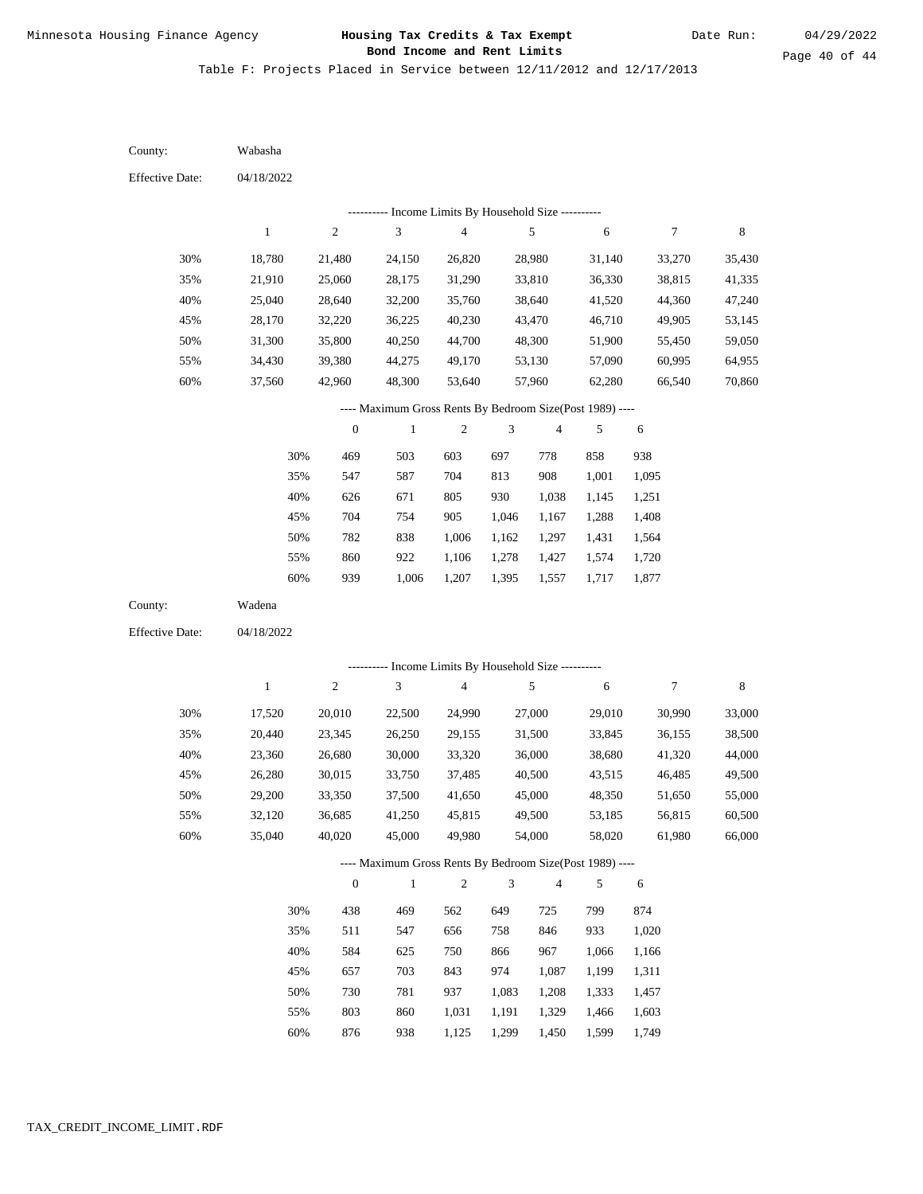Minnesota Housing Finance Agency

**Housing Tax Credits & Tax Exempt Bond Income and Rent Limits**

Date Run: 04/29/2022

Table F: Projects Placed in Service between 12/11/2012 and 12/17/2013

County: Wabasha

Effective Date: 04/18/2022

---------- Income Limits By Household Size ----------

| | 1 | 2 | 3 | 4 | 5 | 6 | 7 | 8 |
|---|---|---|---|---|---|---|---|---|
| 30% | 18,780 | 21,480 | 24,150 | 26,820 | 28,980 | 31,140 | 33,270 | 35,430 |
| 35% | 21,910 | 25,060 | 28,175 | 31,290 | 33,810 | 36,330 | 38,815 | 41,335 |
| 40% | 25,040 | 28,640 | 32,200 | 35,760 | 38,640 | 41,520 | 44,360 | 47,240 |
| 45% | 28,170 | 32,220 | 36,225 | 40,230 | 43,470 | 46,710 | 49,905 | 53,145 |
| 50% | 31,300 | 35,800 | 40,250 | 44,700 | 48,300 | 51,900 | 55,450 | 59,050 |
| 55% | 34,430 | 39,380 | 44,275 | 49,170 | 53,130 | 57,090 | 60,995 | 64,955 |
| 60% | 37,560 | 42,960 | 48,300 | 53,640 | 57,960 | 62,280 | 66,540 | 70,860 |

---- Maximum Gross Rents By Bedroom Size(Post 1989) ----

| | 0 | 1 | 2 | 3 | 4 | 5 | 6 |
|---|---|---|---|---|---|---|---|
| 30% | 469 | 503 | 603 | 697 | 778 | 858 | 938 |
| 35% | 547 | 587 | 704 | 813 | 908 | 1,001 | 1,095 |
| 40% | 626 | 671 | 805 | 930 | 1,038 | 1,145 | 1,251 |
| 45% | 704 | 754 | 905 | 1,046 | 1,167 | 1,288 | 1,408 |
| 50% | 782 | 838 | 1,006 | 1,162 | 1,297 | 1,431 | 1,564 |
| 55% | 860 | 922 | 1,106 | 1,278 | 1,427 | 1,574 | 1,720 |
| 60% | 939 | 1,006 | 1,207 | 1,395 | 1,557 | 1,717 | 1,877 |

County: Wadena

Effective Date: 04/18/2022

---------- Income Limits By Household Size ----------

| | 1 | 2 | 3 | 4 | 5 | 6 | 7 | 8 |
|---|---|---|---|---|---|---|---|---|
| 30% | 17,520 | 20,010 | 22,500 | 24,990 | 27,000 | 29,010 | 30,990 | 33,000 |
| 35% | 20,440 | 23,345 | 26,250 | 29,155 | 31,500 | 33,845 | 36,155 | 38,500 |
| 40% | 23,360 | 26,680 | 30,000 | 33,320 | 36,000 | 38,680 | 41,320 | 44,000 |
| 45% | 26,280 | 30,015 | 33,750 | 37,485 | 40,500 | 43,515 | 46,485 | 49,500 |
| 50% | 29,200 | 33,350 | 37,500 | 41,650 | 45,000 | 48,350 | 51,650 | 55,000 |
| 55% | 32,120 | 36,685 | 41,250 | 45,815 | 49,500 | 53,185 | 56,815 | 60,500 |
| 60% | 35,040 | 40,020 | 45,000 | 49,980 | 54,000 | 58,020 | 61,980 | 66,000 |

---- Maximum Gross Rents By Bedroom Size(Post 1989) ----

| | 0 | 1 | 2 | 3 | 4 | 5 | 6 |
|---|---|---|---|---|---|---|---|
| 30% | 438 | 469 | 562 | 649 | 725 | 799 | 874 |
| 35% | 511 | 547 | 656 | 758 | 846 | 933 | 1,020 |
| 40% | 584 | 625 | 750 | 866 | 967 | 1,066 | 1,166 |
| 45% | 657 | 703 | 843 | 974 | 1,087 | 1,199 | 1,311 |
| 50% | 730 | 781 | 937 | 1,083 | 1,208 | 1,333 | 1,457 |
| 55% | 803 | 860 | 1,031 | 1,191 | 1,329 | 1,466 | 1,603 |
| 60% | 876 | 938 | 1,125 | 1,299 | 1,450 | 1,599 | 1,749 |

TAX_CREDIT_INCOME_LIMIT.RDF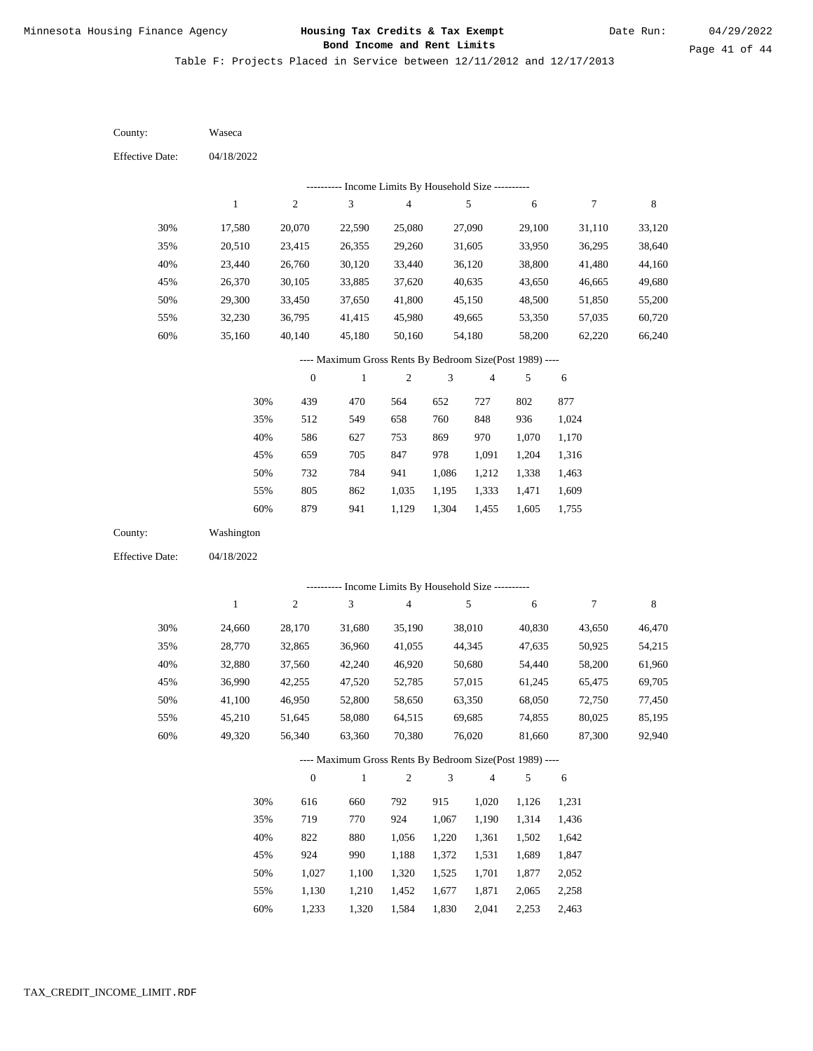Table F: Projects Placed in Service between 12/11/2012 and 12/17/2013

County: Waseca

Effective Date: 04/18/2022

---------- Income Limits By Household Size ----------

| | 1 | 2 | 3 | 4 | 5 | 6 | 7 | 8 |
|---|---|---|---|---|---|---|---|---|
| 30% | 17,580 | 20,070 | 22,590 | 25,080 | 27,090 | 29,100 | 31,110 | 33,120 |
| 35% | 20,510 | 23,415 | 26,355 | 29,260 | 31,605 | 33,950 | 36,295 | 38,640 |
| 40% | 23,440 | 26,760 | 30,120 | 33,440 | 36,120 | 38,800 | 41,480 | 44,160 |
| 45% | 26,370 | 30,105 | 33,885 | 37,620 | 40,635 | 43,650 | 46,665 | 49,680 |
| 50% | 29,300 | 33,450 | 37,650 | 41,800 | 45,150 | 48,500 | 51,850 | 55,200 |
| 55% | 32,230 | 36,795 | 41,415 | 45,980 | 49,665 | 53,350 | 57,035 | 60,720 |
| 60% | 35,160 | 40,140 | 45,180 | 50,160 | 54,180 | 58,200 | 62,220 | 66,240 |

---- Maximum Gross Rents By Bedroom Size(Post 1989) ----

| | 0 | 1 | 2 | 3 | 4 | 5 | 6 |
|---|---|---|---|---|---|---|---|
| 30% | 439 | 470 | 564 | 652 | 727 | 802 | 877 |
| 35% | 512 | 549 | 658 | 760 | 848 | 936 | 1,024 |
| 40% | 586 | 627 | 753 | 869 | 970 | 1,070 | 1,170 |
| 45% | 659 | 705 | 847 | 978 | 1,091 | 1,204 | 1,316 |
| 50% | 732 | 784 | 941 | 1,086 | 1,212 | 1,338 | 1,463 |
| 55% | 805 | 862 | 1,035 | 1,195 | 1,333 | 1,471 | 1,609 |
| 60% | 879 | 941 | 1,129 | 1,304 | 1,455 | 1,605 | 1,755 |

County: Washington

Effective Date: 04/18/2022

---------- Income Limits By Household Size ----------

| | 1 | 2 | 3 | 4 | 5 | 6 | 7 | 8 |
|---|---|---|---|---|---|---|---|---|
| 30% | 24,660 | 28,170 | 31,680 | 35,190 | 38,010 | 40,830 | 43,650 | 46,470 |
| 35% | 28,770 | 32,865 | 36,960 | 41,055 | 44,345 | 47,635 | 50,925 | 54,215 |
| 40% | 32,880 | 37,560 | 42,240 | 46,920 | 50,680 | 54,440 | 58,200 | 61,960 |
| 45% | 36,990 | 42,255 | 47,520 | 52,785 | 57,015 | 61,245 | 65,475 | 69,705 |
| 50% | 41,100 | 46,950 | 52,800 | 58,650 | 63,350 | 68,050 | 72,750 | 77,450 |
| 55% | 45,210 | 51,645 | 58,080 | 64,515 | 69,685 | 74,855 | 80,025 | 85,195 |
| 60% | 49,320 | 56,340 | 63,360 | 70,380 | 76,020 | 81,660 | 87,300 | 92,940 |

---- Maximum Gross Rents By Bedroom Size(Post 1989) ----

| | 0 | 1 | 2 | 3 | 4 | 5 | 6 |
|---|---|---|---|---|---|---|---|
| 30% | 616 | 660 | 792 | 915 | 1,020 | 1,126 | 1,231 |
| 35% | 719 | 770 | 924 | 1,067 | 1,190 | 1,314 | 1,436 |
| 40% | 822 | 880 | 1,056 | 1,220 | 1,361 | 1,502 | 1,642 |
| 45% | 924 | 990 | 1,188 | 1,372 | 1,531 | 1,689 | 1,847 |
| 50% | 1,027 | 1,100 | 1,320 | 1,525 | 1,701 | 1,877 | 2,052 |
| 55% | 1,130 | 1,210 | 1,452 | 1,677 | 1,871 | 2,065 | 2,258 |
| 60% | 1,233 | 1,320 | 1,584 | 1,830 | 2,041 | 2,253 | 2,463 |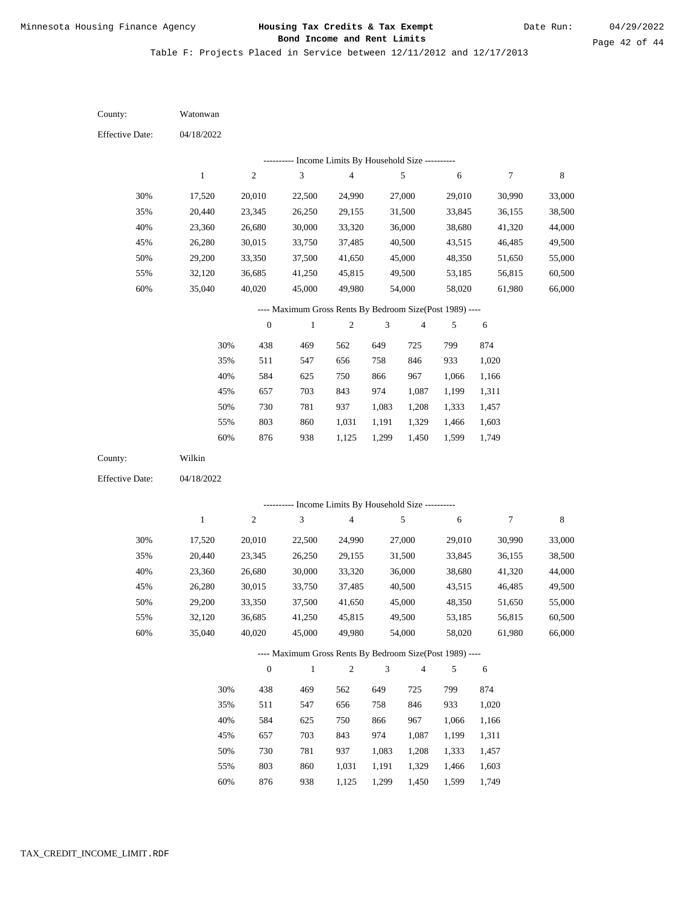Minnesota Housing Finance Agency

**Housing Tax Credits & Tax Exempt Bond Income and Rent Limits**

Date Run: 04/29/2022

Table F: Projects Placed in Service between 12/11/2012 and 12/17/2013

County: Watonwan

Effective Date: 04/18/2022

---------- Income Limits By Household Size ----------

| | 1 | 2 | 3 | 4 | 5 | 6 | 7 | 8 |
|---|---|---|---|---|---|---|---|---|
| 30% | 17,520 | 20,010 | 22,500 | 24,990 | 27,000 | 29,010 | 30,990 | 33,000 |
| 35% | 20,440 | 23,345 | 26,250 | 29,155 | 31,500 | 33,845 | 36,155 | 38,500 |
| 40% | 23,360 | 26,680 | 30,000 | 33,320 | 36,000 | 38,680 | 41,320 | 44,000 |
| 45% | 26,280 | 30,015 | 33,750 | 37,485 | 40,500 | 43,515 | 46,485 | 49,500 |
| 50% | 29,200 | 33,350 | 37,500 | 41,650 | 45,000 | 48,350 | 51,650 | 55,000 |
| 55% | 32,120 | 36,685 | 41,250 | 45,815 | 49,500 | 53,185 | 56,815 | 60,500 |
| 60% | 35,040 | 40,020 | 45,000 | 49,980 | 54,000 | 58,020 | 61,980 | 66,000 |

---- Maximum Gross Rents By Bedroom Size(Post 1989) ----

| | 0 | 1 | 2 | 3 | 4 | 5 | 6 |
|---|---|---|---|---|---|---|---|
| 30% | 438 | 469 | 562 | 649 | 725 | 799 | 874 |
| 35% | 511 | 547 | 656 | 758 | 846 | 933 | 1,020 |
| 40% | 584 | 625 | 750 | 866 | 967 | 1,066 | 1,166 |
| 45% | 657 | 703 | 843 | 974 | 1,087 | 1,199 | 1,311 |
| 50% | 730 | 781 | 937 | 1,083 | 1,208 | 1,333 | 1,457 |
| 55% | 803 | 860 | 1,031 | 1,191 | 1,329 | 1,466 | 1,603 |
| 60% | 876 | 938 | 1,125 | 1,299 | 1,450 | 1,599 | 1,749 |

County: Wilkin

Effective Date: 04/18/2022

---------- Income Limits By Household Size ----------

| | 1 | 2 | 3 | 4 | 5 | 6 | 7 | 8 |
|---|---|---|---|---|---|---|---|---|
| 30% | 17,520 | 20,010 | 22,500 | 24,990 | 27,000 | 29,010 | 30,990 | 33,000 |
| 35% | 20,440 | 23,345 | 26,250 | 29,155 | 31,500 | 33,845 | 36,155 | 38,500 |
| 40% | 23,360 | 26,680 | 30,000 | 33,320 | 36,000 | 38,680 | 41,320 | 44,000 |
| 45% | 26,280 | 30,015 | 33,750 | 37,485 | 40,500 | 43,515 | 46,485 | 49,500 |
| 50% | 29,200 | 33,350 | 37,500 | 41,650 | 45,000 | 48,350 | 51,650 | 55,000 |
| 55% | 32,120 | 36,685 | 41,250 | 45,815 | 49,500 | 53,185 | 56,815 | 60,500 |
| 60% | 35,040 | 40,020 | 45,000 | 49,980 | 54,000 | 58,020 | 61,980 | 66,000 |

---- Maximum Gross Rents By Bedroom Size(Post 1989) ----

| | 0 | 1 | 2 | 3 | 4 | 5 | 6 |
|---|---|---|---|---|---|---|---|
| 30% | 438 | 469 | 562 | 649 | 725 | 799 | 874 |
| 35% | 511 | 547 | 656 | 758 | 846 | 933 | 1,020 |
| 40% | 584 | 625 | 750 | 866 | 967 | 1,066 | 1,166 |
| 45% | 657 | 703 | 843 | 974 | 1,087 | 1,199 | 1,311 |
| 50% | 730 | 781 | 937 | 1,083 | 1,208 | 1,333 | 1,457 |
| 55% | 803 | 860 | 1,031 | 1,191 | 1,329 | 1,466 | 1,603 |
| 60% | 876 | 938 | 1,125 | 1,299 | 1,450 | 1,599 | 1,749 |

TAX_CREDIT_INCOME_LIMIT.RDF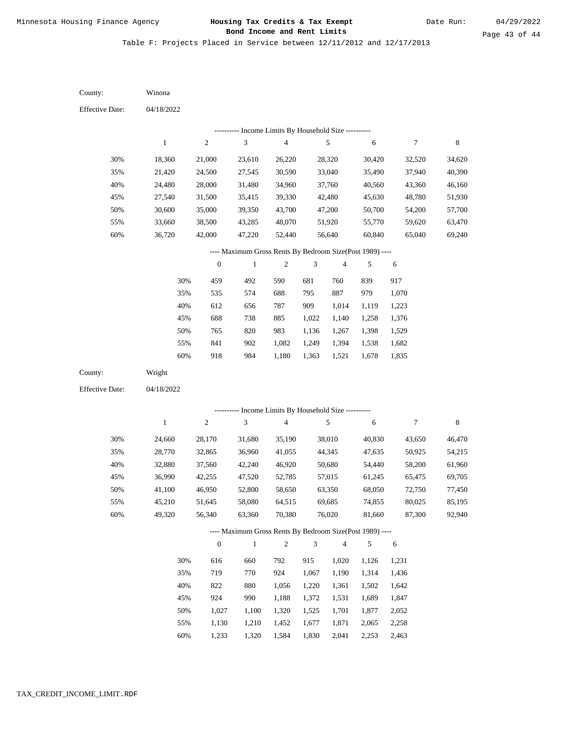Table F: Projects Placed in Service between 12/11/2012 and 12/17/2013

County: Winona

Effective Date: 04/18/2022

---------- Income Limits By Household Size ----------

| | 1 | 2 | 3 | 4 | 5 | 6 | 7 | 8 |
|---|---|---|---|---|---|---|---|---|
| 30% | 18,360 | 21,000 | 23,610 | 26,220 | 28,320 | 30,420 | 32,520 | 34,620 |
| 35% | 21,420 | 24,500 | 27,545 | 30,590 | 33,040 | 35,490 | 37,940 | 40,390 |
| 40% | 24,480 | 28,000 | 31,480 | 34,960 | 37,760 | 40,560 | 43,360 | 46,160 |
| 45% | 27,540 | 31,500 | 35,415 | 39,330 | 42,480 | 45,630 | 48,780 | 51,930 |
| 50% | 30,600 | 35,000 | 39,350 | 43,700 | 47,200 | 50,700 | 54,200 | 57,700 |
| 55% | 33,660 | 38,500 | 43,285 | 48,070 | 51,920 | 55,770 | 59,620 | 63,470 |
| 60% | 36,720 | 42,000 | 47,220 | 52,440 | 56,640 | 60,840 | 65,040 | 69,240 |

---- Maximum Gross Rents By Bedroom Size(Post 1989) ----

| | 0 | 1 | 2 | 3 | 4 | 5 | 6 |
|---|---|---|---|---|---|---|---|
| 30% | 459 | 492 | 590 | 681 | 760 | 839 | 917 |
| 35% | 535 | 574 | 688 | 795 | 887 | 979 | 1,070 |
| 40% | 612 | 656 | 787 | 909 | 1,014 | 1,119 | 1,223 |
| 45% | 688 | 738 | 885 | 1,022 | 1,140 | 1,258 | 1,376 |
| 50% | 765 | 820 | 983 | 1,136 | 1,267 | 1,398 | 1,529 |
| 55% | 841 | 902 | 1,082 | 1,249 | 1,394 | 1,538 | 1,682 |
| 60% | 918 | 984 | 1,180 | 1,363 | 1,521 | 1,678 | 1,835 |

County: Wright

Effective Date: 04/18/2022

---------- Income Limits By Household Size ----------

| | 1 | 2 | 3 | 4 | 5 | 6 | 7 | 8 |
|---|---|---|---|---|---|---|---|---|
| 30% | 24,660 | 28,170 | 31,680 | 35,190 | 38,010 | 40,830 | 43,650 | 46,470 |
| 35% | 28,770 | 32,865 | 36,960 | 41,055 | 44,345 | 47,635 | 50,925 | 54,215 |
| 40% | 32,880 | 37,560 | 42,240 | 46,920 | 50,680 | 54,440 | 58,200 | 61,960 |
| 45% | 36,990 | 42,255 | 47,520 | 52,785 | 57,015 | 61,245 | 65,475 | 69,705 |
| 50% | 41,100 | 46,950 | 52,800 | 58,650 | 63,350 | 68,050 | 72,750 | 77,450 |
| 55% | 45,210 | 51,645 | 58,080 | 64,515 | 69,685 | 74,855 | 80,025 | 85,195 |
| 60% | 49,320 | 56,340 | 63,360 | 70,380 | 76,020 | 81,660 | 87,300 | 92,940 |

---- Maximum Gross Rents By Bedroom Size(Post 1989) ----

| | 0 | 1 | 2 | 3 | 4 | 5 | 6 |
|---|---|---|---|---|---|---|---|
| 30% | 616 | 660 | 792 | 915 | 1,020 | 1,126 | 1,231 |
| 35% | 719 | 770 | 924 | 1,067 | 1,190 | 1,314 | 1,436 |
| 40% | 822 | 880 | 1,056 | 1,220 | 1,361 | 1,502 | 1,642 |
| 45% | 924 | 990 | 1,188 | 1,372 | 1,531 | 1,689 | 1,847 |
| 50% | 1,027 | 1,100 | 1,320 | 1,525 | 1,701 | 1,877 | 2,052 |
| 55% | 1,130 | 1,210 | 1,452 | 1,677 | 1,871 | 2,065 | 2,258 |
| 60% | 1,233 | 1,320 | 1,584 | 1,830 | 2,041 | 2,253 | 2,463 |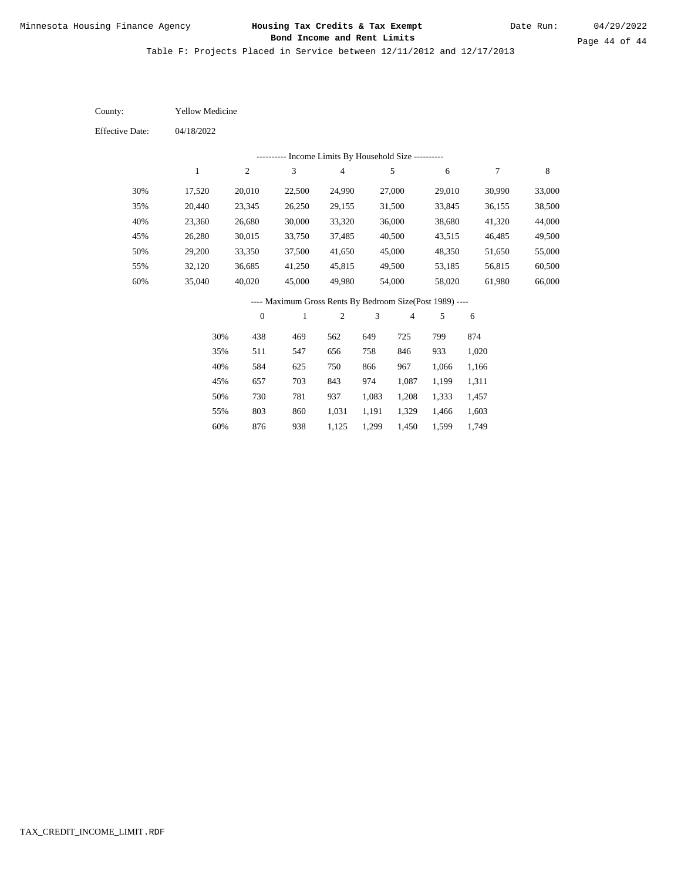Table F: Projects Placed in Service between 12/11/2012 and 12/17/2013

County: Yellow Medicine

Effective Date: 04/18/2022

---------- Income Limits By Household Size ----------

| | 1 | 2 | 3 | 4 | 5 | 6 | 7 | 8 |
|---|---|---|---|---|---|---|---|---|
| 30% | 17,520 | 20,010 | 22,500 | 24,990 | 27,000 | 29,010 | 30,990 | 33,000 |
| 35% | 20,440 | 23,345 | 26,250 | 29,155 | 31,500 | 33,845 | 36,155 | 38,500 |
| 40% | 23,360 | 26,680 | 30,000 | 33,320 | 36,000 | 38,680 | 41,320 | 44,000 |
| 45% | 26,280 | 30,015 | 33,750 | 37,485 | 40,500 | 43,515 | 46,485 | 49,500 |
| 50% | 29,200 | 33,350 | 37,500 | 41,650 | 45,000 | 48,350 | 51,650 | 55,000 |
| 55% | 32,120 | 36,685 | 41,250 | 45,815 | 49,500 | 53,185 | 56,815 | 60,500 |
| 60% | 35,040 | 40,020 | 45,000 | 49,980 | 54,000 | 58,020 | 61,980 | 66,000 |

---- Maximum Gross Rents By Bedroom Size(Post 1989) ----

| | 0 | 1 | 2 | 3 | 4 | 5 | 6 |
|---|---|---|---|---|---|---|---|
| 30% | 438 | 469 | 562 | 649 | 725 | 799 | 874 |
| 35% | 511 | 547 | 656 | 758 | 846 | 933 | 1,020 |
| 40% | 584 | 625 | 750 | 866 | 967 | 1,066 | 1,166 |
| 45% | 657 | 703 | 843 | 974 | 1,087 | 1,199 | 1,311 |
| 50% | 730 | 781 | 937 | 1,083 | 1,208 | 1,333 | 1,457 |
| 55% | 803 | 860 | 1,031 | 1,191 | 1,329 | 1,466 | 1,603 |
| 60% | 876 | 938 | 1,125 | 1,299 | 1,450 | 1,599 | 1,749 |